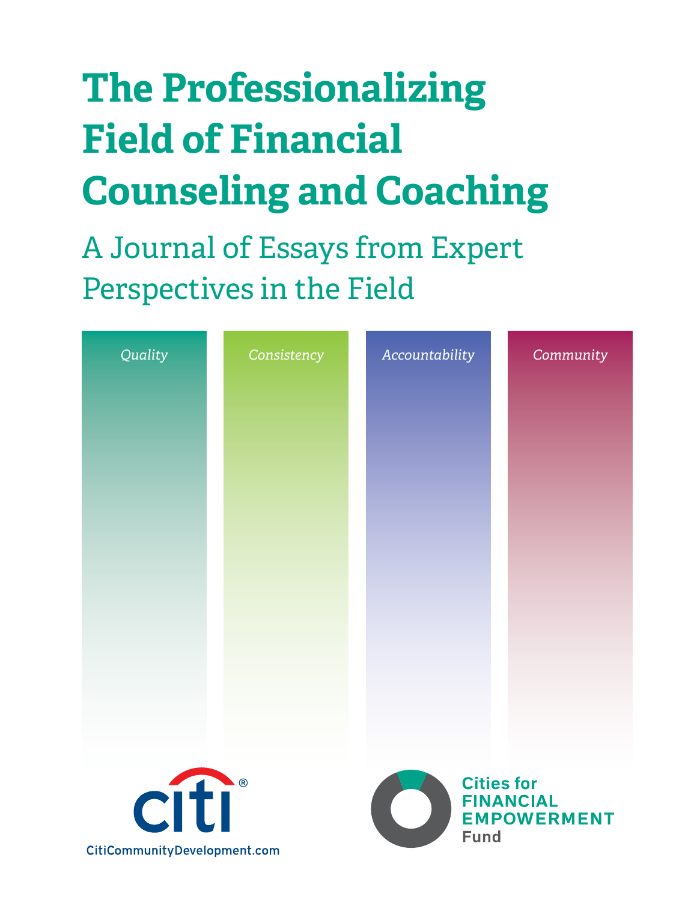# The Professionalizing Field of Financial Counseling and Coaching

## A Journal of Essays from Expert Perspectives in the Field

*Quality*

*Consistency*

*Accountability*

*Community*

citi

CitiCommunityDevelopment.com

Cities for FINANCIAL EMPOWERMENT Fund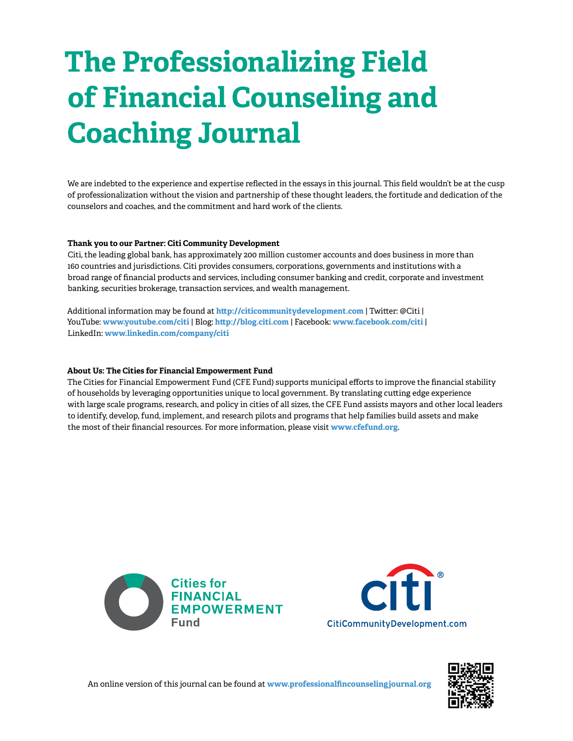# The Professionalizing Field of Financial Counseling and Coaching Journal

We are indebted to the experience and expertise reflected in the essays in this journal. This field wouldn't be at the cusp of professionalization without the vision and partnership of these thought leaders, the fortitude and dedication of the counselors and coaches, and the commitment and hard work of the clients.

**Thank you to our Partner: Citi Community Development**

Citi, the leading global bank, has approximately 200 million customer accounts and does business in more than 160 countries and jurisdictions. Citi provides consumers, corporations, governments and institutions with a broad range of financial products and services, including consumer banking and credit, corporate and investment banking, securities brokerage, transaction services, and wealth management.

Additional information may be found at **http://citicommunitydevelopment.com** | Twitter: @Citi | YouTube: **www.youtube.com/citi** | Blog: **http://blog.citi.com** | Facebook: **www.facebook.com/citi** | LinkedIn: **www.linkedin.com/company/citi**

**About Us: The Cities for Financial Empowerment Fund**

The Cities for Financial Empowerment Fund (CFE Fund) supports municipal efforts to improve the financial stability of households by leveraging opportunities unique to local government. By translating cutting edge experience with large scale programs, research, and policy in cities of all sizes, the CFE Fund assists mayors and other local leaders to identify, develop, fund, implement, and research pilots and programs that help families build assets and make the most of their financial resources. For more information, please visit **www.cfefund.org**.

Cities for FINANCIAL EMPOWERMENT Fund

citi®
CitiCommunityDevelopment.com

An online version of this journal can be found at **www.professionalfincounselingjournal.org**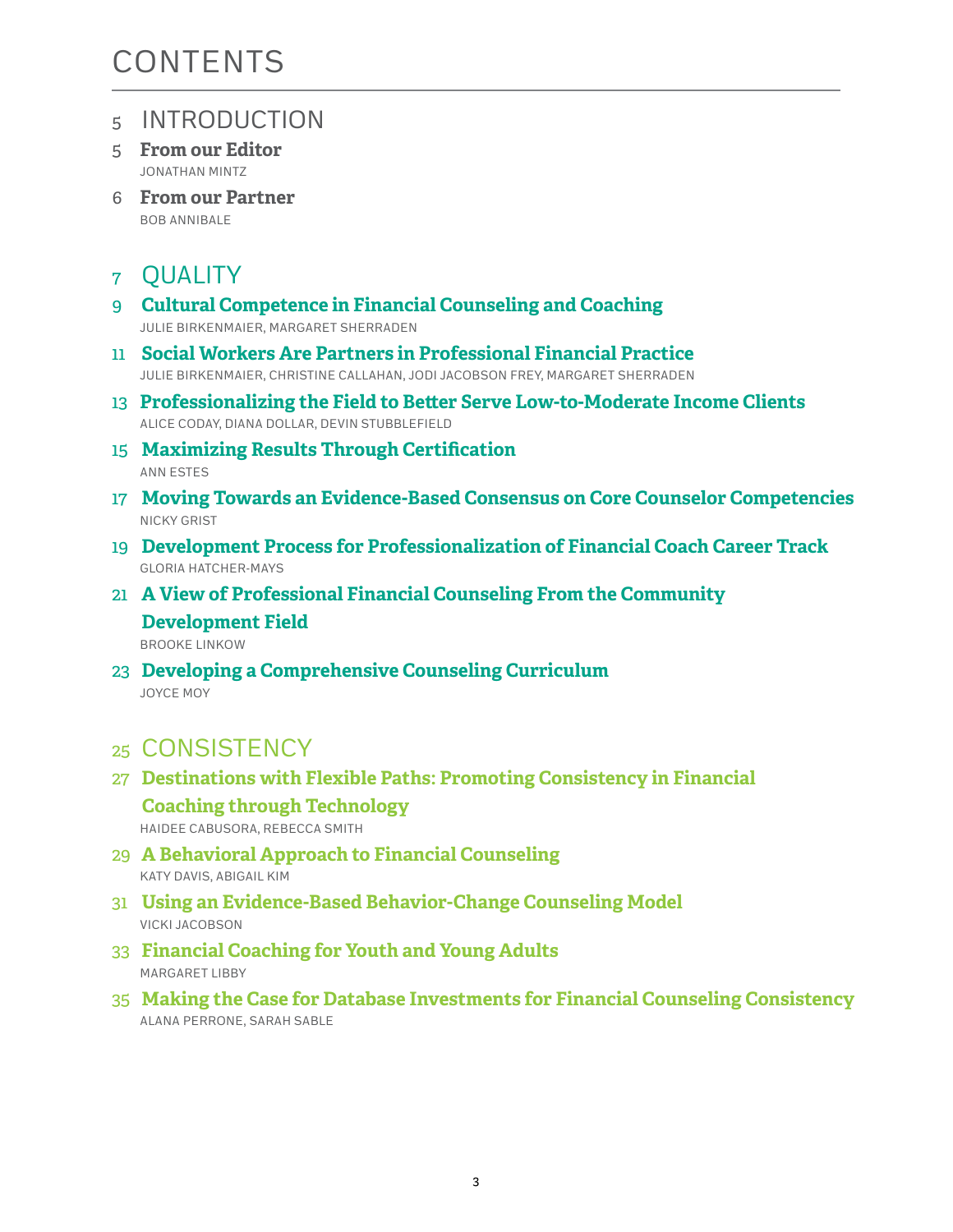# CONTENTS

## 5 INTRODUCTION

5 **From our Editor**
JONATHAN MINTZ

6 **From our Partner**
BOB ANNIBALE

## 7 QUALITY

9 **Cultural Competence in Financial Counseling and Coaching**
JULIE BIRKENMAIER, MARGARET SHERRADEN

11 **Social Workers Are Partners in Professional Financial Practice**
JULIE BIRKENMAIER, CHRISTINE CALLAHAN, JODI JACOBSON FREY, MARGARET SHERRADEN

13 **Professionalizing the Field to Better Serve Low-to-Moderate Income Clients**
ALICE CODAY, DIANA DOLLAR, DEVIN STUBBLEFIELD

15 **Maximizing Results Through Certification**
ANN ESTES

17 **Moving Towards an Evidence-Based Consensus on Core Counselor Competencies**
NICKY GRIST

19 **Development Process for Professionalization of Financial Coach Career Track**
GLORIA HATCHER-MAYS

21 **A View of Professional Financial Counseling From the Community Development Field**
BROOKE LINKOW

23 **Developing a Comprehensive Counseling Curriculum**
JOYCE MOY

## 25 CONSISTENCY

27 **Destinations with Flexible Paths: Promoting Consistency in Financial Coaching through Technology**
HAIDEE CABUSORA, REBECCA SMITH

29 **A Behavioral Approach to Financial Counseling**
KATY DAVIS, ABIGAIL KIM

31 **Using an Evidence-Based Behavior-Change Counseling Model**
VICKI JACOBSON

33 **Financial Coaching for Youth and Young Adults**
MARGARET LIBBY

35 **Making the Case for Database Investments for Financial Counseling Consistency**
ALANA PERRONE, SARAH SABLE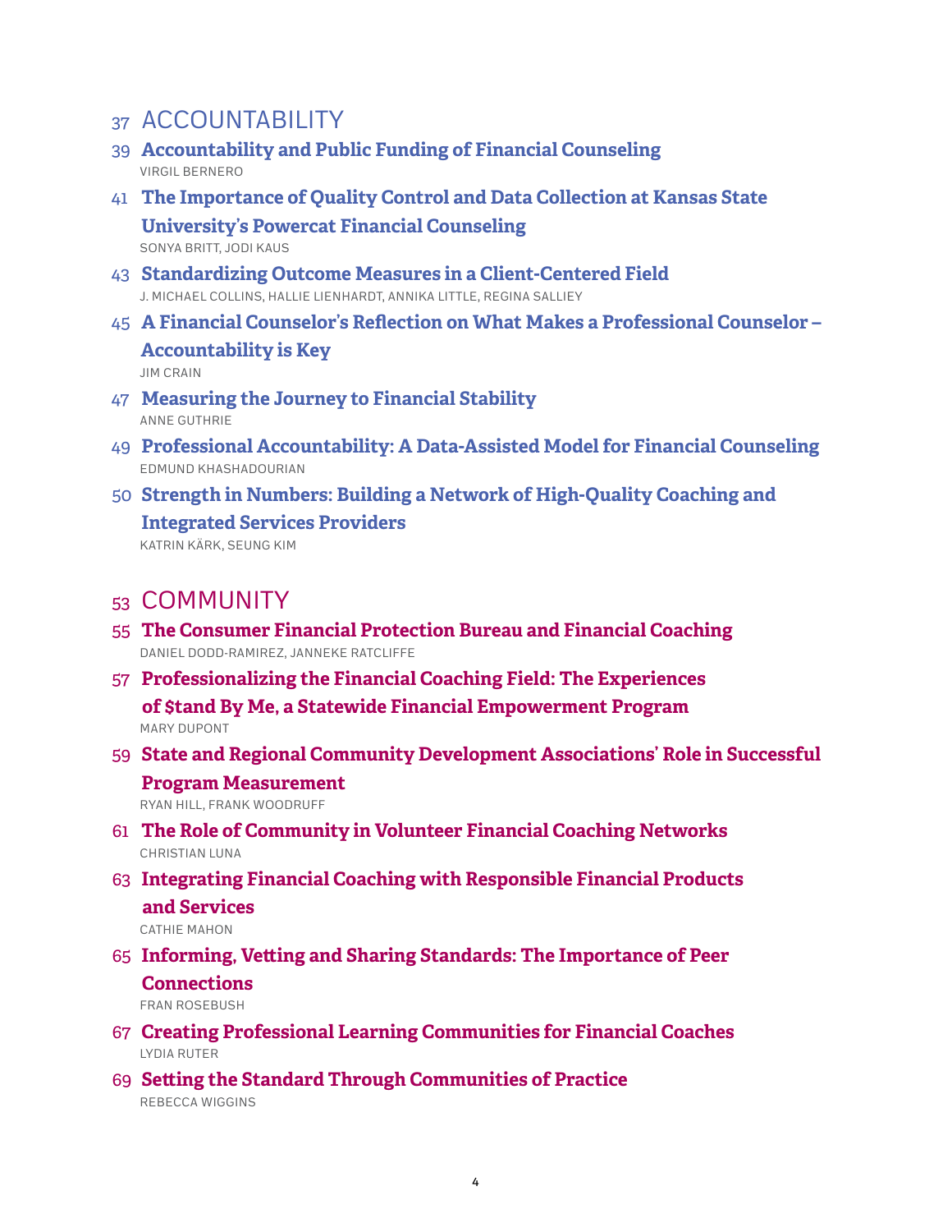## 37 ACCOUNTABILITY

39 **Accountability and Public Funding of Financial Counseling**
VIRGIL BERNERO

41 **The Importance of Quality Control and Data Collection at Kansas State University's Powercat Financial Counseling**
SONYA BRITT, JODI KAUS

43 **Standardizing Outcome Measures in a Client-Centered Field**
J. MICHAEL COLLINS, HALLIE LIENHARDT, ANNIKA LITTLE, REGINA SALLIEY

45 **A Financial Counselor's Reflection on What Makes a Professional Counselor – Accountability is Key**
JIM CRAIN

47 **Measuring the Journey to Financial Stability**
ANNE GUTHRIE

49 **Professional Accountability: A Data-Assisted Model for Financial Counseling**
EDMUND KHASHADOURIAN

50 **Strength in Numbers: Building a Network of High-Quality Coaching and Integrated Services Providers**
KATRIN KÄRK, SEUNG KIM

## 53 COMMUNITY

55 **The Consumer Financial Protection Bureau and Financial Coaching**
DANIEL DODD-RAMIREZ, JANNEKE RATCLIFFE

57 **Professionalizing the Financial Coaching Field: The Experiences of $tand By Me, a Statewide Financial Empowerment Program**
MARY DUPONT

59 **State and Regional Community Development Associations' Role in Successful Program Measurement**
RYAN HILL, FRANK WOODRUFF

61 **The Role of Community in Volunteer Financial Coaching Networks**
CHRISTIAN LUNA

63 **Integrating Financial Coaching with Responsible Financial Products and Services**
CATHIE MAHON

65 **Informing, Vetting and Sharing Standards: The Importance of Peer Connections**
FRAN ROSEBUSH

67 **Creating Professional Learning Communities for Financial Coaches**
LYDIA RUTER

69 **Setting the Standard Through Communities of Practice**
REBECCA WIGGINS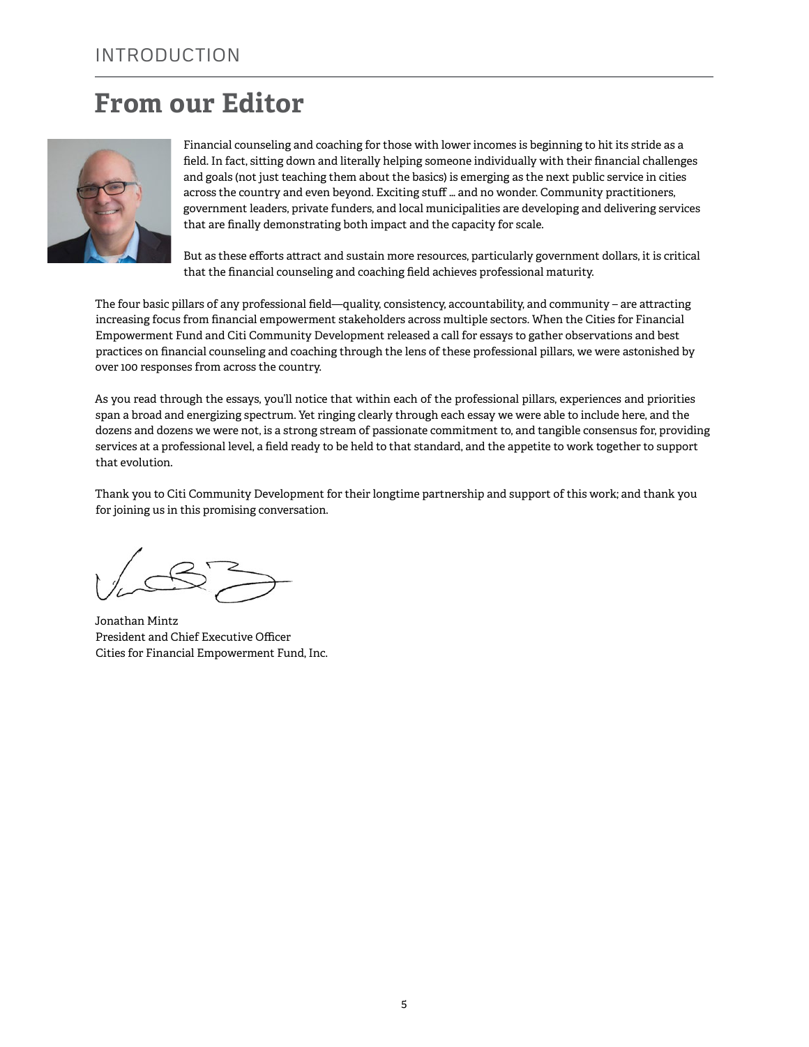INTRODUCTION

# From our Editor

Financial counseling and coaching for those with lower incomes is beginning to hit its stride as a field. In fact, sitting down and literally helping someone individually with their financial challenges and goals (not just teaching them about the basics) is emerging as the next public service in cities across the country and even beyond. Exciting stuff ... and no wonder. Community practitioners, government leaders, private funders, and local municipalities are developing and delivering services that are finally demonstrating both impact and the capacity for scale.

But as these efforts attract and sustain more resources, particularly government dollars, it is critical that the financial counseling and coaching field achieves professional maturity.

The four basic pillars of any professional field—quality, consistency, accountability, and community – are attracting increasing focus from financial empowerment stakeholders across multiple sectors. When the Cities for Financial Empowerment Fund and Citi Community Development released a call for essays to gather observations and best practices on financial counseling and coaching through the lens of these professional pillars, we were astonished by over 100 responses from across the country.

As you read through the essays, you'll notice that within each of the professional pillars, experiences and priorities span a broad and energizing spectrum. Yet ringing clearly through each essay we were able to include here, and the dozens and dozens we were not, is a strong stream of passionate commitment to, and tangible consensus for, providing services at a professional level, a field ready to be held to that standard, and the appetite to work together to support that evolution.

Thank you to Citi Community Development for their longtime partnership and support of this work; and thank you for joining us in this promising conversation.

Jonathan Mintz
President and Chief Executive Officer
Cities for Financial Empowerment Fund, Inc.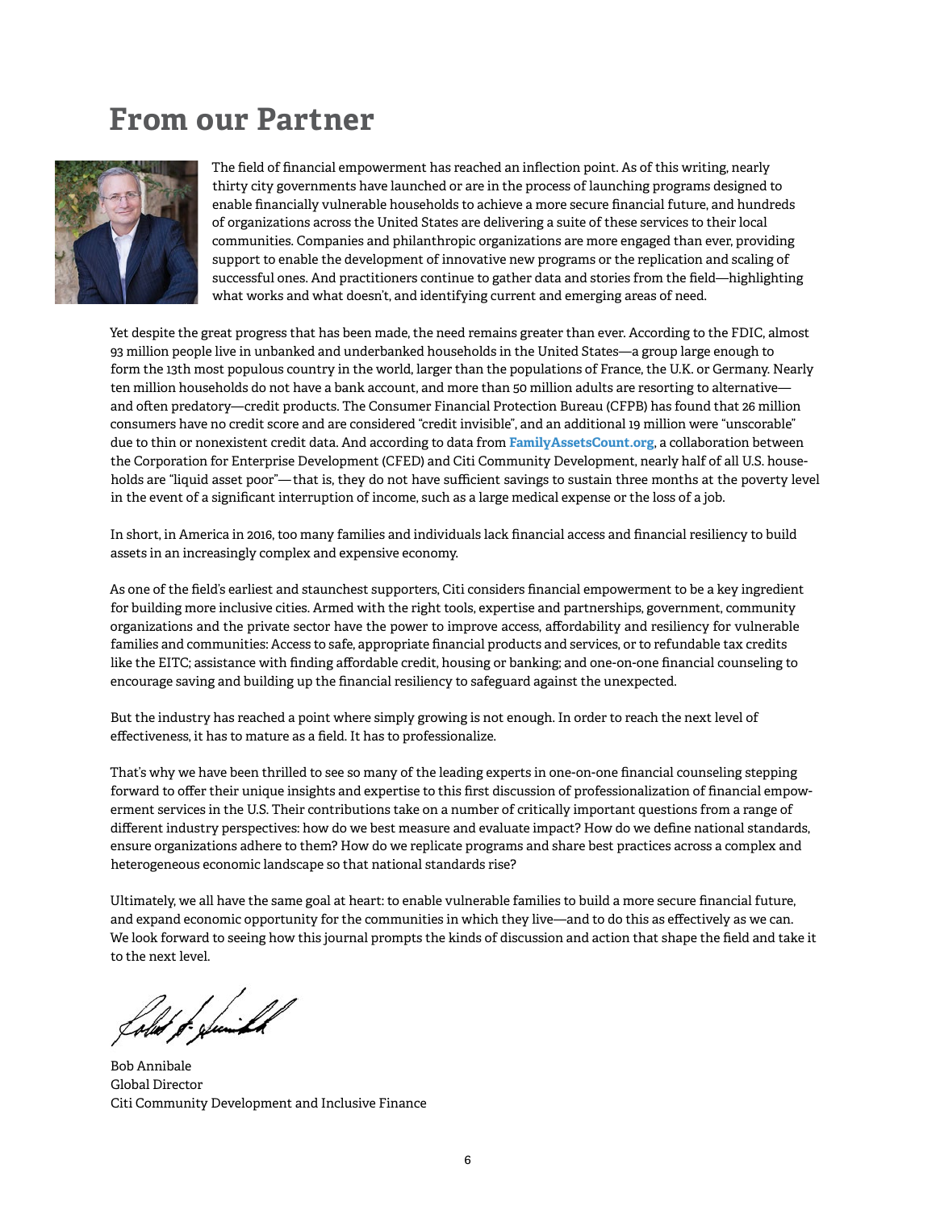# From our Partner

The field of financial empowerment has reached an inflection point. As of this writing, nearly thirty city governments have launched or are in the process of launching programs designed to enable financially vulnerable households to achieve a more secure financial future, and hundreds of organizations across the United States are delivering a suite of these services to their local communities. Companies and philanthropic organizations are more engaged than ever, providing support to enable the development of innovative new programs or the replication and scaling of successful ones. And practitioners continue to gather data and stories from the field—highlighting what works and what doesn't, and identifying current and emerging areas of need.

Yet despite the great progress that has been made, the need remains greater than ever. According to the FDIC, almost 93 million people live in unbanked and underbanked households in the United States—a group large enough to form the 13th most populous country in the world, larger than the populations of France, the U.K. or Germany. Nearly ten million households do not have a bank account, and more than 50 million adults are resorting to alternative—and often predatory—credit products. The Consumer Financial Protection Bureau (CFPB) has found that 26 million consumers have no credit score and are considered "credit invisible", and an additional 19 million were "unscorable" due to thin or nonexistent credit data. And according to data from **FamilyAssetsCount.org**, a collaboration between the Corporation for Enterprise Development (CFED) and Citi Community Development, nearly half of all U.S. households are "liquid asset poor"— that is, they do not have sufficient savings to sustain three months at the poverty level in the event of a significant interruption of income, such as a large medical expense or the loss of a job.

In short, in America in 2016, too many families and individuals lack financial access and financial resiliency to build assets in an increasingly complex and expensive economy.

As one of the field's earliest and staunchest supporters, Citi considers financial empowerment to be a key ingredient for building more inclusive cities. Armed with the right tools, expertise and partnerships, government, community organizations and the private sector have the power to improve access, affordability and resiliency for vulnerable families and communities: Access to safe, appropriate financial products and services, or to refundable tax credits like the EITC; assistance with finding affordable credit, housing or banking; and one-on-one financial counseling to encourage saving and building up the financial resiliency to safeguard against the unexpected.

But the industry has reached a point where simply growing is not enough. In order to reach the next level of effectiveness, it has to mature as a field. It has to professionalize.

That's why we have been thrilled to see so many of the leading experts in one-on-one financial counseling stepping forward to offer their unique insights and expertise to this first discussion of professionalization of financial empowerment services in the U.S. Their contributions take on a number of critically important questions from a range of different industry perspectives: how do we best measure and evaluate impact? How do we define national standards, ensure organizations adhere to them? How do we replicate programs and share best practices across a complex and heterogeneous economic landscape so that national standards rise?

Ultimately, we all have the same goal at heart: to enable vulnerable families to build a more secure financial future, and expand economic opportunity for the communities in which they live—and to do this as effectively as we can. We look forward to seeing how this journal prompts the kinds of discussion and action that shape the field and take it to the next level.

Bob Annibale
Global Director
Citi Community Development and Inclusive Finance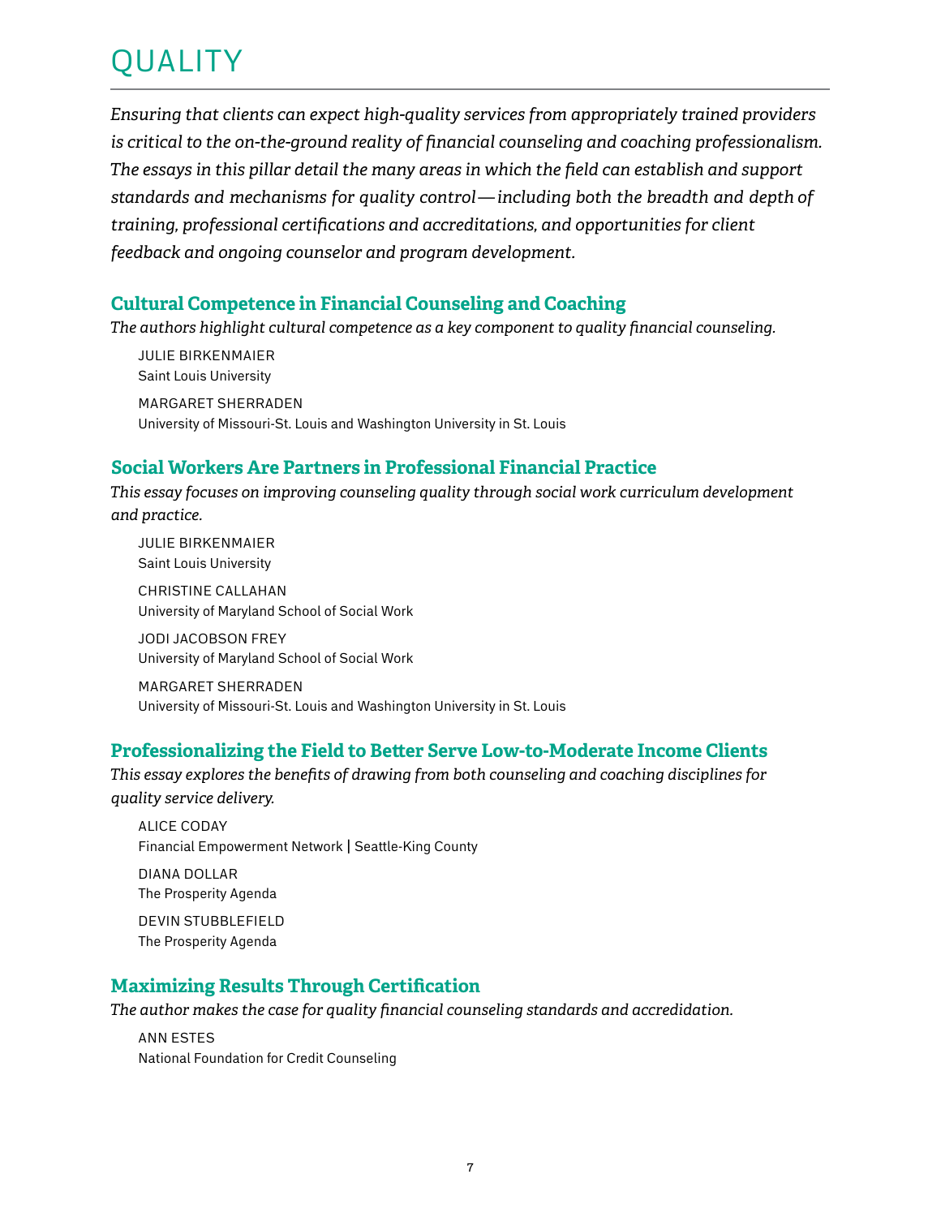# QUALITY

*Ensuring that clients can expect high-quality services from appropriately trained providers is critical to the on-the-ground reality of financial counseling and coaching professionalism. The essays in this pillar detail the many areas in which the field can establish and support standards and mechanisms for quality control—including both the breadth and depth of training, professional certifications and accreditations, and opportunities for client feedback and ongoing counselor and program development.*

## Cultural Competence in Financial Counseling and Coaching

*The authors highlight cultural competence as a key component to quality financial counseling.*

JULIE BIRKENMAIER
Saint Louis University

MARGARET SHERRADEN
University of Missouri-St. Louis and Washington University in St. Louis

## Social Workers Are Partners in Professional Financial Practice

*This essay focuses on improving counseling quality through social work curriculum development and practice.*

JULIE BIRKENMAIER
Saint Louis University

CHRISTINE CALLAHAN
University of Maryland School of Social Work

JODI JACOBSON FREY
University of Maryland School of Social Work

MARGARET SHERRADEN
University of Missouri-St. Louis and Washington University in St. Louis

## Professionalizing the Field to Better Serve Low-to-Moderate Income Clients

*This essay explores the benefits of drawing from both counseling and coaching disciplines for quality service delivery.*

ALICE CODAY
Financial Empowerment Network | Seattle-King County

DIANA DOLLAR
The Prosperity Agenda

DEVIN STUBBLEFIELD
The Prosperity Agenda

## Maximizing Results Through Certification

*The author makes the case for quality financial counseling standards and accredidation.*

ANN ESTES
National Foundation for Credit Counseling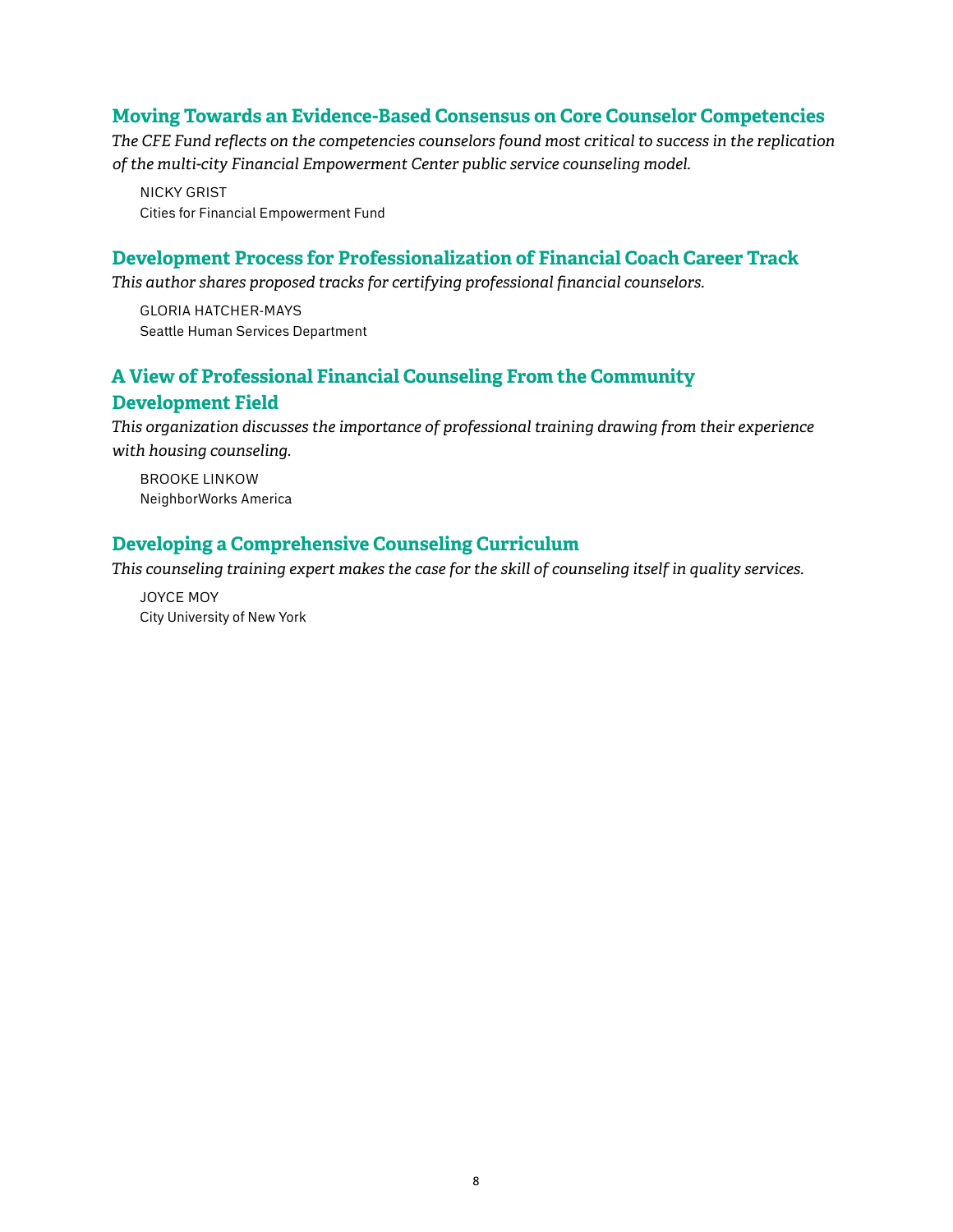### Moving Towards an Evidence-Based Consensus on Core Counselor Competencies

*The CFE Fund reflects on the competencies counselors found most critical to success in the replication of the multi-city Financial Empowerment Center public service counseling model.*

NICKY GRIST
Cities for Financial Empowerment Fund

### Development Process for Professionalization of Financial Coach Career Track

*This author shares proposed tracks for certifying professional financial counselors.*

GLORIA HATCHER-MAYS
Seattle Human Services Department

### A View of Professional Financial Counseling From the Community Development Field

*This organization discusses the importance of professional training drawing from their experience with housing counseling.*

BROOKE LINKOW
NeighborWorks America

### Developing a Comprehensive Counseling Curriculum

*This counseling training expert makes the case for the skill of counseling itself in quality services.*

JOYCE MOY
City University of New York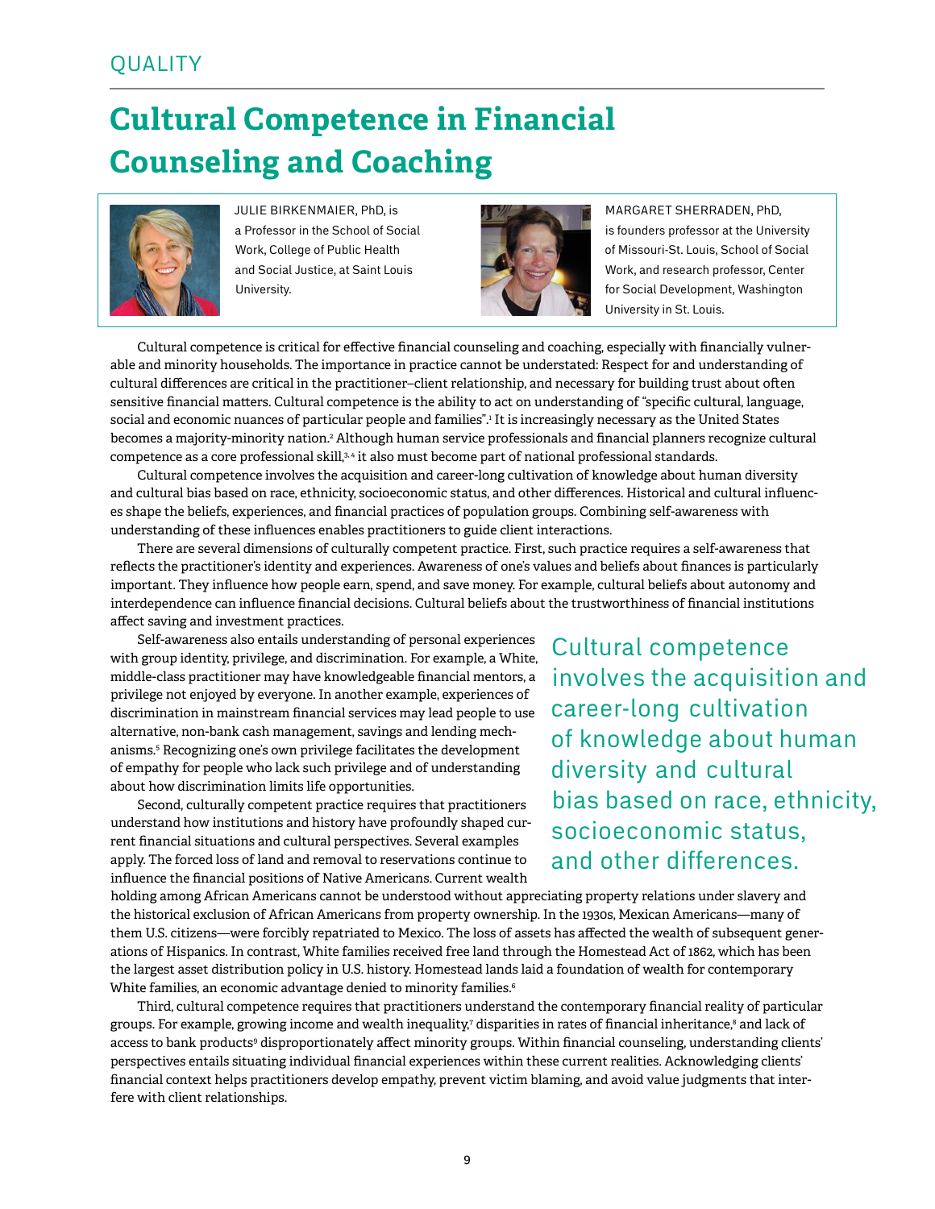QUALITY

# Cultural Competence in Financial Counseling and Coaching

JULIE BIRKENMAIER, PhD, is a Professor in the School of Social Work, College of Public Health and Social Justice, at Saint Louis University.

MARGARET SHERRADEN, PhD, is founders professor at the University of Missouri-St. Louis, School of Social Work, and research professor, Center for Social Development, Washington University in St. Louis.

Cultural competence is critical for effective financial counseling and coaching, especially with financially vulnerable and minority households. The importance in practice cannot be understated: Respect for and understanding of cultural differences are critical in the practitioner–client relationship, and necessary for building trust about often sensitive financial matters. Cultural competence is the ability to act on understanding of "specific cultural, language, social and economic nuances of particular people and families".[1] It is increasingly necessary as the United States becomes a majority-minority nation.[2] Although human service professionals and financial planners recognize cultural competence as a core professional skill,[3,4] it also must become part of national professional standards.

Cultural competence involves the acquisition and career-long cultivation of knowledge about human diversity and cultural bias based on race, ethnicity, socioeconomic status, and other differences. Historical and cultural influences shape the beliefs, experiences, and financial practices of population groups. Combining self-awareness with understanding of these influences enables practitioners to guide client interactions.

There are several dimensions of culturally competent practice. First, such practice requires a self-awareness that reflects the practitioner's identity and experiences. Awareness of one's values and beliefs about finances is particularly important. They influence how people earn, spend, and save money. For example, cultural beliefs about autonomy and interdependence can influence financial decisions. Cultural beliefs about the trustworthiness of financial institutions affect saving and investment practices.

Self-awareness also entails understanding of personal experiences with group identity, privilege, and discrimination. For example, a White, middle-class practitioner may have knowledgeable financial mentors, a privilege not enjoyed by everyone. In another example, experiences of discrimination in mainstream financial services may lead people to use alternative, non-bank cash management, savings and lending mechanisms.[5] Recognizing one's own privilege facilitates the development of empathy for people who lack such privilege and of understanding about how discrimination limits life opportunities.

> Cultural competence involves the acquisition and career-long cultivation of knowledge about human diversity and cultural bias based on race, ethnicity, socioeconomic status, and other differences.

Second, culturally competent practice requires that practitioners understand how institutions and history have profoundly shaped current financial situations and cultural perspectives. Several examples apply. The forced loss of land and removal to reservations continue to influence the financial positions of Native Americans. Current wealth holding among African Americans cannot be understood without appreciating property relations under slavery and the historical exclusion of African Americans from property ownership. In the 1930s, Mexican Americans—many of them U.S. citizens—were forcibly repatriated to Mexico. The loss of assets has affected the wealth of subsequent generations of Hispanics. In contrast, White families received free land through the Homestead Act of 1862, which has been the largest asset distribution policy in U.S. history. Homestead lands laid a foundation of wealth for contemporary White families, an economic advantage denied to minority families.[6]

Third, cultural competence requires that practitioners understand the contemporary financial reality of particular groups. For example, growing income and wealth inequality,[7] disparities in rates of financial inheritance,[8] and lack of access to bank products[9] disproportionately affect minority groups. Within financial counseling, understanding clients' perspectives entails situating individual financial experiences within these current realities. Acknowledging clients' financial context helps practitioners develop empathy, prevent victim blaming, and avoid value judgments that interfere with client relationships.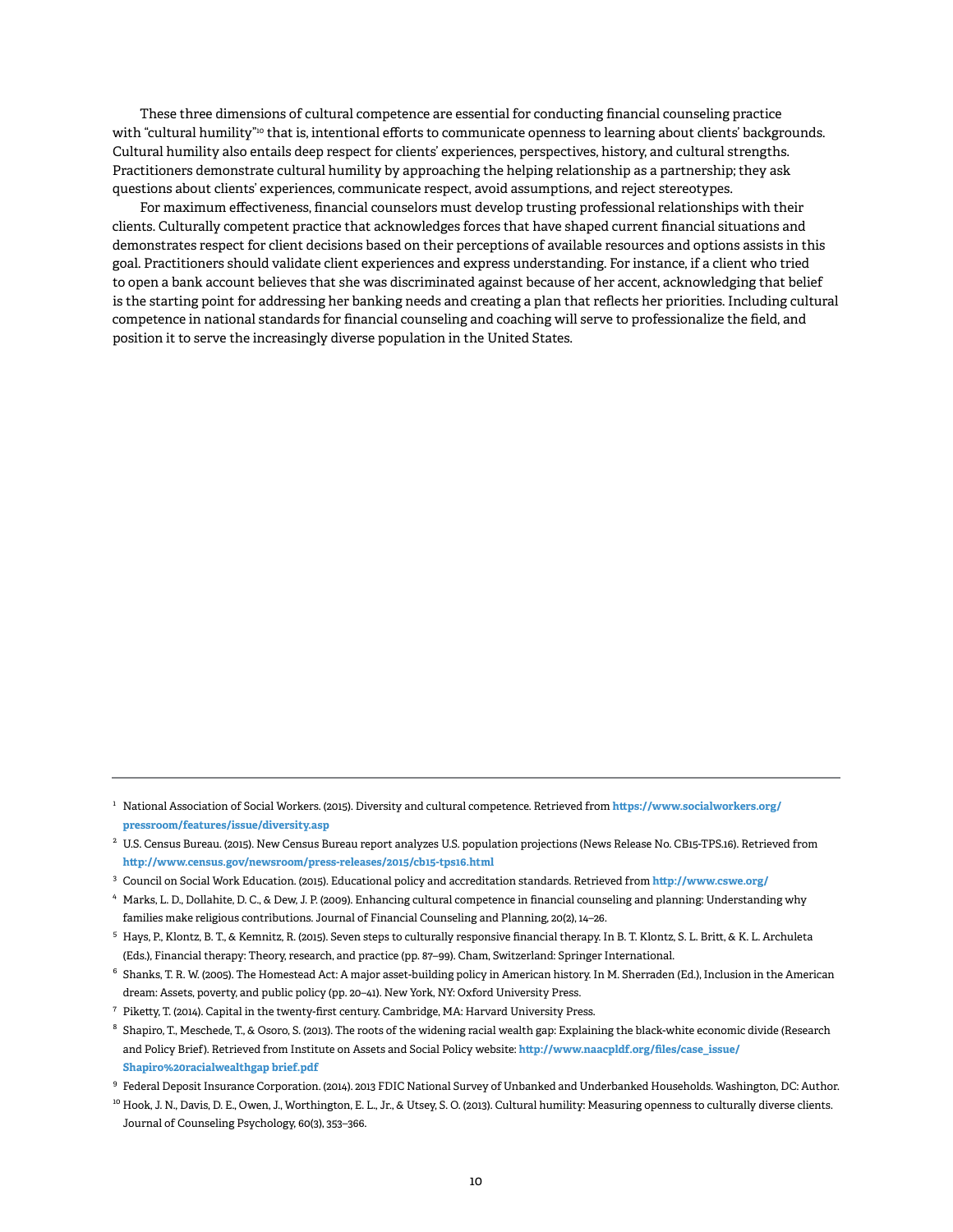These three dimensions of cultural competence are essential for conducting financial counseling practice with "cultural humility"[10] that is, intentional efforts to communicate openness to learning about clients' backgrounds. Cultural humility also entails deep respect for clients' experiences, perspectives, history, and cultural strengths. Practitioners demonstrate cultural humility by approaching the helping relationship as a partnership; they ask questions about clients' experiences, communicate respect, avoid assumptions, and reject stereotypes.

For maximum effectiveness, financial counselors must develop trusting professional relationships with their clients. Culturally competent practice that acknowledges forces that have shaped current financial situations and demonstrates respect for client decisions based on their perceptions of available resources and options assists in this goal. Practitioners should validate client experiences and express understanding. For instance, if a client who tried to open a bank account believes that she was discriminated against because of her accent, acknowledging that belief is the starting point for addressing her banking needs and creating a plan that reflects her priorities. Including cultural competence in national standards for financial counseling and coaching will serve to professionalize the field, and position it to serve the increasingly diverse population in the United States.

---

[1] National Association of Social Workers. (2015). Diversity and cultural competence. Retrieved from **https://www.socialworkers.org/pressroom/features/issue/diversity.asp**

[2] U.S. Census Bureau. (2015). New Census Bureau report analyzes U.S. population projections (News Release No. CB15-TPS.16). Retrieved from **http://www.census.gov/newsroom/press-releases/2015/cb15-tps16.html**

[3] Council on Social Work Education. (2015). Educational policy and accreditation standards. Retrieved from **http://www.cswe.org/**

[4] Marks, L. D., Dollahite, D. C., & Dew, J. P. (2009). Enhancing cultural competence in financial counseling and planning: Understanding why families make religious contributions. Journal of Financial Counseling and Planning, 20(2), 14–26.

[5] Hays, P., Klontz, B. T., & Kemnitz, R. (2015). Seven steps to culturally responsive financial therapy. In B. T. Klontz, S. L. Britt, & K. L. Archuleta (Eds.), Financial therapy: Theory, research, and practice (pp. 87–99). Cham, Switzerland: Springer International.

[6] Shanks, T. R. W. (2005). The Homestead Act: A major asset-building policy in American history. In M. Sherraden (Ed.), Inclusion in the American dream: Assets, poverty, and public policy (pp. 20–41). New York, NY: Oxford University Press.

[7] Piketty, T. (2014). Capital in the twenty-first century. Cambridge, MA: Harvard University Press.

[8] Shapiro, T., Meschede, T., & Osoro, S. (2013). The roots of the widening racial wealth gap: Explaining the black-white economic divide (Research and Policy Brief). Retrieved from Institute on Assets and Social Policy website: **http://www.naacpldf.org/files/case_issue/Shapiro%20racialwealthgap brief.pdf**

[9] Federal Deposit Insurance Corporation. (2014). 2013 FDIC National Survey of Unbanked and Underbanked Households. Washington, DC: Author.

[10] Hook, J. N., Davis, D. E., Owen, J., Worthington, E. L., Jr., & Utsey, S. O. (2013). Cultural humility: Measuring openness to culturally diverse clients. Journal of Counseling Psychology, 60(3), 353–366.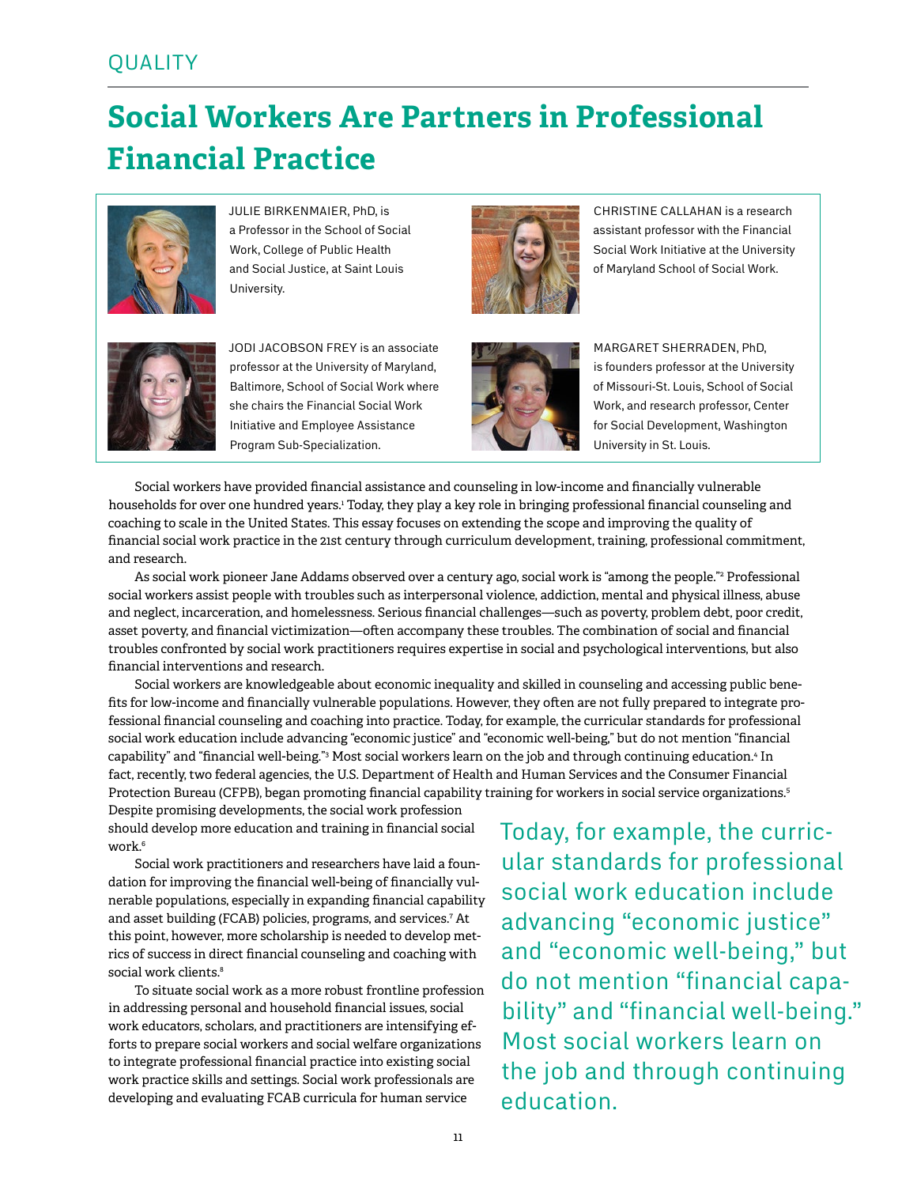QUALITY

# Social Workers Are Partners in Professional Financial Practice

JULIE BIRKENMAIER, PhD, is a Professor in the School of Social Work, College of Public Health and Social Justice, at Saint Louis University.

CHRISTINE CALLAHAN is a research assistant professor with the Financial Social Work Initiative at the University of Maryland School of Social Work.

JODI JACOBSON FREY is an associate professor at the University of Maryland, Baltimore, School of Social Work where she chairs the Financial Social Work Initiative and Employee Assistance Program Sub-Specialization.

MARGARET SHERRADEN, PhD, is founders professor at the University of Missouri-St. Louis, School of Social Work, and research professor, Center for Social Development, Washington University in St. Louis.

Social workers have provided financial assistance and counseling in low-income and financially vulnerable households for over one hundred years.[1] Today, they play a key role in bringing professional financial counseling and coaching to scale in the United States. This essay focuses on extending the scope and improving the quality of financial social work practice in the 21st century through curriculum development, training, professional commitment, and research.

As social work pioneer Jane Addams observed over a century ago, social work is "among the people."[2] Professional social workers assist people with troubles such as interpersonal violence, addiction, mental and physical illness, abuse and neglect, incarceration, and homelessness. Serious financial challenges—such as poverty, problem debt, poor credit, asset poverty, and financial victimization—often accompany these troubles. The combination of social and financial troubles confronted by social work practitioners requires expertise in social and psychological interventions, but also financial interventions and research.

Social workers are knowledgeable about economic inequality and skilled in counseling and accessing public benefits for low-income and financially vulnerable populations. However, they often are not fully prepared to integrate professional financial counseling and coaching into practice. Today, for example, the curricular standards for professional social work education include advancing "economic justice" and "economic well-being," but do not mention "financial capability" and "financial well-being."[3] Most social workers learn on the job and through continuing education.[4] In fact, recently, two federal agencies, the U.S. Department of Health and Human Services and the Consumer Financial Protection Bureau (CFPB), began promoting financial capability training for workers in social service organizations.[5] Despite promising developments, the social work profession should develop more education and training in financial social work.[6]

> Today, for example, the curricular standards for professional social work education include advancing "economic justice" and "economic well-being," but do not mention "financial capability" and "financial well-being." Most social workers learn on the job and through continuing education.

Social work practitioners and researchers have laid a foundation for improving the financial well-being of financially vulnerable populations, especially in expanding financial capability and asset building (FCAB) policies, programs, and services.[7] At this point, however, more scholarship is needed to develop metrics of success in direct financial counseling and coaching with social work clients.[8]

To situate social work as a more robust frontline profession in addressing personal and household financial issues, social work educators, scholars, and practitioners are intensifying efforts to prepare social workers and social welfare organizations to integrate professional financial practice into existing social work practice skills and settings. Social work professionals are developing and evaluating FCAB curricula for human service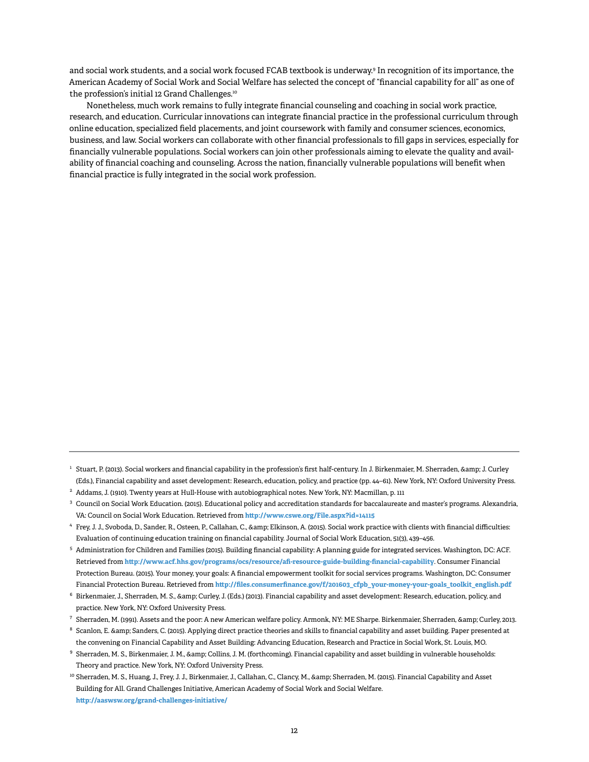and social work students, and a social work focused FCAB textbook is underway.[9] In recognition of its importance, the American Academy of Social Work and Social Welfare has selected the concept of "financial capability for all" as one of the profession's initial 12 Grand Challenges.[10]

Nonetheless, much work remains to fully integrate financial counseling and coaching in social work practice, research, and education. Curricular innovations can integrate financial practice in the professional curriculum through online education, specialized field placements, and joint coursework with family and consumer sciences, economics, business, and law. Social workers can collaborate with other financial professionals to fill gaps in services, especially for financially vulnerable populations. Social workers can join other professionals aiming to elevate the quality and availability of financial coaching and counseling. Across the nation, financially vulnerable populations will benefit when financial practice is fully integrated in the social work profession.

---

[1] Stuart, P. (2013). Social workers and financial capability in the profession's first half-century. In J. Birkenmaier, M. Sherraden, &amp; J. Curley (Eds.), Financial capability and asset development: Research, education, policy, and practice (pp. 44–61). New York, NY: Oxford University Press.

[2] Addams, J. (1910). Twenty years at Hull-House with autobiographical notes. New York, NY: Macmillan, p. 111

[3] Council on Social Work Education. (2015). Educational policy and accreditation standards for baccalaureate and master's programs. Alexandria, VA: Council on Social Work Education. Retrieved from **http://www.cswe.org/File.aspx?id=14115**

[4] Frey, J. J., Svoboda, D., Sander, R., Osteen, P., Callahan, C., &amp; Elkinson, A. (2015). Social work practice with clients with financial difficulties: Evaluation of continuing education training on financial capability. Journal of Social Work Education, 51(3), 439–456.

[5] Administration for Children and Families (2015). Building financial capability: A planning guide for integrated services. Washington, DC: ACF. Retrieved from **http://www.acf.hhs.gov/programs/ocs/resource/afi-resource-guide-building-financial-capability**. Consumer Financial Protection Bureau. (2015). Your money, your goals: A financial empowerment toolkit for social services programs. Washington, DC: Consumer Financial Protection Bureau. Retrieved from **http://files.consumerfinance.gov/f/201603_cfpb_your-money-your-goals_toolkit_english.pdf**

[6] Birkenmaier, J., Sherraden, M. S., &amp; Curley, J. (Eds.) (2013). Financial capability and asset development: Research, education, policy, and practice. New York, NY: Oxford University Press.

[7] Sherraden, M. (1991). Assets and the poor: A new American welfare policy. Armonk, NY: ME Sharpe. Birkenmaier, Sherraden, &amp; Curley, 2013.

[8] Scanlon, E. &amp; Sanders, C. (2015). Applying direct practice theories and skills to financial capability and asset building. Paper presented at the convening on Financial Capability and Asset Building: Advancing Education, Research and Practice in Social Work, St. Louis, MO.

[9] Sherraden, M. S., Birkenmaier, J. M., &amp; Collins, J. M. (forthcoming). Financial capability and asset building in vulnerable households: Theory and practice. New York, NY: Oxford University Press.

[10] Sherraden, M. S., Huang, J., Frey, J. J., Birkenmaier, J., Callahan, C., Clancy, M., &amp; Sherraden, M. (2015). Financial Capability and Asset Building for All. Grand Challenges Initiative, American Academy of Social Work and Social Welfare. **http://aaswsw.org/grand-challenges-initiative/**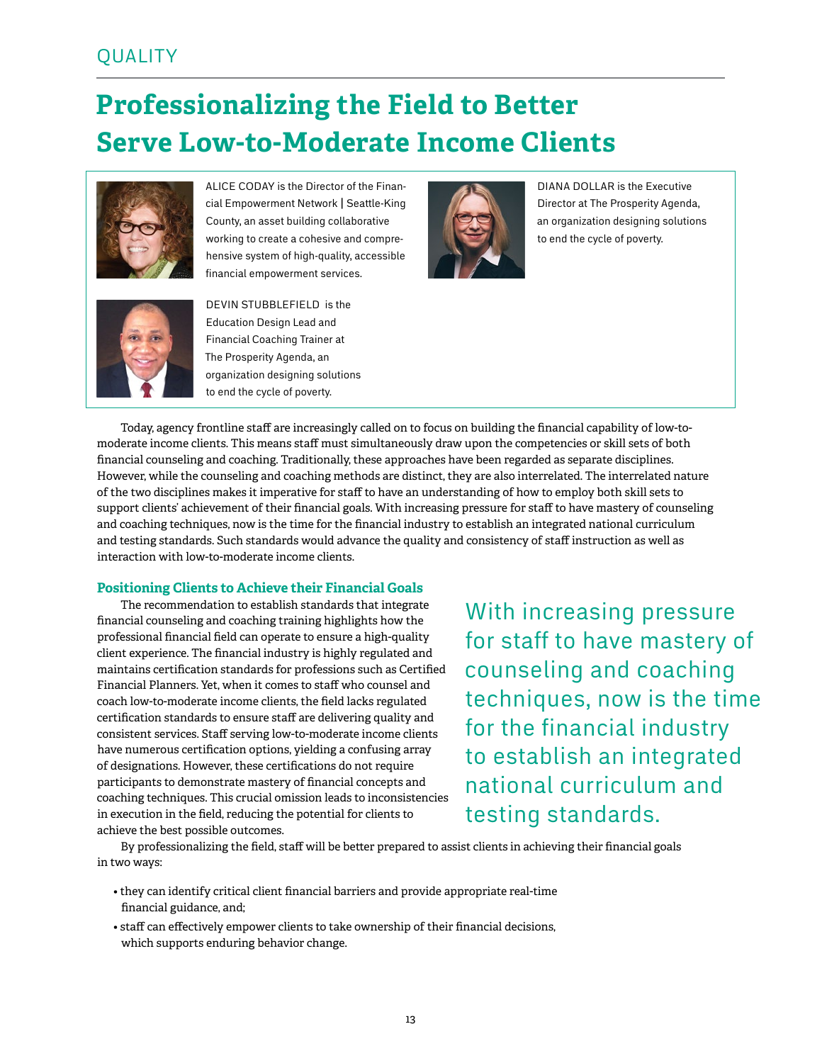QUALITY

# Professionalizing the Field to Better Serve Low-to-Moderate Income Clients

ALICE CODAY is the Director of the Financial Empowerment Network | Seattle-King County, an asset building collaborative working to create a cohesive and comprehensive system of high-quality, accessible financial empowerment services.

DIANA DOLLAR is the Executive Director at The Prosperity Agenda, an organization designing solutions to end the cycle of poverty.

DEVIN STUBBLEFIELD is the Education Design Lead and Financial Coaching Trainer at The Prosperity Agenda, an organization designing solutions to end the cycle of poverty.

Today, agency frontline staff are increasingly called on to focus on building the financial capability of low-to-moderate income clients. This means staff must simultaneously draw upon the competencies or skill sets of both financial counseling and coaching. Traditionally, these approaches have been regarded as separate disciplines. However, while the counseling and coaching methods are distinct, they are also interrelated. The interrelated nature of the two disciplines makes it imperative for staff to have an understanding of how to employ both skill sets to support clients' achievement of their financial goals. With increasing pressure for staff to have mastery of counseling and coaching techniques, now is the time for the financial industry to establish an integrated national curriculum and testing standards. Such standards would advance the quality and consistency of staff instruction as well as interaction with low-to-moderate income clients.

### Positioning Clients to Achieve their Financial Goals

The recommendation to establish standards that integrate financial counseling and coaching training highlights how the professional financial field can operate to ensure a high-quality client experience. The financial industry is highly regulated and maintains certification standards for professions such as Certified Financial Planners. Yet, when it comes to staff who counsel and coach low-to-moderate income clients, the field lacks regulated certification standards to ensure staff are delivering quality and consistent services. Staff serving low-to-moderate income clients have numerous certification options, yielding a confusing array of designations. However, these certifications do not require participants to demonstrate mastery of financial concepts and coaching techniques. This crucial omission leads to inconsistencies in execution in the field, reducing the potential for clients to achieve the best possible outcomes.

> With increasing pressure for staff to have mastery of counseling and coaching techniques, now is the time for the financial industry to establish an integrated national curriculum and testing standards.

By professionalizing the field, staff will be better prepared to assist clients in achieving their financial goals in two ways:

- they can identify critical client financial barriers and provide appropriate real-time financial guidance, and;
- staff can effectively empower clients to take ownership of their financial decisions, which supports enduring behavior change.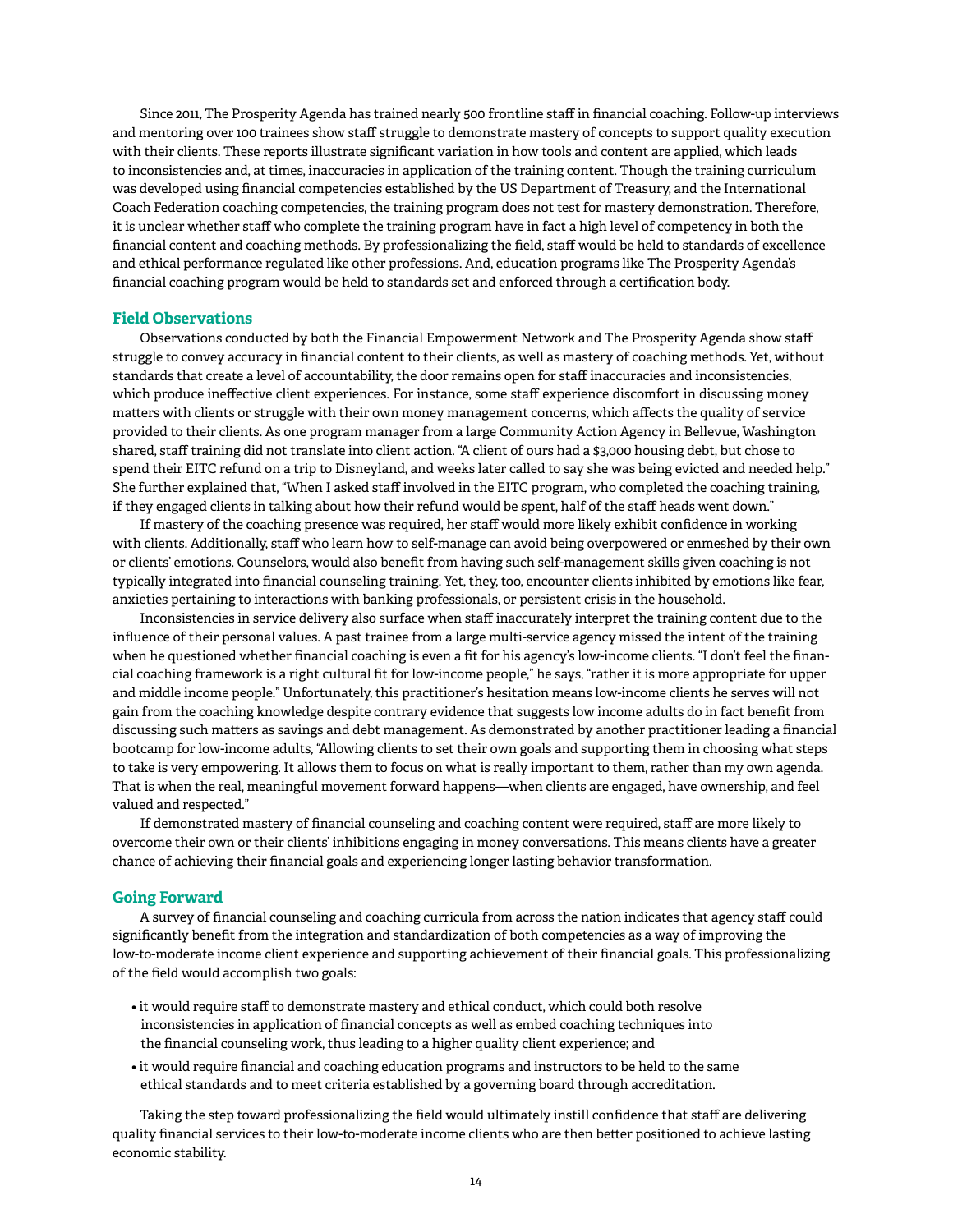Since 2011, The Prosperity Agenda has trained nearly 500 frontline staff in financial coaching. Follow-up interviews and mentoring over 100 trainees show staff struggle to demonstrate mastery of concepts to support quality execution with their clients. These reports illustrate significant variation in how tools and content are applied, which leads to inconsistencies and, at times, inaccuracies in application of the training content. Though the training curriculum was developed using financial competencies established by the US Department of Treasury, and the International Coach Federation coaching competencies, the training program does not test for mastery demonstration. Therefore, it is unclear whether staff who complete the training program have in fact a high level of competency in both the financial content and coaching methods. By professionalizing the field, staff would be held to standards of excellence and ethical performance regulated like other professions. And, education programs like The Prosperity Agenda's financial coaching program would be held to standards set and enforced through a certification body.

## Field Observations

Observations conducted by both the Financial Empowerment Network and The Prosperity Agenda show staff struggle to convey accuracy in financial content to their clients, as well as mastery of coaching methods. Yet, without standards that create a level of accountability, the door remains open for staff inaccuracies and inconsistencies, which produce ineffective client experiences. For instance, some staff experience discomfort in discussing money matters with clients or struggle with their own money management concerns, which affects the quality of service provided to their clients. As one program manager from a large Community Action Agency in Bellevue, Washington shared, staff training did not translate into client action. "A client of ours had a $3,000 housing debt, but chose to spend their EITC refund on a trip to Disneyland, and weeks later called to say she was being evicted and needed help." She further explained that, "When I asked staff involved in the EITC program, who completed the coaching training, if they engaged clients in talking about how their refund would be spent, half of the staff heads went down."

If mastery of the coaching presence was required, her staff would more likely exhibit confidence in working with clients. Additionally, staff who learn how to self-manage can avoid being overpowered or enmeshed by their own or clients' emotions. Counselors, would also benefit from having such self-management skills given coaching is not typically integrated into financial counseling training. Yet, they, too, encounter clients inhibited by emotions like fear, anxieties pertaining to interactions with banking professionals, or persistent crisis in the household.

Inconsistencies in service delivery also surface when staff inaccurately interpret the training content due to the influence of their personal values. A past trainee from a large multi-service agency missed the intent of the training when he questioned whether financial coaching is even a fit for his agency's low-income clients. "I don't feel the financial coaching framework is a right cultural fit for low-income people," he says, "rather it is more appropriate for upper and middle income people." Unfortunately, this practitioner's hesitation means low-income clients he serves will not gain from the coaching knowledge despite contrary evidence that suggests low income adults do in fact benefit from discussing such matters as savings and debt management. As demonstrated by another practitioner leading a financial bootcamp for low-income adults, "Allowing clients to set their own goals and supporting them in choosing what steps to take is very empowering. It allows them to focus on what is really important to them, rather than my own agenda. That is when the real, meaningful movement forward happens—when clients are engaged, have ownership, and feel valued and respected."

If demonstrated mastery of financial counseling and coaching content were required, staff are more likely to overcome their own or their clients' inhibitions engaging in money conversations. This means clients have a greater chance of achieving their financial goals and experiencing longer lasting behavior transformation.

## Going Forward

A survey of financial counseling and coaching curricula from across the nation indicates that agency staff could significantly benefit from the integration and standardization of both competencies as a way of improving the low-to-moderate income client experience and supporting achievement of their financial goals. This professionalizing of the field would accomplish two goals:

- it would require staff to demonstrate mastery and ethical conduct, which could both resolve inconsistencies in application of financial concepts as well as embed coaching techniques into the financial counseling work, thus leading to a higher quality client experience; and
- it would require financial and coaching education programs and instructors to be held to the same ethical standards and to meet criteria established by a governing board through accreditation.

Taking the step toward professionalizing the field would ultimately instill confidence that staff are delivering quality financial services to their low-to-moderate income clients who are then better positioned to achieve lasting economic stability.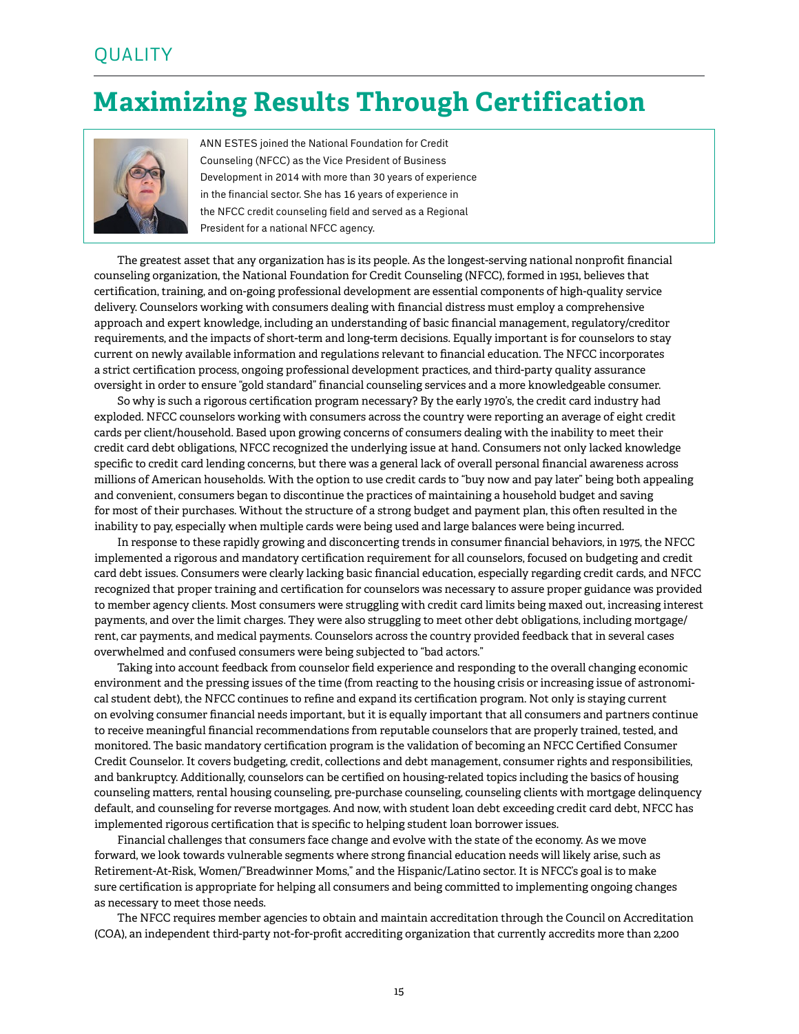QUALITY

# Maximizing Results Through Certification

ANN ESTES joined the National Foundation for Credit Counseling (NFCC) as the Vice President of Business Development in 2014 with more than 30 years of experience in the financial sector. She has 16 years of experience in the NFCC credit counseling field and served as a Regional President for a national NFCC agency.

The greatest asset that any organization has is its people. As the longest-serving national nonprofit financial counseling organization, the National Foundation for Credit Counseling (NFCC), formed in 1951, believes that certification, training, and on-going professional development are essential components of high-quality service delivery. Counselors working with consumers dealing with financial distress must employ a comprehensive approach and expert knowledge, including an understanding of basic financial management, regulatory/creditor requirements, and the impacts of short-term and long-term decisions. Equally important is for counselors to stay current on newly available information and regulations relevant to financial education. The NFCC incorporates a strict certification process, ongoing professional development practices, and third-party quality assurance oversight in order to ensure "gold standard" financial counseling services and a more knowledgeable consumer.

So why is such a rigorous certification program necessary? By the early 1970's, the credit card industry had exploded. NFCC counselors working with consumers across the country were reporting an average of eight credit cards per client/household. Based upon growing concerns of consumers dealing with the inability to meet their credit card debt obligations, NFCC recognized the underlying issue at hand. Consumers not only lacked knowledge specific to credit card lending concerns, but there was a general lack of overall personal financial awareness across millions of American households. With the option to use credit cards to "buy now and pay later" being both appealing and convenient, consumers began to discontinue the practices of maintaining a household budget and saving for most of their purchases. Without the structure of a strong budget and payment plan, this often resulted in the inability to pay, especially when multiple cards were being used and large balances were being incurred.

In response to these rapidly growing and disconcerting trends in consumer financial behaviors, in 1975, the NFCC implemented a rigorous and mandatory certification requirement for all counselors, focused on budgeting and credit card debt issues. Consumers were clearly lacking basic financial education, especially regarding credit cards, and NFCC recognized that proper training and certification for counselors was necessary to assure proper guidance was provided to member agency clients. Most consumers were struggling with credit card limits being maxed out, increasing interest payments, and over the limit charges. They were also struggling to meet other debt obligations, including mortgage/rent, car payments, and medical payments. Counselors across the country provided feedback that in several cases overwhelmed and confused consumers were being subjected to "bad actors."

Taking into account feedback from counselor field experience and responding to the overall changing economic environment and the pressing issues of the time (from reacting to the housing crisis or increasing issue of astronomical student debt), the NFCC continues to refine and expand its certification program. Not only is staying current on evolving consumer financial needs important, but it is equally important that all consumers and partners continue to receive meaningful financial recommendations from reputable counselors that are properly trained, tested, and monitored. The basic mandatory certification program is the validation of becoming an NFCC Certified Consumer Credit Counselor. It covers budgeting, credit, collections and debt management, consumer rights and responsibilities, and bankruptcy. Additionally, counselors can be certified on housing-related topics including the basics of housing counseling matters, rental housing counseling, pre-purchase counseling, counseling clients with mortgage delinquency default, and counseling for reverse mortgages. And now, with student loan debt exceeding credit card debt, NFCC has implemented rigorous certification that is specific to helping student loan borrower issues.

Financial challenges that consumers face change and evolve with the state of the economy. As we move forward, we look towards vulnerable segments where strong financial education needs will likely arise, such as Retirement-At-Risk, Women/"Breadwinner Moms," and the Hispanic/Latino sector. It is NFCC's goal is to make sure certification is appropriate for helping all consumers and being committed to implementing ongoing changes as necessary to meet those needs.

The NFCC requires member agencies to obtain and maintain accreditation through the Council on Accreditation (COA), an independent third-party not-for-profit accrediting organization that currently accredits more than 2,200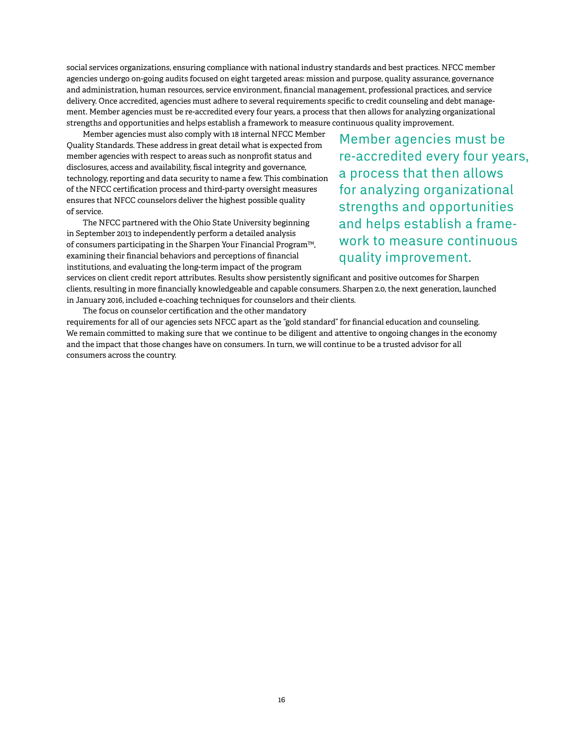social services organizations, ensuring compliance with national industry standards and best practices. NFCC member agencies undergo on-going audits focused on eight targeted areas: mission and purpose, quality assurance, governance and administration, human resources, service environment, financial management, professional practices, and service delivery. Once accredited, agencies must adhere to several requirements specific to credit counseling and debt management. Member agencies must be re-accredited every four years, a process that then allows for analyzing organizational strengths and opportunities and helps establish a framework to measure continuous quality improvement.

Member agencies must also comply with 18 internal NFCC Member Quality Standards. These address in great detail what is expected from member agencies with respect to areas such as nonprofit status and disclosures, access and availability, fiscal integrity and governance, technology, reporting and data security to name a few. This combination of the NFCC certification process and third-party oversight measures ensures that NFCC counselors deliver the highest possible quality of service.

> Member agencies must be re-accredited every four years, a process that then allows for analyzing organizational strengths and opportunities and helps establish a framework to measure continuous quality improvement.

The NFCC partnered with the Ohio State University beginning in September 2013 to independently perform a detailed analysis of consumers participating in the Sharpen Your Financial Program™, examining their financial behaviors and perceptions of financial institutions, and evaluating the long-term impact of the program services on client credit report attributes. Results show persistently significant and positive outcomes for Sharpen clients, resulting in more financially knowledgeable and capable consumers. Sharpen 2.0, the next generation, launched in January 2016, included e-coaching techniques for counselors and their clients.

The focus on counselor certification and the other mandatory requirements for all of our agencies sets NFCC apart as the "gold standard" for financial education and counseling. We remain committed to making sure that we continue to be diligent and attentive to ongoing changes in the economy and the impact that those changes have on consumers. In turn, we will continue to be a trusted advisor for all consumers across the country.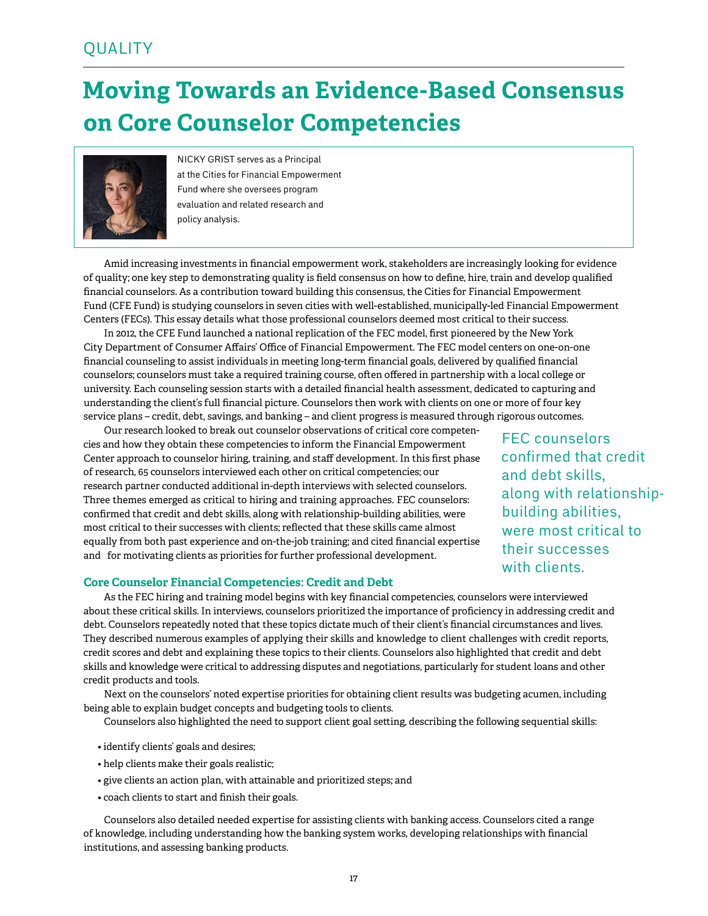QUALITY

# Moving Towards an Evidence-Based Consensus on Core Counselor Competencies

NICKY GRIST serves as a Principal at the Cities for Financial Empowerment Fund where she oversees program evaluation and related research and policy analysis.

Amid increasing investments in financial empowerment work, stakeholders are increasingly looking for evidence of quality; one key step to demonstrating quality is field consensus on how to define, hire, train and develop qualified financial counselors. As a contribution toward building this consensus, the Cities for Financial Empowerment Fund (CFE Fund) is studying counselors in seven cities with well-established, municipally-led Financial Empowerment Centers (FECs). This essay details what those professional counselors deemed most critical to their success.

In 2012, the CFE Fund launched a national replication of the FEC model, first pioneered by the New York City Department of Consumer Affairs' Office of Financial Empowerment. The FEC model centers on one-on-one financial counseling to assist individuals in meeting long-term financial goals, delivered by qualified financial counselors; counselors must take a required training course, often offered in partnership with a local college or university. Each counseling session starts with a detailed financial health assessment, dedicated to capturing and understanding the client's full financial picture. Counselors then work with clients on one or more of four key service plans – credit, debt, savings, and banking – and client progress is measured through rigorous outcomes.

Our research looked to break out counselor observations of critical core competencies and how they obtain these competencies to inform the Financial Empowerment Center approach to counselor hiring, training, and staff development. In this first phase of research, 65 counselors interviewed each other on critical competencies; our research partner conducted additional in-depth interviews with selected counselors. Three themes emerged as critical to hiring and training approaches. FEC counselors: confirmed that credit and debt skills, along with relationship-building abilities, were most critical to their successes with clients; reflected that these skills came almost equally from both past experience and on-the-job training; and cited financial expertise and for motivating clients as priorities for further professional development.

> FEC counselors confirmed that credit and debt skills, along with relationship-building abilities, were most critical to their successes with clients.

### Core Counselor Financial Competencies: Credit and Debt

As the FEC hiring and training model begins with key financial competencies, counselors were interviewed about these critical skills. In interviews, counselors prioritized the importance of proficiency in addressing credit and debt. Counselors repeatedly noted that these topics dictate much of their client's financial circumstances and lives. They described numerous examples of applying their skills and knowledge to client challenges with credit reports, credit scores and debt and explaining these topics to their clients. Counselors also highlighted that credit and debt skills and knowledge were critical to addressing disputes and negotiations, particularly for student loans and other credit products and tools.

Next on the counselors' noted expertise priorities for obtaining client results was budgeting acumen, including being able to explain budget concepts and budgeting tools to clients.

Counselors also highlighted the need to support client goal setting, describing the following sequential skills:

- identify clients' goals and desires;
- help clients make their goals realistic;
- give clients an action plan, with attainable and prioritized steps; and
- coach clients to start and finish their goals.

Counselors also detailed needed expertise for assisting clients with banking access. Counselors cited a range of knowledge, including understanding how the banking system works, developing relationships with financial institutions, and assessing banking products.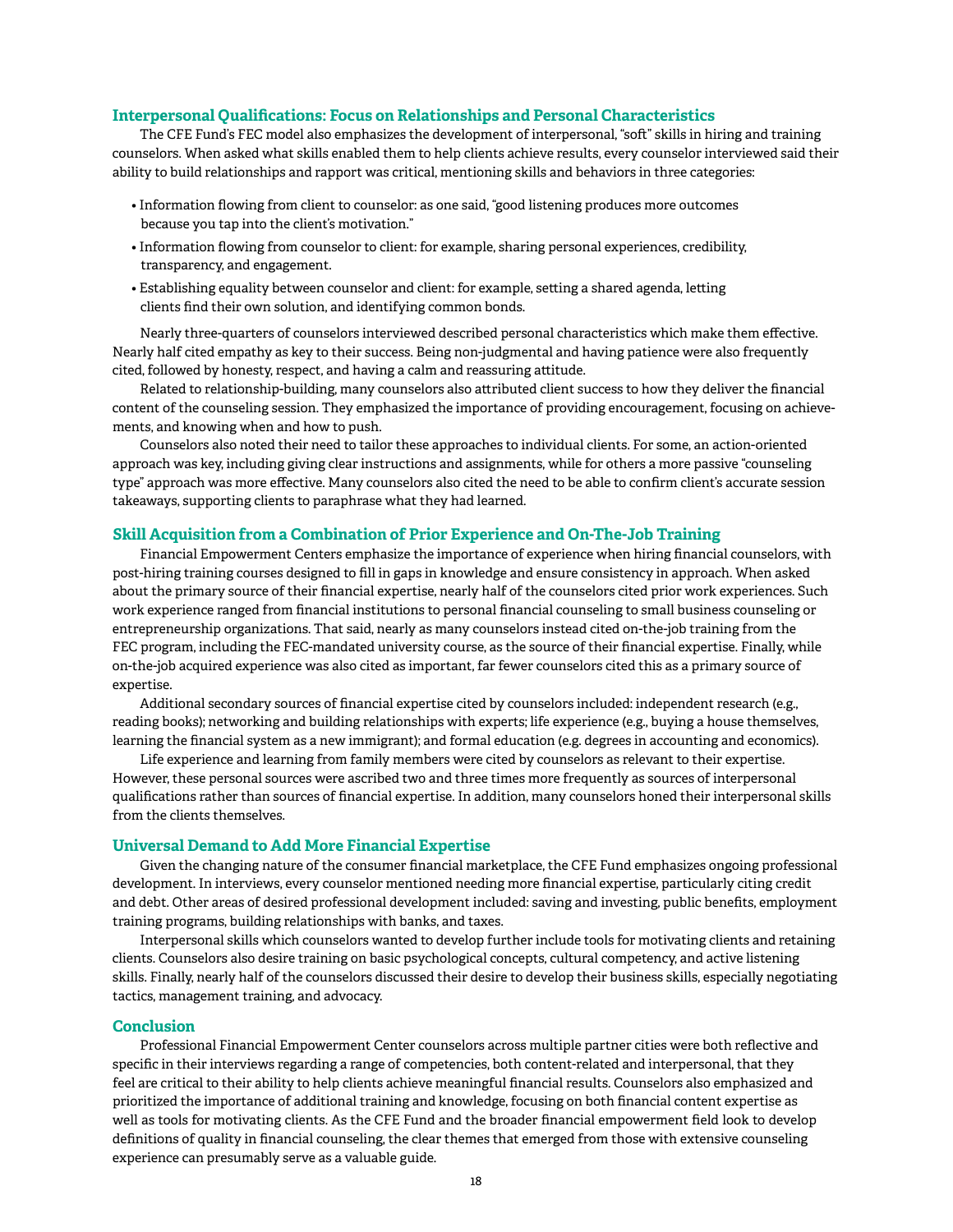### Interpersonal Qualifications: Focus on Relationships and Personal Characteristics

The CFE Fund's FEC model also emphasizes the development of interpersonal, "soft" skills in hiring and training counselors. When asked what skills enabled them to help clients achieve results, every counselor interviewed said their ability to build relationships and rapport was critical, mentioning skills and behaviors in three categories:

- Information flowing from client to counselor: as one said, "good listening produces more outcomes because you tap into the client's motivation."
- Information flowing from counselor to client: for example, sharing personal experiences, credibility, transparency, and engagement.
- Establishing equality between counselor and client: for example, setting a shared agenda, letting clients find their own solution, and identifying common bonds.

Nearly three-quarters of counselors interviewed described personal characteristics which make them effective. Nearly half cited empathy as key to their success. Being non-judgmental and having patience were also frequently cited, followed by honesty, respect, and having a calm and reassuring attitude.

Related to relationship-building, many counselors also attributed client success to how they deliver the financial content of the counseling session. They emphasized the importance of providing encouragement, focusing on achievements, and knowing when and how to push.

Counselors also noted their need to tailor these approaches to individual clients. For some, an action-oriented approach was key, including giving clear instructions and assignments, while for others a more passive "counseling type" approach was more effective. Many counselors also cited the need to be able to confirm client's accurate session takeaways, supporting clients to paraphrase what they had learned.

### Skill Acquisition from a Combination of Prior Experience and On-The-Job Training

Financial Empowerment Centers emphasize the importance of experience when hiring financial counselors, with post-hiring training courses designed to fill in gaps in knowledge and ensure consistency in approach. When asked about the primary source of their financial expertise, nearly half of the counselors cited prior work experiences. Such work experience ranged from financial institutions to personal financial counseling to small business counseling or entrepreneurship organizations. That said, nearly as many counselors instead cited on-the-job training from the FEC program, including the FEC-mandated university course, as the source of their financial expertise. Finally, while on-the-job acquired experience was also cited as important, far fewer counselors cited this as a primary source of expertise.

Additional secondary sources of financial expertise cited by counselors included: independent research (e.g., reading books); networking and building relationships with experts; life experience (e.g., buying a house themselves, learning the financial system as a new immigrant); and formal education (e.g. degrees in accounting and economics).

Life experience and learning from family members were cited by counselors as relevant to their expertise. However, these personal sources were ascribed two and three times more frequently as sources of interpersonal qualifications rather than sources of financial expertise. In addition, many counselors honed their interpersonal skills from the clients themselves.

### Universal Demand to Add More Financial Expertise

Given the changing nature of the consumer financial marketplace, the CFE Fund emphasizes ongoing professional development. In interviews, every counselor mentioned needing more financial expertise, particularly citing credit and debt. Other areas of desired professional development included: saving and investing, public benefits, employment training programs, building relationships with banks, and taxes.

Interpersonal skills which counselors wanted to develop further include tools for motivating clients and retaining clients. Counselors also desire training on basic psychological concepts, cultural competency, and active listening skills. Finally, nearly half of the counselors discussed their desire to develop their business skills, especially negotiating tactics, management training, and advocacy.

### Conclusion

Professional Financial Empowerment Center counselors across multiple partner cities were both reflective and specific in their interviews regarding a range of competencies, both content-related and interpersonal, that they feel are critical to their ability to help clients achieve meaningful financial results. Counselors also emphasized and prioritized the importance of additional training and knowledge, focusing on both financial content expertise as well as tools for motivating clients. As the CFE Fund and the broader financial empowerment field look to develop definitions of quality in financial counseling, the clear themes that emerged from those with extensive counseling experience can presumably serve as a valuable guide.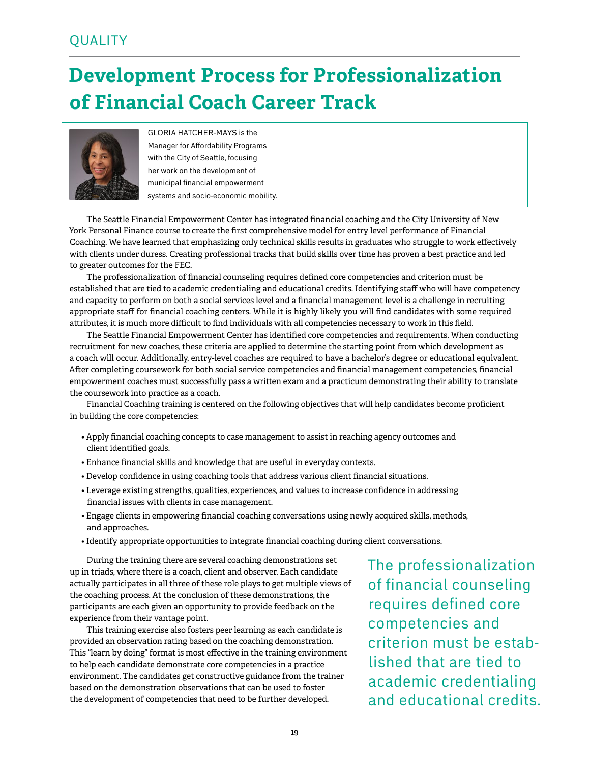QUALITY

# Development Process for Professionalization of Financial Coach Career Track

GLORIA HATCHER-MAYS is the Manager for Affordability Programs with the City of Seattle, focusing her work on the development of municipal financial empowerment systems and socio-economic mobility.

The Seattle Financial Empowerment Center has integrated financial coaching and the City University of New York Personal Finance course to create the first comprehensive model for entry level performance of Financial Coaching. We have learned that emphasizing only technical skills results in graduates who struggle to work effectively with clients under duress. Creating professional tracks that build skills over time has proven a best practice and led to greater outcomes for the FEC.

The professionalization of financial counseling requires defined core competencies and criterion must be established that are tied to academic credentialing and educational credits. Identifying staff who will have competency and capacity to perform on both a social services level and a financial management level is a challenge in recruiting appropriate staff for financial coaching centers. While it is highly likely you will find candidates with some required attributes, it is much more difficult to find individuals with all competencies necessary to work in this field.

The Seattle Financial Empowerment Center has identified core competencies and requirements. When conducting recruitment for new coaches, these criteria are applied to determine the starting point from which development as a coach will occur. Additionally, entry-level coaches are required to have a bachelor's degree or educational equivalent. After completing coursework for both social service competencies and financial management competencies, financial empowerment coaches must successfully pass a written exam and a practicum demonstrating their ability to translate the coursework into practice as a coach.

Financial Coaching training is centered on the following objectives that will help candidates become proficient in building the core competencies:

- Apply financial coaching concepts to case management to assist in reaching agency outcomes and client identified goals.
- Enhance financial skills and knowledge that are useful in everyday contexts.
- Develop confidence in using coaching tools that address various client financial situations.
- Leverage existing strengths, qualities, experiences, and values to increase confidence in addressing financial issues with clients in case management.
- Engage clients in empowering financial coaching conversations using newly acquired skills, methods, and approaches.
- Identify appropriate opportunities to integrate financial coaching during client conversations.

During the training there are several coaching demonstrations set up in triads, where there is a coach, client and observer. Each candidate actually participates in all three of these role plays to get multiple views of the coaching process. At the conclusion of these demonstrations, the participants are each given an opportunity to provide feedback on the experience from their vantage point.

This training exercise also fosters peer learning as each candidate is provided an observation rating based on the coaching demonstration. This "learn by doing" format is most effective in the training environment to help each candidate demonstrate core competencies in a practice environment. The candidates get constructive guidance from the trainer based on the demonstration observations that can be used to foster the development of competencies that need to be further developed.

> The professionalization of financial counseling requires defined core competencies and criterion must be established that are tied to academic credentialing and educational credits.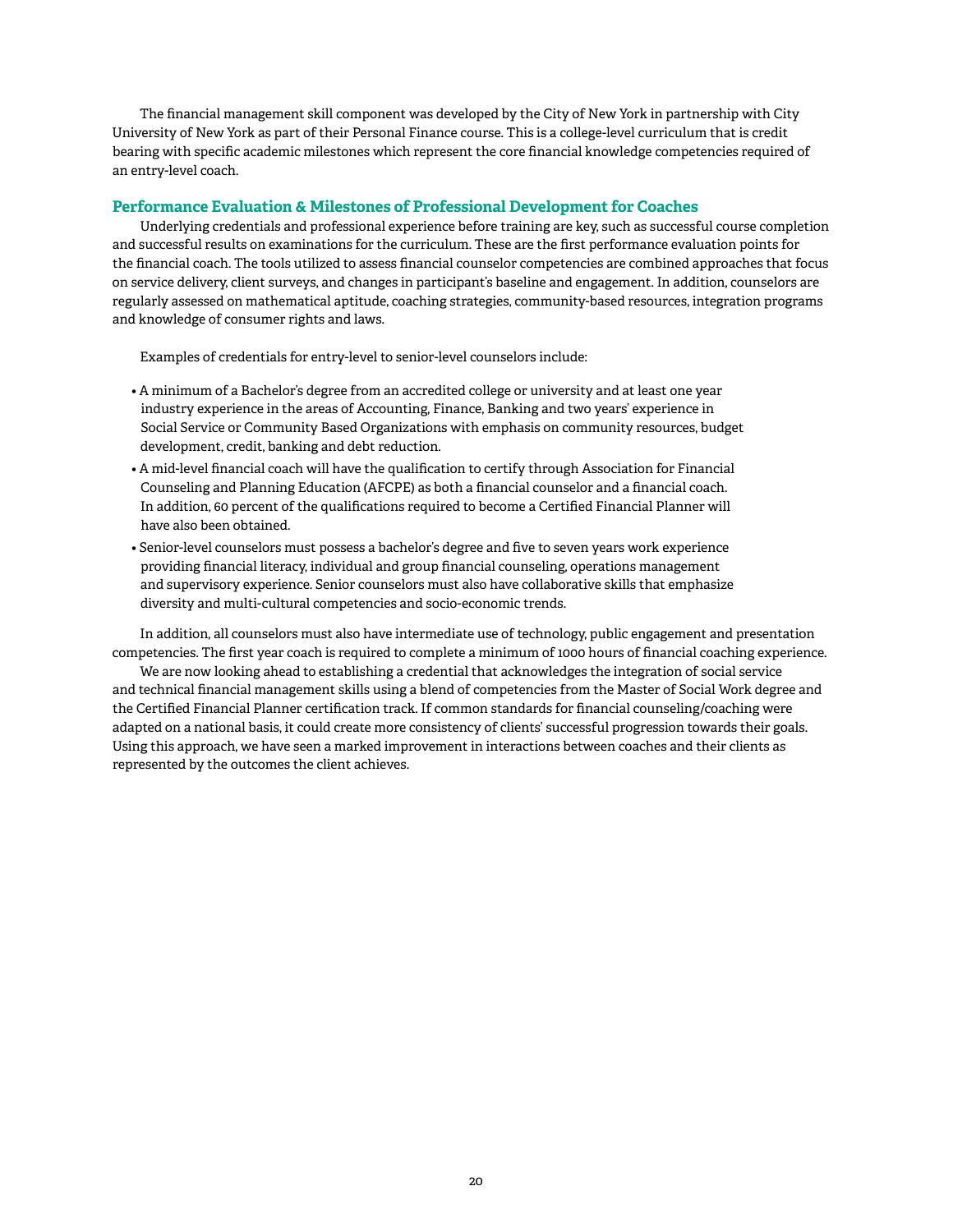The financial management skill component was developed by the City of New York in partnership with City University of New York as part of their Personal Finance course. This is a college-level curriculum that is credit bearing with specific academic milestones which represent the core financial knowledge competencies required of an entry-level coach.

## Performance Evaluation & Milestones of Professional Development for Coaches

Underlying credentials and professional experience before training are key, such as successful course completion and successful results on examinations for the curriculum. These are the first performance evaluation points for the financial coach. The tools utilized to assess financial counselor competencies are combined approaches that focus on service delivery, client surveys, and changes in participant's baseline and engagement. In addition, counselors are regularly assessed on mathematical aptitude, coaching strategies, community-based resources, integration programs and knowledge of consumer rights and laws.

Examples of credentials for entry-level to senior-level counselors include:

- A minimum of a Bachelor's degree from an accredited college or university and at least one year industry experience in the areas of Accounting, Finance, Banking and two years' experience in Social Service or Community Based Organizations with emphasis on community resources, budget development, credit, banking and debt reduction.
- A mid-level financial coach will have the qualification to certify through Association for Financial Counseling and Planning Education (AFCPE) as both a financial counselor and a financial coach. In addition, 60 percent of the qualifications required to become a Certified Financial Planner will have also been obtained.
- Senior-level counselors must possess a bachelor's degree and five to seven years work experience providing financial literacy, individual and group financial counseling, operations management and supervisory experience. Senior counselors must also have collaborative skills that emphasize diversity and multi-cultural competencies and socio-economic trends.

In addition, all counselors must also have intermediate use of technology, public engagement and presentation competencies. The first year coach is required to complete a minimum of 1000 hours of financial coaching experience.

We are now looking ahead to establishing a credential that acknowledges the integration of social service and technical financial management skills using a blend of competencies from the Master of Social Work degree and the Certified Financial Planner certification track. If common standards for financial counseling/coaching were adapted on a national basis, it could create more consistency of clients' successful progression towards their goals. Using this approach, we have seen a marked improvement in interactions between coaches and their clients as represented by the outcomes the client achieves.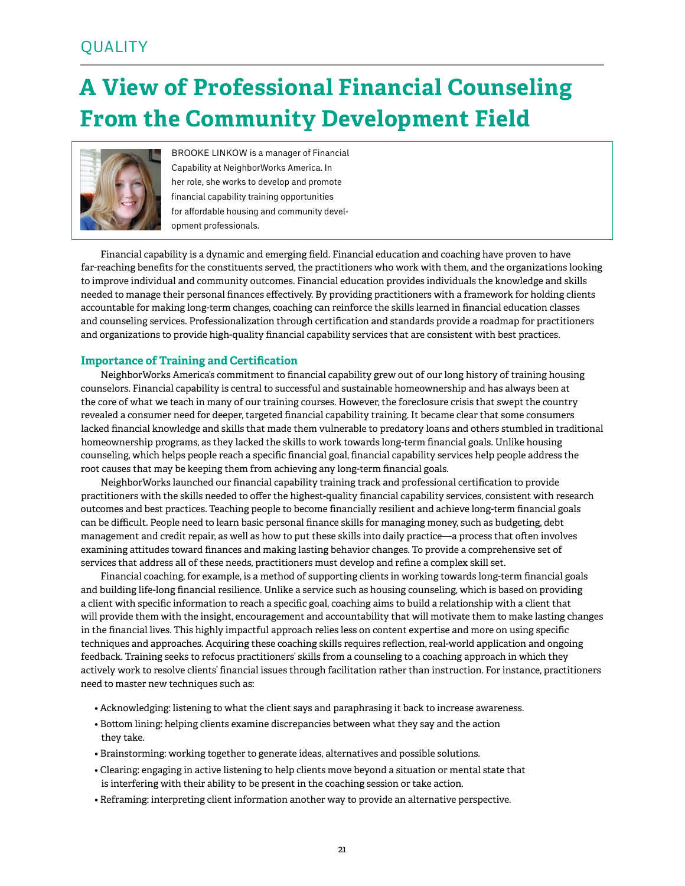QUALITY

# A View of Professional Financial Counseling From the Community Development Field

BROOKE LINKOW is a manager of Financial Capability at NeighborWorks America. In her role, she works to develop and promote financial capability training opportunities for affordable housing and community development professionals.

Financial capability is a dynamic and emerging field. Financial education and coaching have proven to have far-reaching benefits for the constituents served, the practitioners who work with them, and the organizations looking to improve individual and community outcomes. Financial education provides individuals the knowledge and skills needed to manage their personal finances effectively. By providing practitioners with a framework for holding clients accountable for making long-term changes, coaching can reinforce the skills learned in financial education classes and counseling services. Professionalization through certification and standards provide a roadmap for practitioners and organizations to provide high-quality financial capability services that are consistent with best practices.

## Importance of Training and Certification

NeighborWorks America's commitment to financial capability grew out of our long history of training housing counselors. Financial capability is central to successful and sustainable homeownership and has always been at the core of what we teach in many of our training courses. However, the foreclosure crisis that swept the country revealed a consumer need for deeper, targeted financial capability training. It became clear that some consumers lacked financial knowledge and skills that made them vulnerable to predatory loans and others stumbled in traditional homeownership programs, as they lacked the skills to work towards long-term financial goals. Unlike housing counseling, which helps people reach a specific financial goal, financial capability services help people address the root causes that may be keeping them from achieving any long-term financial goals.

NeighborWorks launched our financial capability training track and professional certification to provide practitioners with the skills needed to offer the highest-quality financial capability services, consistent with research outcomes and best practices. Teaching people to become financially resilient and achieve long-term financial goals can be difficult. People need to learn basic personal finance skills for managing money, such as budgeting, debt management and credit repair, as well as how to put these skills into daily practice—a process that often involves examining attitudes toward finances and making lasting behavior changes. To provide a comprehensive set of services that address all of these needs, practitioners must develop and refine a complex skill set.

Financial coaching, for example, is a method of supporting clients in working towards long-term financial goals and building life-long financial resilience. Unlike a service such as housing counseling, which is based on providing a client with specific information to reach a specific goal, coaching aims to build a relationship with a client that will provide them with the insight, encouragement and accountability that will motivate them to make lasting changes in the financial lives. This highly impactful approach relies less on content expertise and more on using specific techniques and approaches. Acquiring these coaching skills requires reflection, real-world application and ongoing feedback. Training seeks to refocus practitioners' skills from a counseling to a coaching approach in which they actively work to resolve clients' financial issues through facilitation rather than instruction. For instance, practitioners need to master new techniques such as:

- Acknowledging: listening to what the client says and paraphrasing it back to increase awareness.
- Bottom lining: helping clients examine discrepancies between what they say and the action they take.
- Brainstorming: working together to generate ideas, alternatives and possible solutions.
- Clearing: engaging in active listening to help clients move beyond a situation or mental state that is interfering with their ability to be present in the coaching session or take action.
- Reframing: interpreting client information another way to provide an alternative perspective.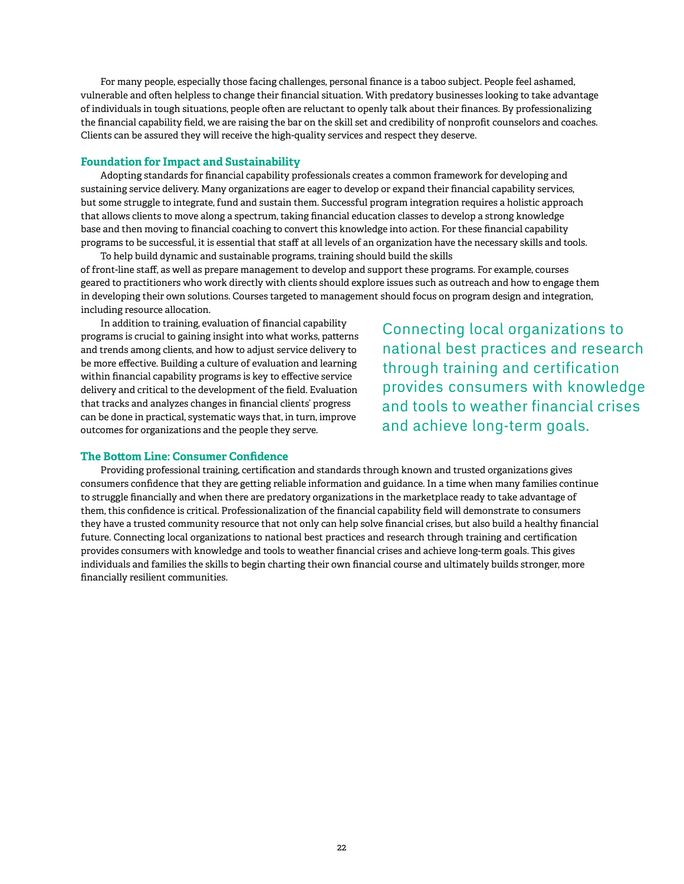For many people, especially those facing challenges, personal finance is a taboo subject. People feel ashamed, vulnerable and often helpless to change their financial situation. With predatory businesses looking to take advantage of individuals in tough situations, people often are reluctant to openly talk about their finances. By professionalizing the financial capability field, we are raising the bar on the skill set and credibility of nonprofit counselors and coaches. Clients can be assured they will receive the high-quality services and respect they deserve.

### Foundation for Impact and Sustainability

Adopting standards for financial capability professionals creates a common framework for developing and sustaining service delivery. Many organizations are eager to develop or expand their financial capability services, but some struggle to integrate, fund and sustain them. Successful program integration requires a holistic approach that allows clients to move along a spectrum, taking financial education classes to develop a strong knowledge base and then moving to financial coaching to convert this knowledge into action. For these financial capability programs to be successful, it is essential that staff at all levels of an organization have the necessary skills and tools.

To help build dynamic and sustainable programs, training should build the skills of front-line staff, as well as prepare management to develop and support these programs. For example, courses geared to practitioners who work directly with clients should explore issues such as outreach and how to engage them in developing their own solutions. Courses targeted to management should focus on program design and integration, including resource allocation.

In addition to training, evaluation of financial capability programs is crucial to gaining insight into what works, patterns and trends among clients, and how to adjust service delivery to be more effective. Building a culture of evaluation and learning within financial capability programs is key to effective service delivery and critical to the development of the field. Evaluation that tracks and analyzes changes in financial clients' progress can be done in practical, systematic ways that, in turn, improve outcomes for organizations and the people they serve.

> Connecting local organizations to national best practices and research through training and certification provides consumers with knowledge and tools to weather financial crises and achieve long-term goals.

### The Bottom Line: Consumer Confidence

Providing professional training, certification and standards through known and trusted organizations gives consumers confidence that they are getting reliable information and guidance. In a time when many families continue to struggle financially and when there are predatory organizations in the marketplace ready to take advantage of them, this confidence is critical. Professionalization of the financial capability field will demonstrate to consumers they have a trusted community resource that not only can help solve financial crises, but also build a healthy financial future. Connecting local organizations to national best practices and research through training and certification provides consumers with knowledge and tools to weather financial crises and achieve long-term goals. This gives individuals and families the skills to begin charting their own financial course and ultimately builds stronger, more financially resilient communities.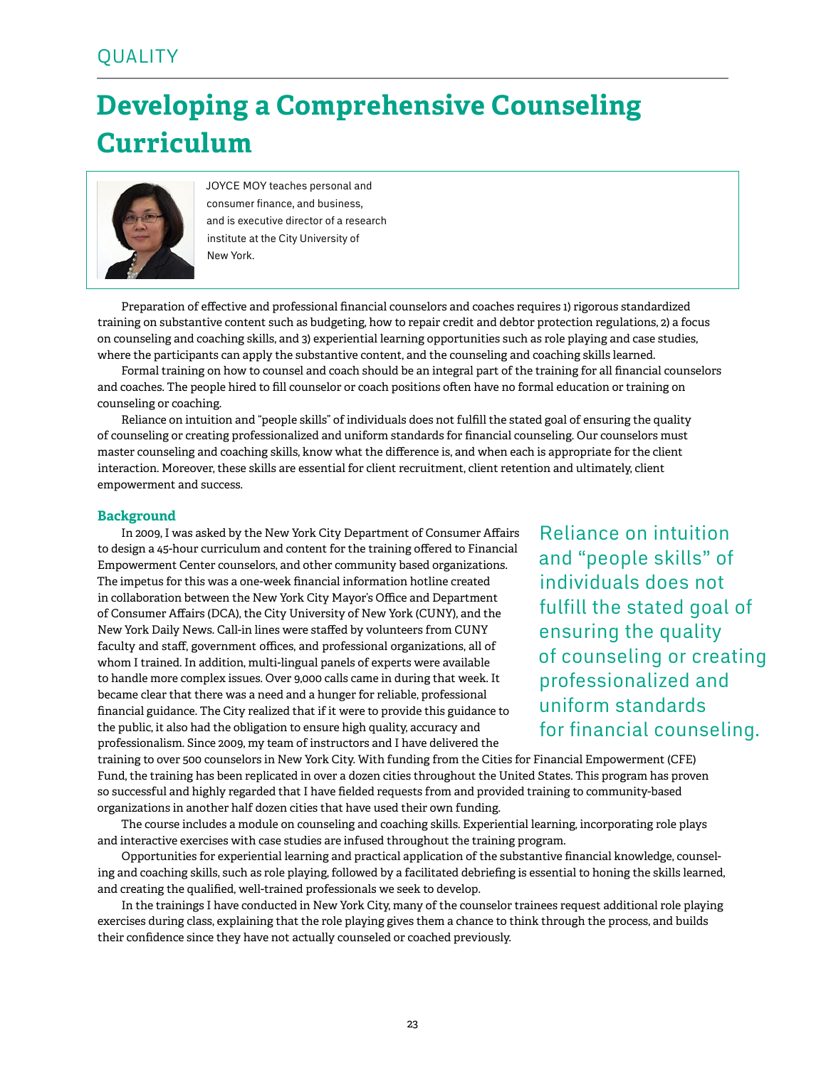QUALITY

# Developing a Comprehensive Counseling Curriculum

JOYCE MOY teaches personal and consumer finance, and business, and is executive director of a research institute at the City University of New York.

Preparation of effective and professional financial counselors and coaches requires 1) rigorous standardized training on substantive content such as budgeting, how to repair credit and debtor protection regulations, 2) a focus on counseling and coaching skills, and 3) experiential learning opportunities such as role playing and case studies, where the participants can apply the substantive content, and the counseling and coaching skills learned.

Formal training on how to counsel and coach should be an integral part of the training for all financial counselors and coaches. The people hired to fill counselor or coach positions often have no formal education or training on counseling or coaching.

Reliance on intuition and "people skills" of individuals does not fulfill the stated goal of ensuring the quality of counseling or creating professionalized and uniform standards for financial counseling. Our counselors must master counseling and coaching skills, know what the difference is, and when each is appropriate for the client interaction. Moreover, these skills are essential for client recruitment, client retention and ultimately, client empowerment and success.

## Background

In 2009, I was asked by the New York City Department of Consumer Affairs to design a 45-hour curriculum and content for the training offered to Financial Empowerment Center counselors, and other community based organizations. The impetus for this was a one-week financial information hotline created in collaboration between the New York City Mayor's Office and Department of Consumer Affairs (DCA), the City University of New York (CUNY), and the New York Daily News. Call-in lines were staffed by volunteers from CUNY faculty and staff, government offices, and professional organizations, all of whom I trained. In addition, multi-lingual panels of experts were available to handle more complex issues. Over 9,000 calls came in during that week. It became clear that there was a need and a hunger for reliable, professional financial guidance. The City realized that if it were to provide this guidance to the public, it also had the obligation to ensure high quality, accuracy and professionalism. Since 2009, my team of instructors and I have delivered the training to over 500 counselors in New York City. With funding from the Cities for Financial Empowerment (CFE) Fund, the training has been replicated in over a dozen cities throughout the United States. This program has proven so successful and highly regarded that I have fielded requests from and provided training to community-based organizations in another half dozen cities that have used their own funding.

> Reliance on intuition and "people skills" of individuals does not fulfill the stated goal of ensuring the quality of counseling or creating professionalized and uniform standards for financial counseling.

The course includes a module on counseling and coaching skills. Experiential learning, incorporating role plays and interactive exercises with case studies are infused throughout the training program.

Opportunities for experiential learning and practical application of the substantive financial knowledge, counseling and coaching skills, such as role playing, followed by a facilitated debriefing is essential to honing the skills learned, and creating the qualified, well-trained professionals we seek to develop.

In the trainings I have conducted in New York City, many of the counselor trainees request additional role playing exercises during class, explaining that the role playing gives them a chance to think through the process, and builds their confidence since they have not actually counseled or coached previously.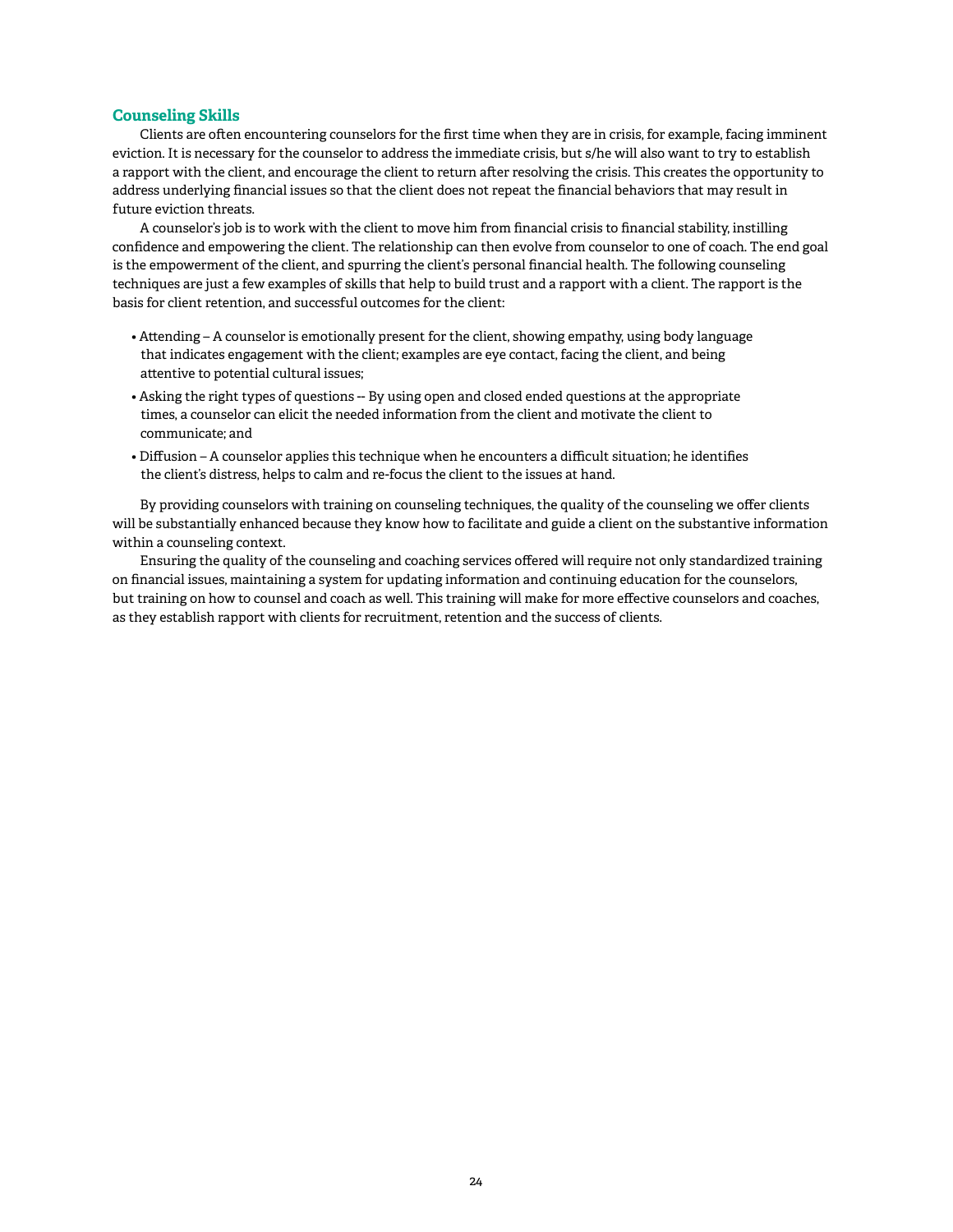## Counseling Skills

Clients are often encountering counselors for the first time when they are in crisis, for example, facing imminent eviction. It is necessary for the counselor to address the immediate crisis, but s/he will also want to try to establish a rapport with the client, and encourage the client to return after resolving the crisis. This creates the opportunity to address underlying financial issues so that the client does not repeat the financial behaviors that may result in future eviction threats.

A counselor's job is to work with the client to move him from financial crisis to financial stability, instilling confidence and empowering the client. The relationship can then evolve from counselor to one of coach. The end goal is the empowerment of the client, and spurring the client's personal financial health. The following counseling techniques are just a few examples of skills that help to build trust and a rapport with a client. The rapport is the basis for client retention, and successful outcomes for the client:

- Attending – A counselor is emotionally present for the client, showing empathy, using body language that indicates engagement with the client; examples are eye contact, facing the client, and being attentive to potential cultural issues;
- Asking the right types of questions -- By using open and closed ended questions at the appropriate times, a counselor can elicit the needed information from the client and motivate the client to communicate; and
- Diffusion – A counselor applies this technique when he encounters a difficult situation; he identifies the client's distress, helps to calm and re-focus the client to the issues at hand.

By providing counselors with training on counseling techniques, the quality of the counseling we offer clients will be substantially enhanced because they know how to facilitate and guide a client on the substantive information within a counseling context.

Ensuring the quality of the counseling and coaching services offered will require not only standardized training on financial issues, maintaining a system for updating information and continuing education for the counselors, but training on how to counsel and coach as well. This training will make for more effective counselors and coaches, as they establish rapport with clients for recruitment, retention and the success of clients.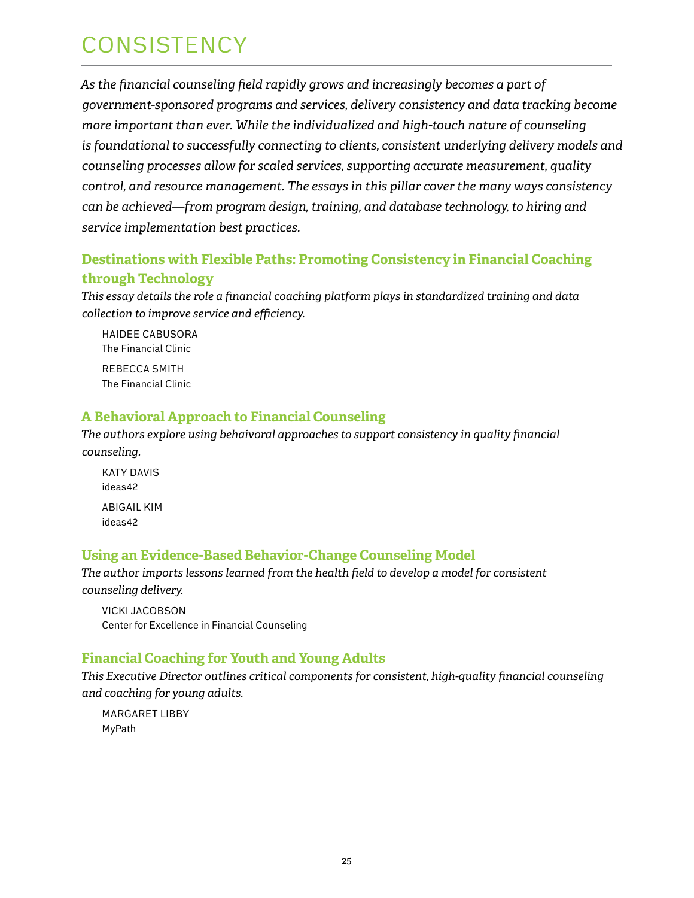# CONSISTENCY

*As the financial counseling field rapidly grows and increasingly becomes a part of government-sponsored programs and services, delivery consistency and data tracking become more important than ever. While the individualized and high-touch nature of counseling is foundational to successfully connecting to clients, consistent underlying delivery models and counseling processes allow for scaled services, supporting accurate measurement, quality control, and resource management. The essays in this pillar cover the many ways consistency can be achieved—from program design, training, and database technology, to hiring and service implementation best practices.*

## Destinations with Flexible Paths: Promoting Consistency in Financial Coaching through Technology

*This essay details the role a financial coaching platform plays in standardized training and data collection to improve service and efficiency.*

HAIDEE CABUSORA
The Financial Clinic

REBECCA SMITH
The Financial Clinic

## A Behavioral Approach to Financial Counseling

*The authors explore using behavioral approaches to support consistency in quality financial counseling.*

KATY DAVIS
ideas42

ABIGAIL KIM
ideas42

## Using an Evidence-Based Behavior-Change Counseling Model

*The author imports lessons learned from the health field to develop a model for consistent counseling delivery.*

VICKI JACOBSON
Center for Excellence in Financial Counseling

## Financial Coaching for Youth and Young Adults

*This Executive Director outlines critical components for consistent, high-quality financial counseling and coaching for young adults.*

MARGARET LIBBY
MyPath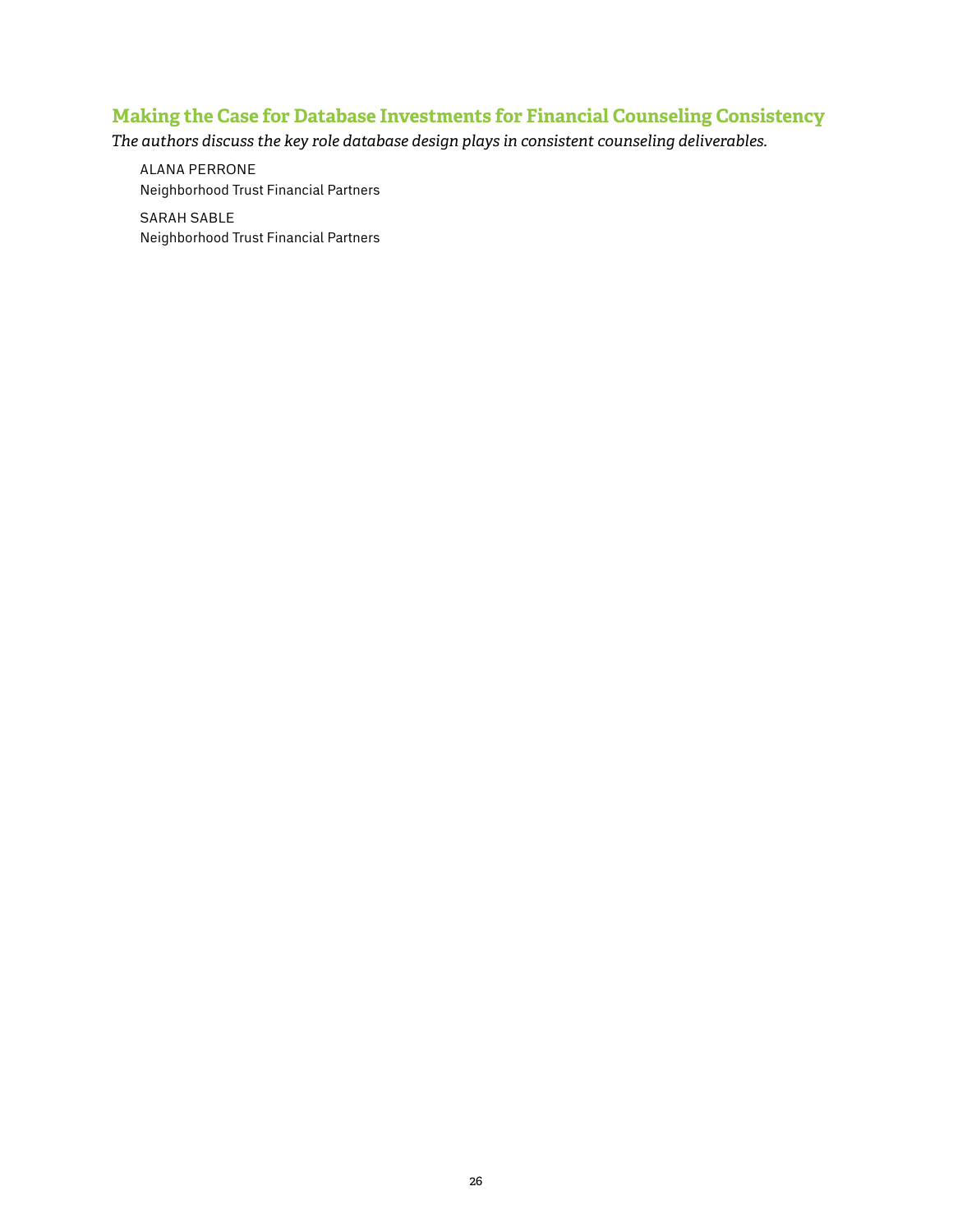## Making the Case for Database Investments for Financial Counseling Consistency

*The authors discuss the key role database design plays in consistent counseling deliverables.*

ALANA PERRONE
Neighborhood Trust Financial Partners

SARAH SABLE
Neighborhood Trust Financial Partners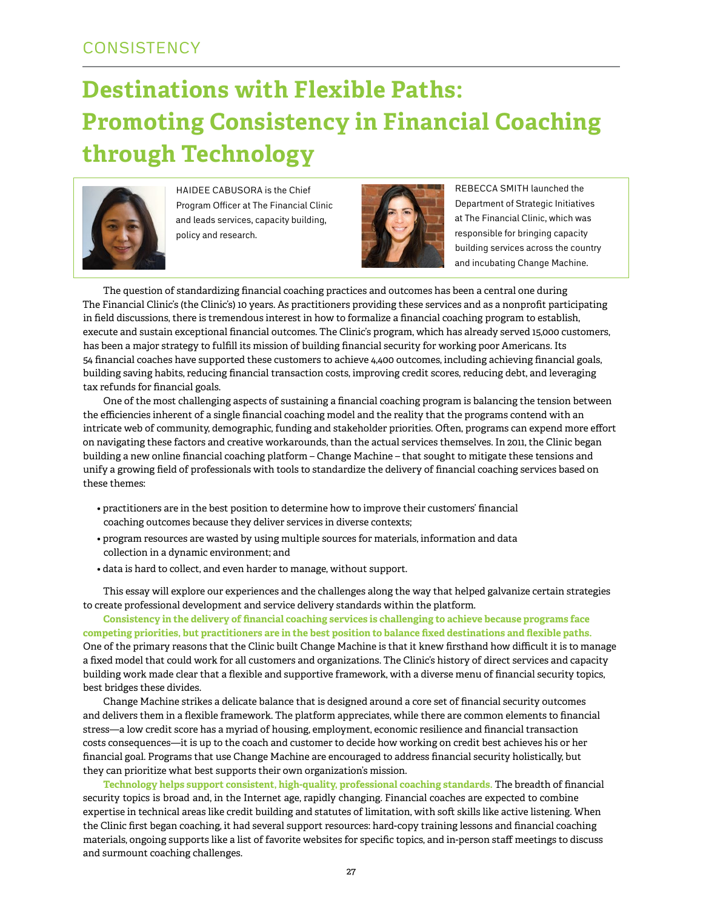CONSISTENCY

# Destinations with Flexible Paths: Promoting Consistency in Financial Coaching through Technology

HAIDEE CABUSORA is the Chief Program Officer at The Financial Clinic and leads services, capacity building, policy and research.

REBECCA SMITH launched the Department of Strategic Initiatives at The Financial Clinic, which was responsible for bringing capacity building services across the country and incubating Change Machine.

The question of standardizing financial coaching practices and outcomes has been a central one during The Financial Clinic's (the Clinic's) 10 years. As practitioners providing these services and as a nonprofit participating in field discussions, there is tremendous interest in how to formalize a financial coaching program to establish, execute and sustain exceptional financial outcomes. The Clinic's program, which has already served 15,000 customers, has been a major strategy to fulfill its mission of building financial security for working poor Americans. Its 54 financial coaches have supported these customers to achieve 4,400 outcomes, including achieving financial goals, building saving habits, reducing financial transaction costs, improving credit scores, reducing debt, and leveraging tax refunds for financial goals.

One of the most challenging aspects of sustaining a financial coaching program is balancing the tension between the efficiencies inherent of a single financial coaching model and the reality that the programs contend with an intricate web of community, demographic, funding and stakeholder priorities. Often, programs can expend more effort on navigating these factors and creative workarounds, than the actual services themselves. In 2011, the Clinic began building a new online financial coaching platform – Change Machine – that sought to mitigate these tensions and unify a growing field of professionals with tools to standardize the delivery of financial coaching services based on these themes:

- practitioners are in the best position to determine how to improve their customers' financial coaching outcomes because they deliver services in diverse contexts;
- program resources are wasted by using multiple sources for materials, information and data collection in a dynamic environment; and
- data is hard to collect, and even harder to manage, without support.

This essay will explore our experiences and the challenges along the way that helped galvanize certain strategies to create professional development and service delivery standards within the platform.

**Consistency in the delivery of financial coaching services is challenging to achieve because programs face competing priorities, but practitioners are in the best position to balance fixed destinations and flexible paths.** One of the primary reasons that the Clinic built Change Machine is that it knew firsthand how difficult it is to manage a fixed model that could work for all customers and organizations. The Clinic's history of direct services and capacity building work made clear that a flexible and supportive framework, with a diverse menu of financial security topics, best bridges these divides.

Change Machine strikes a delicate balance that is designed around a core set of financial security outcomes and delivers them in a flexible framework. The platform appreciates, while there are common elements to financial stress—a low credit score has a myriad of housing, employment, economic resilience and financial transaction costs consequences—it is up to the coach and customer to decide how working on credit best achieves his or her financial goal. Programs that use Change Machine are encouraged to address financial security holistically, but they can prioritize what best supports their own organization's mission.

**Technology helps support consistent, high-quality, professional coaching standards.** The breadth of financial security topics is broad and, in the Internet age, rapidly changing. Financial coaches are expected to combine expertise in technical areas like credit building and statutes of limitation, with soft skills like active listening. When the Clinic first began coaching, it had several support resources: hard-copy training lessons and financial coaching materials, ongoing supports like a list of favorite websites for specific topics, and in-person staff meetings to discuss and surmount coaching challenges.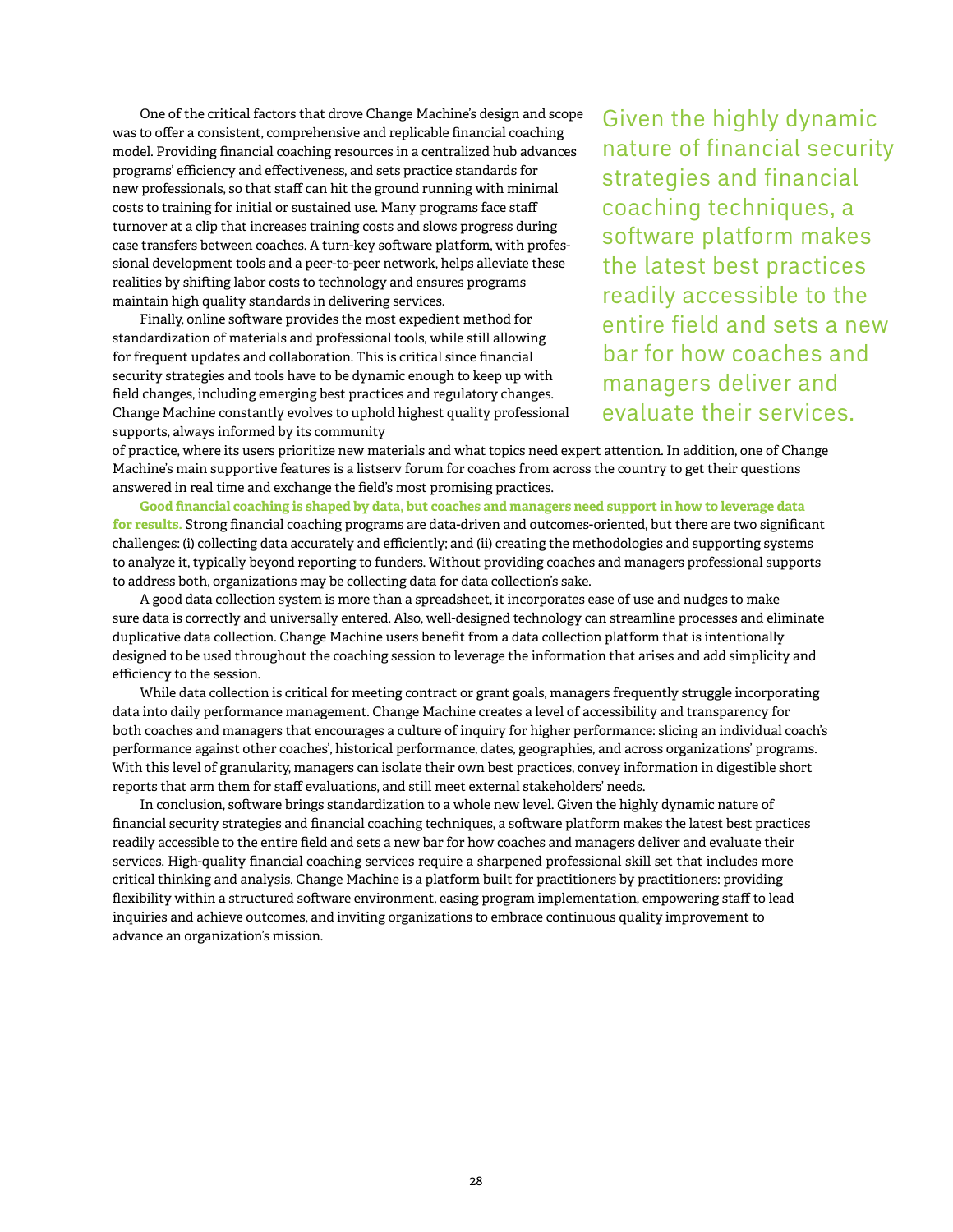One of the critical factors that drove Change Machine's design and scope was to offer a consistent, comprehensive and replicable financial coaching model. Providing financial coaching resources in a centralized hub advances programs' efficiency and effectiveness, and sets practice standards for new professionals, so that staff can hit the ground running with minimal costs to training for initial or sustained use. Many programs face staff turnover at a clip that increases training costs and slows progress during case transfers between coaches. A turn-key software platform, with professional development tools and a peer-to-peer network, helps alleviate these realities by shifting labor costs to technology and ensures programs maintain high quality standards in delivering services.

Finally, online software provides the most expedient method for standardization of materials and professional tools, while still allowing for frequent updates and collaboration. This is critical since financial security strategies and tools have to be dynamic enough to keep up with field changes, including emerging best practices and regulatory changes. Change Machine constantly evolves to uphold highest quality professional supports, always informed by its community of practice, where its users prioritize new materials and what topics need expert attention. In addition, one of Change Machine's main supportive features is a listserv forum for coaches from across the country to get their questions answered in real time and exchange the field's most promising practices.

> Given the highly dynamic nature of financial security strategies and financial coaching techniques, a software platform makes the latest best practices readily accessible to the entire field and sets a new bar for how coaches and managers deliver and evaluate their services.

**Good financial coaching is shaped by data, but coaches and managers need support in how to leverage data for results.** Strong financial coaching programs are data-driven and outcomes-oriented, but there are two significant challenges: (i) collecting data accurately and efficiently; and (ii) creating the methodologies and supporting systems to analyze it, typically beyond reporting to funders. Without providing coaches and managers professional supports to address both, organizations may be collecting data for data collection's sake.

A good data collection system is more than a spreadsheet, it incorporates ease of use and nudges to make sure data is correctly and universally entered. Also, well-designed technology can streamline processes and eliminate duplicative data collection. Change Machine users benefit from a data collection platform that is intentionally designed to be used throughout the coaching session to leverage the information that arises and add simplicity and efficiency to the session.

While data collection is critical for meeting contract or grant goals, managers frequently struggle incorporating data into daily performance management. Change Machine creates a level of accessibility and transparency for both coaches and managers that encourages a culture of inquiry for higher performance: slicing an individual coach's performance against other coaches', historical performance, dates, geographies, and across organizations' programs. With this level of granularity, managers can isolate their own best practices, convey information in digestible short reports that arm them for staff evaluations, and still meet external stakeholders' needs.

In conclusion, software brings standardization to a whole new level. Given the highly dynamic nature of financial security strategies and financial coaching techniques, a software platform makes the latest best practices readily accessible to the entire field and sets a new bar for how coaches and managers deliver and evaluate their services. High-quality financial coaching services require a sharpened professional skill set that includes more critical thinking and analysis. Change Machine is a platform built for practitioners by practitioners: providing flexibility within a structured software environment, easing program implementation, empowering staff to lead inquiries and achieve outcomes, and inviting organizations to embrace continuous quality improvement to advance an organization's mission.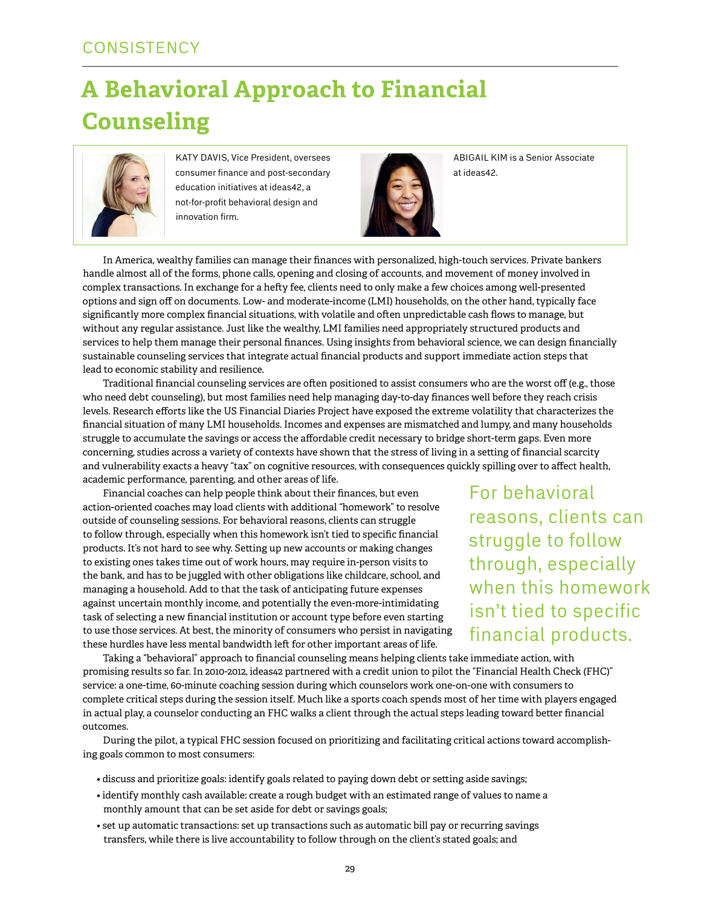CONSISTENCY

# A Behavioral Approach to Financial Counseling

KATY DAVIS, Vice President, oversees consumer finance and post-secondary education initiatives at ideas42, a not-for-profit behavioral design and innovation firm.

ABIGAIL KIM is a Senior Associate at ideas42.

In America, wealthy families can manage their finances with personalized, high-touch services. Private bankers handle almost all of the forms, phone calls, opening and closing of accounts, and movement of money involved in complex transactions. In exchange for a hefty fee, clients need to only make a few choices among well-presented options and sign off on documents. Low- and moderate-income (LMI) households, on the other hand, typically face significantly more complex financial situations, with volatile and often unpredictable cash flows to manage, but without any regular assistance. Just like the wealthy, LMI families need appropriately structured products and services to help them manage their personal finances. Using insights from behavioral science, we can design financially sustainable counseling services that integrate actual financial products and support immediate action steps that lead to economic stability and resilience.

Traditional financial counseling services are often positioned to assist consumers who are the worst off (e.g., those who need debt counseling), but most families need help managing day-to-day finances well before they reach crisis levels. Research efforts like the US Financial Diaries Project have exposed the extreme volatility that characterizes the financial situation of many LMI households. Incomes and expenses are mismatched and lumpy, and many households struggle to accumulate the savings or access the affordable credit necessary to bridge short-term gaps. Even more concerning, studies across a variety of contexts have shown that the stress of living in a setting of financial scarcity and vulnerability exacts a heavy "tax" on cognitive resources, with consequences quickly spilling over to affect health, academic performance, parenting, and other areas of life.

Financial coaches can help people think about their finances, but even action-oriented coaches may load clients with additional "homework" to resolve outside of counseling sessions. For behavioral reasons, clients can struggle to follow through, especially when this homework isn't tied to specific financial products. It's not hard to see why. Setting up new accounts or making changes to existing ones takes time out of work hours, may require in-person visits to the bank, and has to be juggled with other obligations like childcare, school, and managing a household. Add to that the task of anticipating future expenses against uncertain monthly income, and potentially the even-more-intimidating task of selecting a new financial institution or account type before even starting to use those services. At best, the minority of consumers who persist in navigating these hurdles have less mental bandwidth left for other important areas of life.

> For behavioral reasons, clients can struggle to follow through, especially when this homework isn't tied to specific financial products.

Taking a "behavioral" approach to financial counseling means helping clients take immediate action, with promising results so far. In 2010-2012, ideas42 partnered with a credit union to pilot the "Financial Health Check (FHC)" service: a one-time, 60-minute coaching session during which counselors work one-on-one with consumers to complete critical steps during the session itself. Much like a sports coach spends most of her time with players engaged in actual play, a counselor conducting an FHC walks a client through the actual steps leading toward better financial outcomes.

During the pilot, a typical FHC session focused on prioritizing and facilitating critical actions toward accomplishing goals common to most consumers:

- discuss and prioritize goals: identify goals related to paying down debt or setting aside savings;
- identify monthly cash available: create a rough budget with an estimated range of values to name a monthly amount that can be set aside for debt or savings goals;
- set up automatic transactions: set up transactions such as automatic bill pay or recurring savings transfers, while there is live accountability to follow through on the client's stated goals; and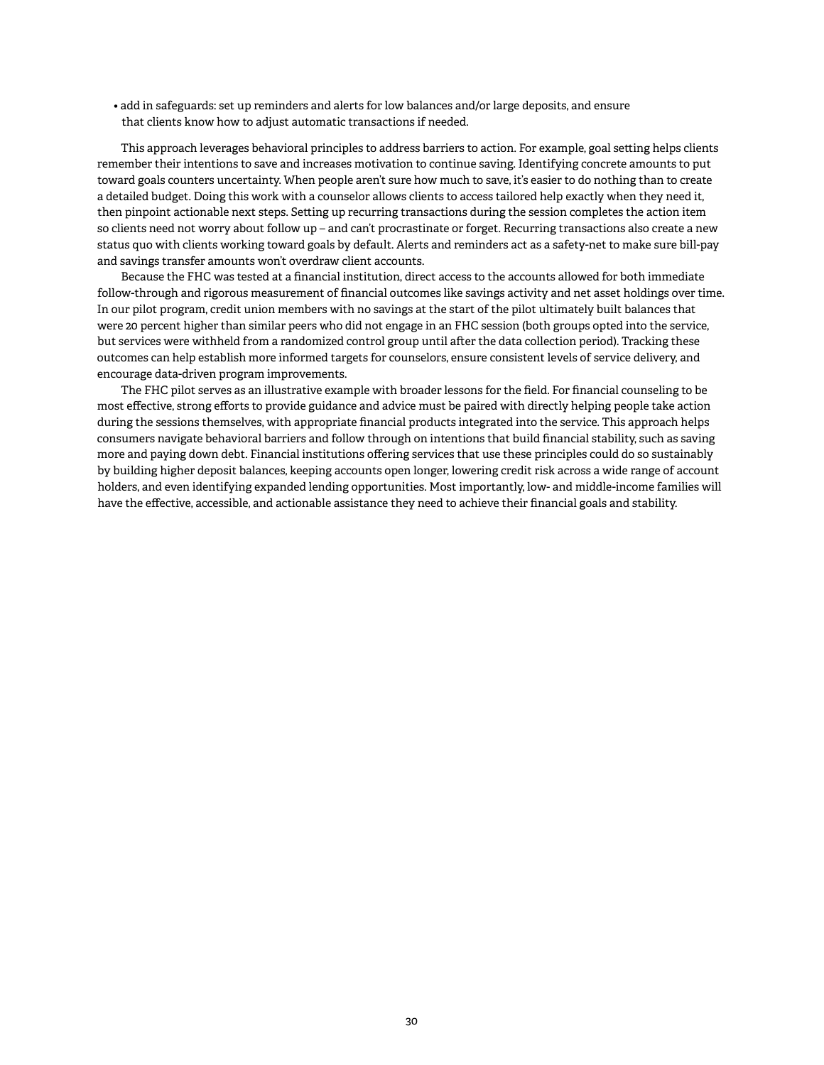- add in safeguards: set up reminders and alerts for low balances and/or large deposits, and ensure that clients know how to adjust automatic transactions if needed.

This approach leverages behavioral principles to address barriers to action. For example, goal setting helps clients remember their intentions to save and increases motivation to continue saving. Identifying concrete amounts to put toward goals counters uncertainty. When people aren't sure how much to save, it's easier to do nothing than to create a detailed budget. Doing this work with a counselor allows clients to access tailored help exactly when they need it, then pinpoint actionable next steps. Setting up recurring transactions during the session completes the action item so clients need not worry about follow up – and can't procrastinate or forget. Recurring transactions also create a new status quo with clients working toward goals by default. Alerts and reminders act as a safety-net to make sure bill-pay and savings transfer amounts won't overdraw client accounts.

Because the FHC was tested at a financial institution, direct access to the accounts allowed for both immediate follow-through and rigorous measurement of financial outcomes like savings activity and net asset holdings over time. In our pilot program, credit union members with no savings at the start of the pilot ultimately built balances that were 20 percent higher than similar peers who did not engage in an FHC session (both groups opted into the service, but services were withheld from a randomized control group until after the data collection period). Tracking these outcomes can help establish more informed targets for counselors, ensure consistent levels of service delivery, and encourage data-driven program improvements.

The FHC pilot serves as an illustrative example with broader lessons for the field. For financial counseling to be most effective, strong efforts to provide guidance and advice must be paired with directly helping people take action during the sessions themselves, with appropriate financial products integrated into the service. This approach helps consumers navigate behavioral barriers and follow through on intentions that build financial stability, such as saving more and paying down debt. Financial institutions offering services that use these principles could do so sustainably by building higher deposit balances, keeping accounts open longer, lowering credit risk across a wide range of account holders, and even identifying expanded lending opportunities. Most importantly, low- and middle-income families will have the effective, accessible, and actionable assistance they need to achieve their financial goals and stability.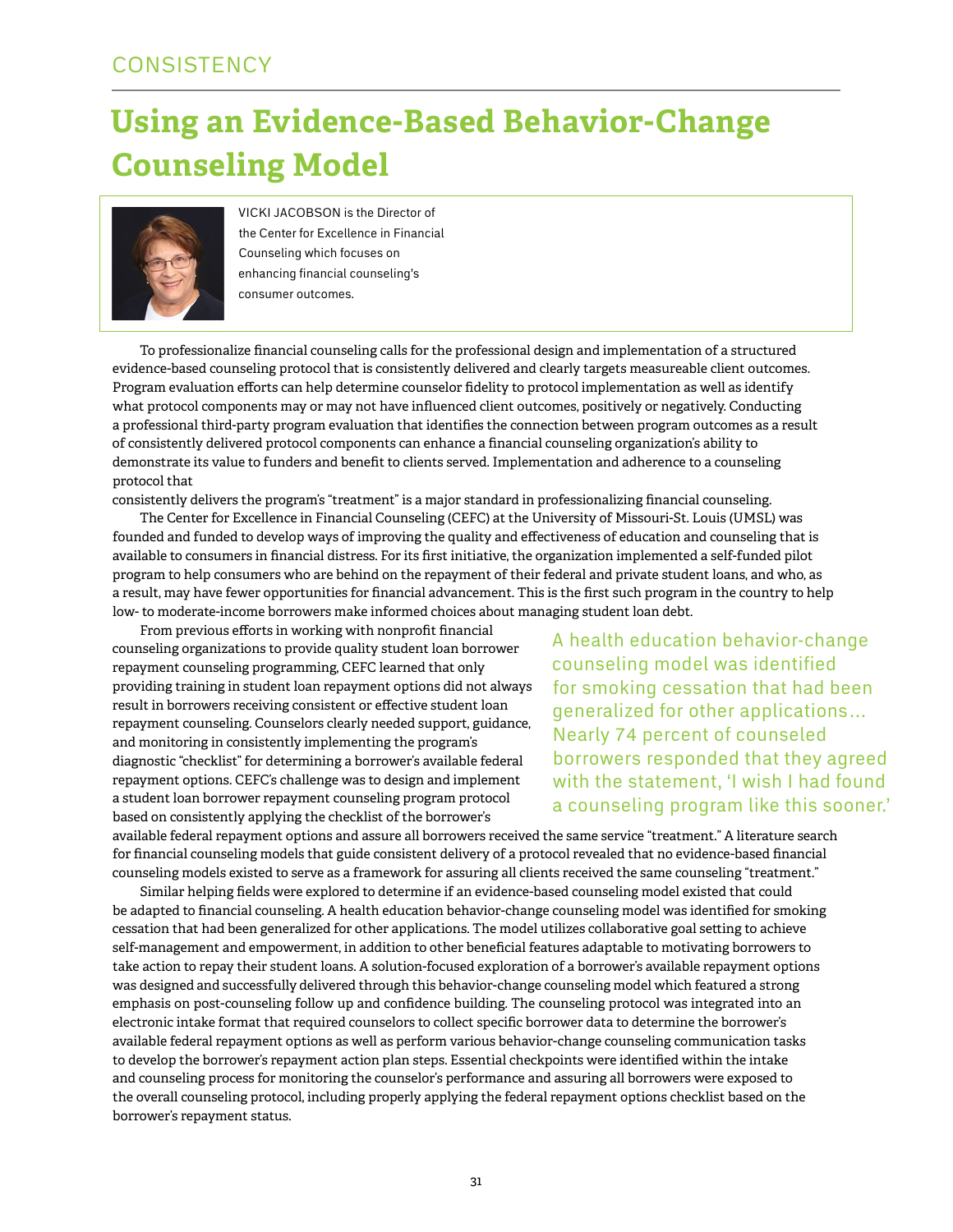CONSISTENCY

# Using an Evidence-Based Behavior-Change Counseling Model

VICKI JACOBSON is the Director of the Center for Excellence in Financial Counseling which focuses on enhancing financial counseling's consumer outcomes.

To professionalize financial counseling calls for the professional design and implementation of a structured evidence-based counseling protocol that is consistently delivered and clearly targets measureable client outcomes. Program evaluation efforts can help determine counselor fidelity to protocol implementation as well as identify what protocol components may or may not have influenced client outcomes, positively or negatively. Conducting a professional third-party program evaluation that identifies the connection between program outcomes as a result of consistently delivered protocol components can enhance a financial counseling organization's ability to demonstrate its value to funders and benefit to clients served. Implementation and adherence to a counseling protocol that consistently delivers the program's "treatment" is a major standard in professionalizing financial counseling.

The Center for Excellence in Financial Counseling (CEFC) at the University of Missouri-St. Louis (UMSL) was founded and funded to develop ways of improving the quality and effectiveness of education and counseling that is available to consumers in financial distress. For its first initiative, the organization implemented a self-funded pilot program to help consumers who are behind on the repayment of their federal and private student loans, and who, as a result, may have fewer opportunities for financial advancement. This is the first such program in the country to help low- to moderate-income borrowers make informed choices about managing student loan debt.

From previous efforts in working with nonprofit financial counseling organizations to provide quality student loan borrower repayment counseling programming, CEFC learned that only providing training in student loan repayment options did not always result in borrowers receiving consistent or effective student loan repayment counseling. Counselors clearly needed support, guidance, and monitoring in consistently implementing the program's diagnostic "checklist" for determining a borrower's available federal repayment options. CEFC's challenge was to design and implement a student loan borrower repayment counseling program protocol based on consistently applying the checklist of the borrower's available federal repayment options and assure all borrowers received the same service "treatment." A literature search for financial counseling models that guide consistent delivery of a protocol revealed that no evidence-based financial counseling models existed to serve as a framework for assuring all clients received the same counseling "treatment."

> A health education behavior-change counseling model was identified for smoking cessation that had been generalized for other applications… Nearly 74 percent of counseled borrowers responded that they agreed with the statement, 'I wish I had found a counseling program like this sooner.'

Similar helping fields were explored to determine if an evidence-based counseling model existed that could be adapted to financial counseling. A health education behavior-change counseling model was identified for smoking cessation that had been generalized for other applications. The model utilizes collaborative goal setting to achieve self-management and empowerment, in addition to other beneficial features adaptable to motivating borrowers to take action to repay their student loans. A solution-focused exploration of a borrower's available repayment options was designed and successfully delivered through this behavior-change counseling model which featured a strong emphasis on post-counseling follow up and confidence building. The counseling protocol was integrated into an electronic intake format that required counselors to collect specific borrower data to determine the borrower's available federal repayment options as well as perform various behavior-change counseling communication tasks to develop the borrower's repayment action plan steps. Essential checkpoints were identified within the intake and counseling process for monitoring the counselor's performance and assuring all borrowers were exposed to the overall counseling protocol, including properly applying the federal repayment options checklist based on the borrower's repayment status.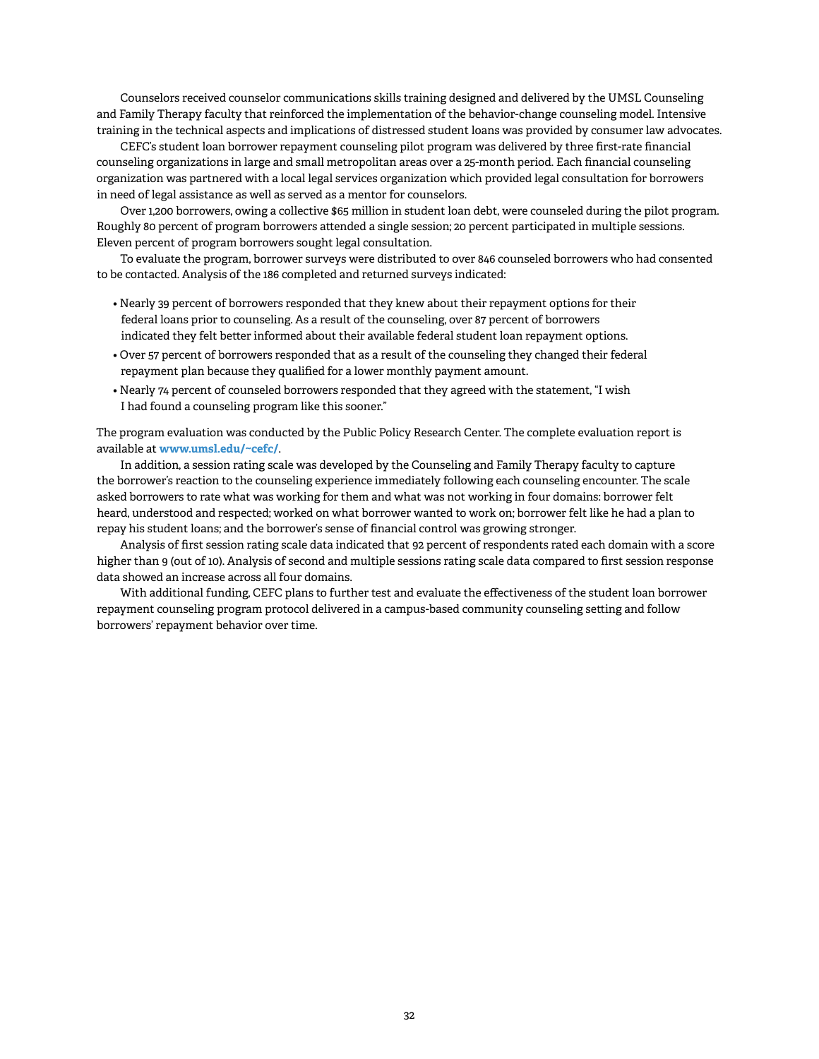Counselors received counselor communications skills training designed and delivered by the UMSL Counseling and Family Therapy faculty that reinforced the implementation of the behavior-change counseling model. Intensive training in the technical aspects and implications of distressed student loans was provided by consumer law advocates.

CEFC's student loan borrower repayment counseling pilot program was delivered by three first-rate financial counseling organizations in large and small metropolitan areas over a 25-month period. Each financial counseling organization was partnered with a local legal services organization which provided legal consultation for borrowers in need of legal assistance as well as served as a mentor for counselors.

Over 1,200 borrowers, owing a collective $65 million in student loan debt, were counseled during the pilot program. Roughly 80 percent of program borrowers attended a single session; 20 percent participated in multiple sessions. Eleven percent of program borrowers sought legal consultation.

To evaluate the program, borrower surveys were distributed to over 846 counseled borrowers who had consented to be contacted. Analysis of the 186 completed and returned surveys indicated:

- Nearly 39 percent of borrowers responded that they knew about their repayment options for their federal loans prior to counseling. As a result of the counseling, over 87 percent of borrowers indicated they felt better informed about their available federal student loan repayment options.
- Over 57 percent of borrowers responded that as a result of the counseling they changed their federal repayment plan because they qualified for a lower monthly payment amount.
- Nearly 74 percent of counseled borrowers responded that they agreed with the statement, "I wish I had found a counseling program like this sooner."

The program evaluation was conducted by the Public Policy Research Center. The complete evaluation report is available at **www.umsl.edu/~cefc/**.

In addition, a session rating scale was developed by the Counseling and Family Therapy faculty to capture the borrower's reaction to the counseling experience immediately following each counseling encounter. The scale asked borrowers to rate what was working for them and what was not working in four domains: borrower felt heard, understood and respected; worked on what borrower wanted to work on; borrower felt like he had a plan to repay his student loans; and the borrower's sense of financial control was growing stronger.

Analysis of first session rating scale data indicated that 92 percent of respondents rated each domain with a score higher than 9 (out of 10). Analysis of second and multiple sessions rating scale data compared to first session response data showed an increase across all four domains.

With additional funding, CEFC plans to further test and evaluate the effectiveness of the student loan borrower repayment counseling program protocol delivered in a campus-based community counseling setting and follow borrowers' repayment behavior over time.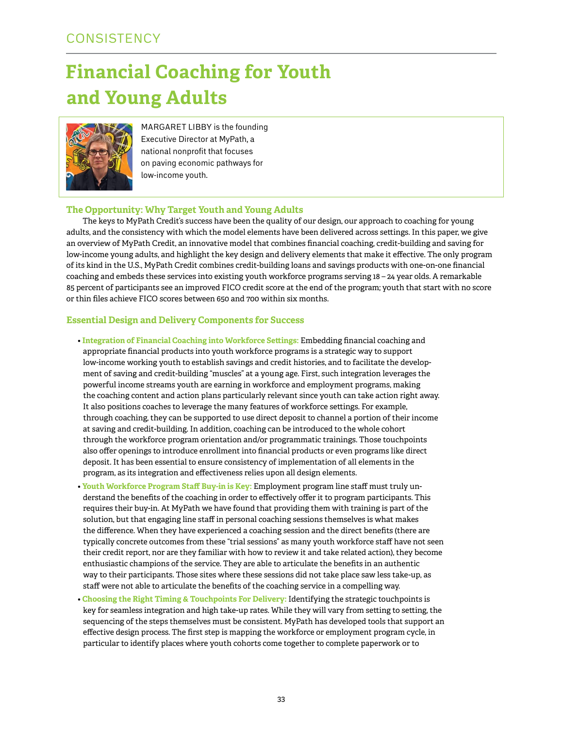CONSISTENCY

# Financial Coaching for Youth and Young Adults

MARGARET LIBBY is the founding Executive Director at MyPath, a national nonprofit that focuses on paving economic pathways for low-income youth.

### The Opportunity: Why Target Youth and Young Adults

The keys to MyPath Credit's success have been the quality of our design, our approach to coaching for young adults, and the consistency with which the model elements have been delivered across settings. In this paper, we give an overview of MyPath Credit, an innovative model that combines financial coaching, credit-building and saving for low-income young adults, and highlight the key design and delivery elements that make it effective. The only program of its kind in the U.S., MyPath Credit combines credit-building loans and savings products with one-on-one financial coaching and embeds these services into existing youth workforce programs serving 18 – 24 year olds. A remarkable 85 percent of participants see an improved FICO credit score at the end of the program; youth that start with no score or thin files achieve FICO scores between 650 and 700 within six months.

### Essential Design and Delivery Components for Success

- **Integration of Financial Coaching into Workforce Settings:** Embedding financial coaching and appropriate financial products into youth workforce programs is a strategic way to support low-income working youth to establish savings and credit histories, and to facilitate the development of saving and credit-building "muscles" at a young age. First, such integration leverages the powerful income streams youth are earning in workforce and employment programs, making the coaching content and action plans particularly relevant since youth can take action right away. It also positions coaches to leverage the many features of workforce settings. For example, through coaching, they can be supported to use direct deposit to channel a portion of their income at saving and credit-building. In addition, coaching can be introduced to the whole cohort through the workforce program orientation and/or programmatic trainings. Those touchpoints also offer openings to introduce enrollment into financial products or even programs like direct deposit. It has been essential to ensure consistency of implementation of all elements in the program, as its integration and effectiveness relies upon all design elements.
- **Youth Workforce Program Staff Buy-in is Key:** Employment program line staff must truly understand the benefits of the coaching in order to effectively offer it to program participants. This requires their buy-in. At MyPath we have found that providing them with training is part of the solution, but that engaging line staff in personal coaching sessions themselves is what makes the difference. When they have experienced a coaching session and the direct benefits (there are typically concrete outcomes from these "trial sessions" as many youth workforce staff have not seen their credit report, nor are they familiar with how to review it and take related action), they become enthusiastic champions of the service. They are able to articulate the benefits in an authentic way to their participants. Those sites where these sessions did not take place saw less take-up, as staff were not able to articulate the benefits of the coaching service in a compelling way.
- **Choosing the Right Timing & Touchpoints For Delivery:** Identifying the strategic touchpoints is key for seamless integration and high take-up rates. While they will vary from setting to setting, the sequencing of the steps themselves must be consistent. MyPath has developed tools that support an effective design process. The first step is mapping the workforce or employment program cycle, in particular to identify places where youth cohorts come together to complete paperwork or to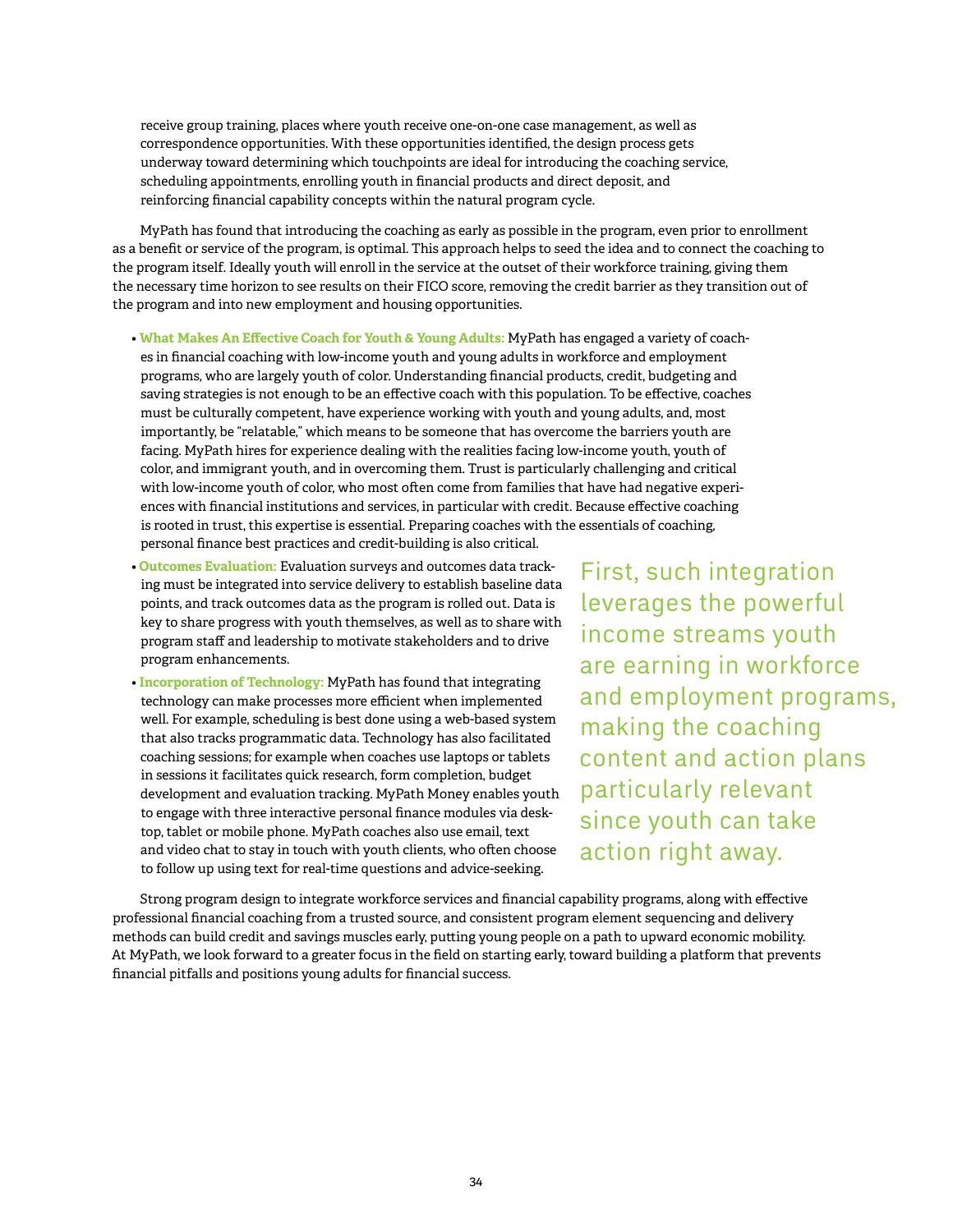receive group training, places where youth receive one-on-one case management, as well as correspondence opportunities. With these opportunities identified, the design process gets underway toward determining which touchpoints are ideal for introducing the coaching service, scheduling appointments, enrolling youth in financial products and direct deposit, and reinforcing financial capability concepts within the natural program cycle.

MyPath has found that introducing the coaching as early as possible in the program, even prior to enrollment as a benefit or service of the program, is optimal. This approach helps to seed the idea and to connect the coaching to the program itself. Ideally youth will enroll in the service at the outset of their workforce training, giving them the necessary time horizon to see results on their FICO score, removing the credit barrier as they transition out of the program and into new employment and housing opportunities.

- **What Makes An Effective Coach for Youth & Young Adults:** MyPath has engaged a variety of coaches in financial coaching with low-income youth and young adults in workforce and employment programs, who are largely youth of color. Understanding financial products, credit, budgeting and saving strategies is not enough to be an effective coach with this population. To be effective, coaches must be culturally competent, have experience working with youth and young adults, and, most importantly, be "relatable," which means to be someone that has overcome the barriers youth are facing. MyPath hires for experience dealing with the realities facing low-income youth, youth of color, and immigrant youth, and in overcoming them. Trust is particularly challenging and critical with low-income youth of color, who most often come from families that have had negative experiences with financial institutions and services, in particular with credit. Because effective coaching is rooted in trust, this expertise is essential. Preparing coaches with the essentials of coaching, personal finance best practices and credit-building is also critical.
- **Outcomes Evaluation:** Evaluation surveys and outcomes data tracking must be integrated into service delivery to establish baseline data points, and track outcomes data as the program is rolled out. Data is key to share progress with youth themselves, as well as to share with program staff and leadership to motivate stakeholders and to drive program enhancements.
- **Incorporation of Technology:** MyPath has found that integrating technology can make processes more efficient when implemented well. For example, scheduling is best done using a web-based system that also tracks programmatic data. Technology has also facilitated coaching sessions; for example when coaches use laptops or tablets in sessions it facilitates quick research, form completion, budget development and evaluation tracking. MyPath Money enables youth to engage with three interactive personal finance modules via desktop, tablet or mobile phone. MyPath coaches also use email, text and video chat to stay in touch with youth clients, who often choose to follow up using text for real-time questions and advice-seeking.

> First, such integration leverages the powerful income streams youth are earning in workforce and employment programs, making the coaching content and action plans particularly relevant since youth can take action right away.

Strong program design to integrate workforce services and financial capability programs, along with effective professional financial coaching from a trusted source, and consistent program element sequencing and delivery methods can build credit and savings muscles early, putting young people on a path to upward economic mobility. At MyPath, we look forward to a greater focus in the field on starting early, toward building a platform that prevents financial pitfalls and positions young adults for financial success.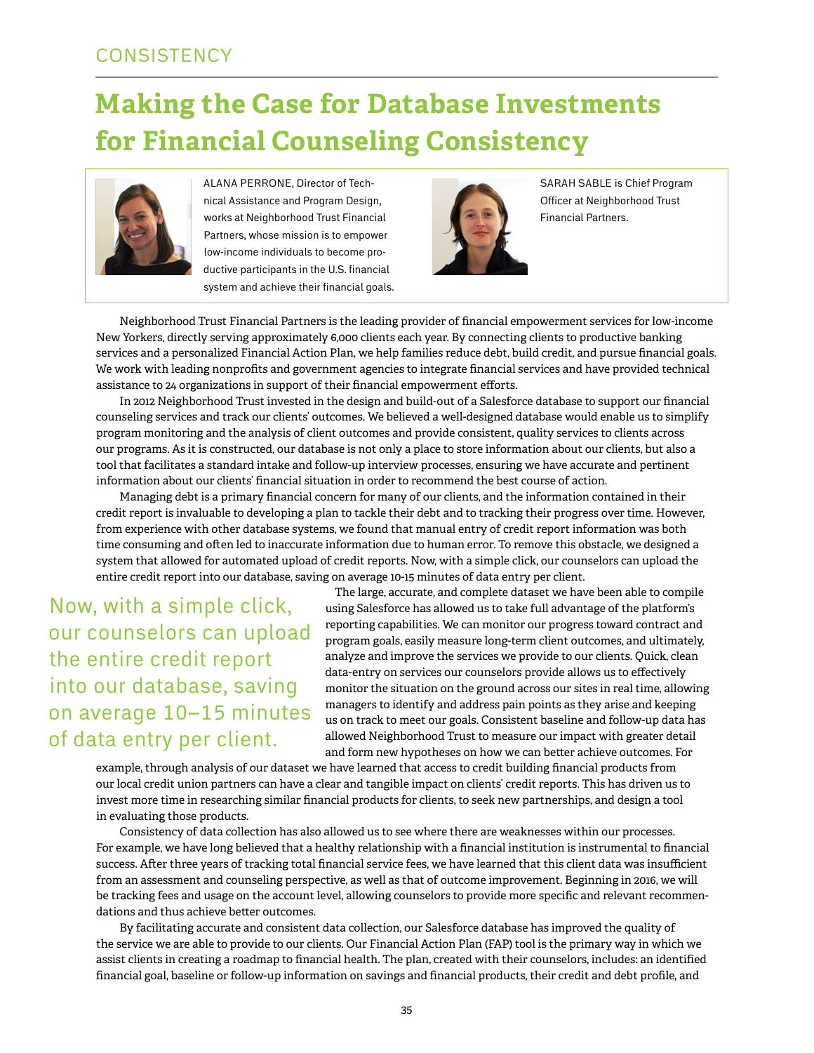CONSISTENCY

# Making the Case for Database Investments for Financial Counseling Consistency

ALANA PERRONE, Director of Technical Assistance and Program Design, works at Neighborhood Trust Financial Partners, whose mission is to empower low-income individuals to become productive participants in the U.S. financial system and achieve their financial goals.

SARAH SABLE is Chief Program Officer at Neighborhood Trust Financial Partners.

Neighborhood Trust Financial Partners is the leading provider of financial empowerment services for low-income New Yorkers, directly serving approximately 6,000 clients each year. By connecting clients to productive banking services and a personalized Financial Action Plan, we help families reduce debt, build credit, and pursue financial goals. We work with leading nonprofits and government agencies to integrate financial services and have provided technical assistance to 24 organizations in support of their financial empowerment efforts.

In 2012 Neighborhood Trust invested in the design and build-out of a Salesforce database to support our financial counseling services and track our clients' outcomes. We believed a well-designed database would enable us to simplify program monitoring and the analysis of client outcomes and provide consistent, quality services to clients across our programs. As it is constructed, our database is not only a place to store information about our clients, but also a tool that facilitates a standard intake and follow-up interview processes, ensuring we have accurate and pertinent information about our clients' financial situation in order to recommend the best course of action.

Managing debt is a primary financial concern for many of our clients, and the information contained in their credit report is invaluable to developing a plan to tackle their debt and to tracking their progress over time. However, from experience with other database systems, we found that manual entry of credit report information was both time consuming and often led to inaccurate information due to human error. To remove this obstacle, we designed a system that allowed for automated upload of credit reports. Now, with a simple click, our counselors can upload the entire credit report into our database, saving on average 10-15 minutes of data entry per client.

> Now, with a simple click, our counselors can upload the entire credit report into our database, saving on average 10–15 minutes of data entry per client.

The large, accurate, and complete dataset we have been able to compile using Salesforce has allowed us to take full advantage of the platform's reporting capabilities. We can monitor our progress toward contract and program goals, easily measure long-term client outcomes, and ultimately, analyze and improve the services we provide to our clients. Quick, clean data-entry on services our counselors provide allows us to effectively monitor the situation on the ground across our sites in real time, allowing managers to identify and address pain points as they arise and keeping us on track to meet our goals. Consistent baseline and follow-up data has allowed Neighborhood Trust to measure our impact with greater detail and form new hypotheses on how we can better achieve outcomes. For example, through analysis of our dataset we have learned that access to credit building financial products from our local credit union partners can have a clear and tangible impact on clients' credit reports. This has driven us to invest more time in researching similar financial products for clients, to seek new partnerships, and design a tool in evaluating those products.

Consistency of data collection has also allowed us to see where there are weaknesses within our processes. For example, we have long believed that a healthy relationship with a financial institution is instrumental to financial success. After three years of tracking total financial service fees, we have learned that this client data was insufficient from an assessment and counseling perspective, as well as that of outcome improvement. Beginning in 2016, we will be tracking fees and usage on the account level, allowing counselors to provide more specific and relevant recommendations and thus achieve better outcomes.

By facilitating accurate and consistent data collection, our Salesforce database has improved the quality of the service we are able to provide to our clients. Our Financial Action Plan (FAP) tool is the primary way in which we assist clients in creating a roadmap to financial health. The plan, created with their counselors, includes: an identified financial goal, baseline or follow-up information on savings and financial products, their credit and debt profile, and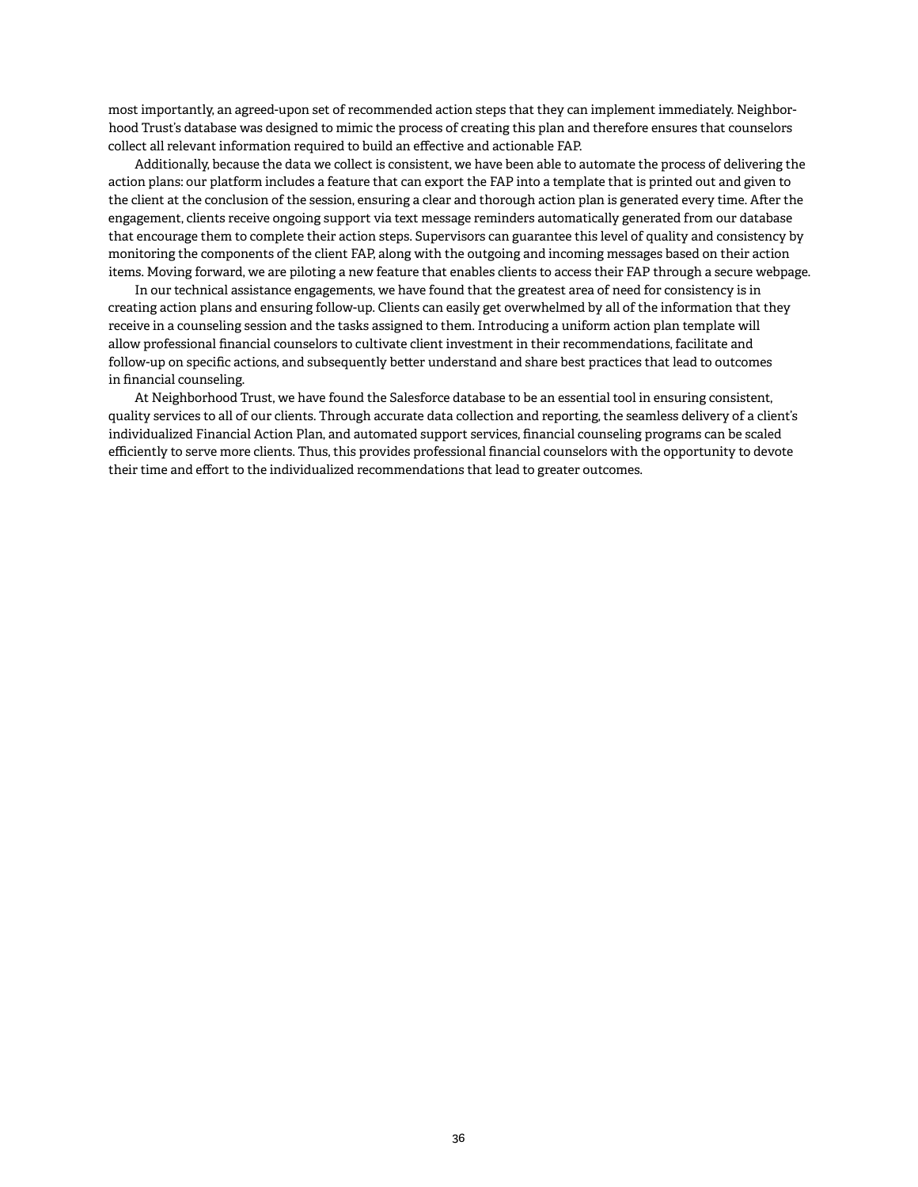most importantly, an agreed-upon set of recommended action steps that they can implement immediately. Neighborhood Trust's database was designed to mimic the process of creating this plan and therefore ensures that counselors collect all relevant information required to build an effective and actionable FAP.

Additionally, because the data we collect is consistent, we have been able to automate the process of delivering the action plans: our platform includes a feature that can export the FAP into a template that is printed out and given to the client at the conclusion of the session, ensuring a clear and thorough action plan is generated every time. After the engagement, clients receive ongoing support via text message reminders automatically generated from our database that encourage them to complete their action steps. Supervisors can guarantee this level of quality and consistency by monitoring the components of the client FAP, along with the outgoing and incoming messages based on their action items. Moving forward, we are piloting a new feature that enables clients to access their FAP through a secure webpage.

In our technical assistance engagements, we have found that the greatest area of need for consistency is in creating action plans and ensuring follow-up. Clients can easily get overwhelmed by all of the information that they receive in a counseling session and the tasks assigned to them. Introducing a uniform action plan template will allow professional financial counselors to cultivate client investment in their recommendations, facilitate and follow-up on specific actions, and subsequently better understand and share best practices that lead to outcomes in financial counseling.

At Neighborhood Trust, we have found the Salesforce database to be an essential tool in ensuring consistent, quality services to all of our clients. Through accurate data collection and reporting, the seamless delivery of a client's individualized Financial Action Plan, and automated support services, financial counseling programs can be scaled efficiently to serve more clients. Thus, this provides professional financial counselors with the opportunity to devote their time and effort to the individualized recommendations that lead to greater outcomes.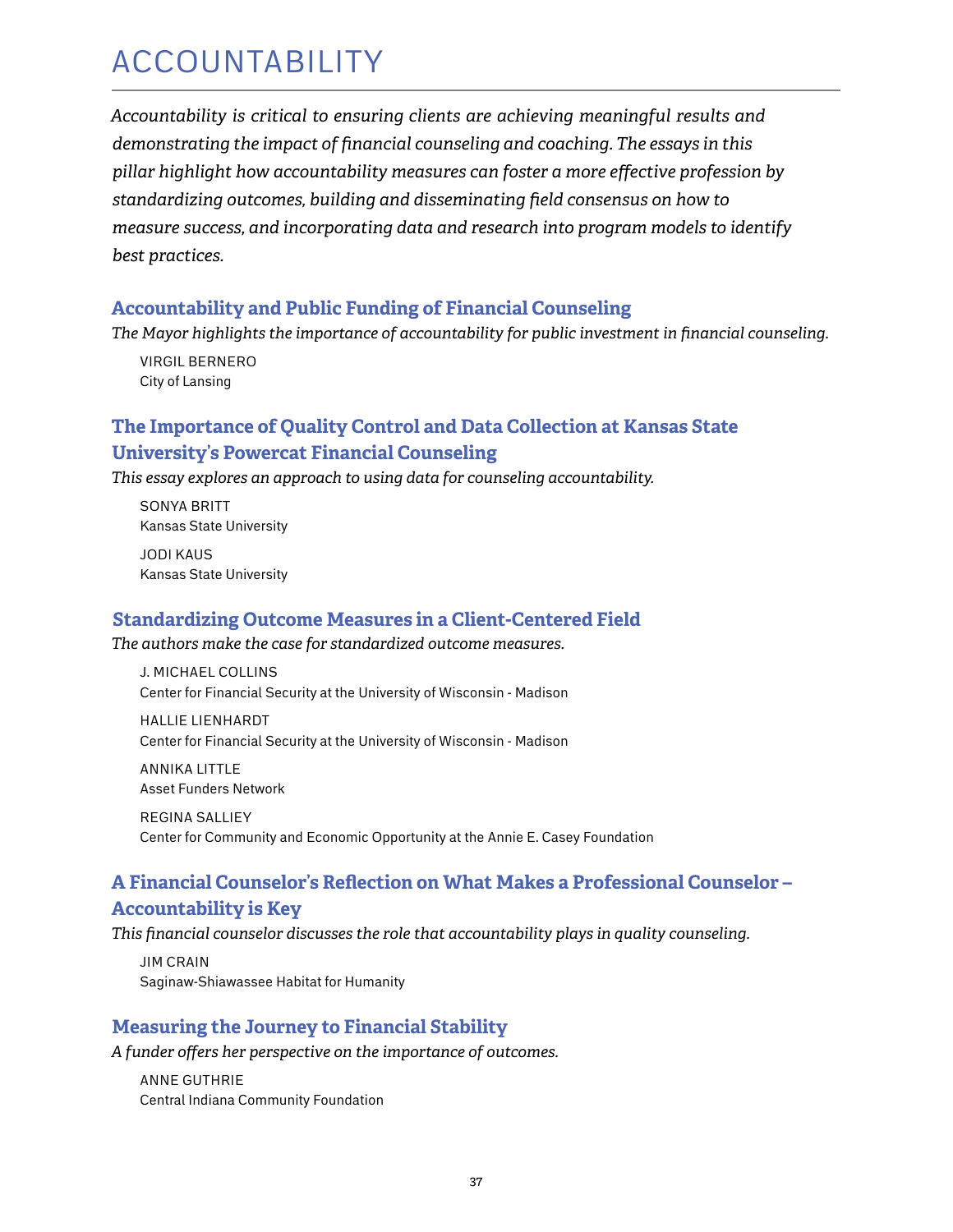# ACCOUNTABILITY

*Accountability is critical to ensuring clients are achieving meaningful results and demonstrating the impact of financial counseling and coaching. The essays in this pillar highlight how accountability measures can foster a more effective profession by standardizing outcomes, building and disseminating field consensus on how to measure success, and incorporating data and research into program models to identify best practices.*

### Accountability and Public Funding of Financial Counseling

*The Mayor highlights the importance of accountability for public investment in financial counseling.*

VIRGIL BERNERO
City of Lansing

### The Importance of Quality Control and Data Collection at Kansas State University's Powercat Financial Counseling

*This essay explores an approach to using data for counseling accountability.*

SONYA BRITT
Kansas State University

JODI KAUS
Kansas State University

### Standardizing Outcome Measures in a Client-Centered Field

*The authors make the case for standardized outcome measures.*

J. MICHAEL COLLINS
Center for Financial Security at the University of Wisconsin - Madison

HALLIE LIENHARDT
Center for Financial Security at the University of Wisconsin - Madison

ANNIKA LITTLE
Asset Funders Network

REGINA SALLIEY
Center for Community and Economic Opportunity at the Annie E. Casey Foundation

### A Financial Counselor's Reflection on What Makes a Professional Counselor – Accountability is Key

*This financial counselor discusses the role that accountability plays in quality counseling.*

JIM CRAIN
Saginaw-Shiawassee Habitat for Humanity

### Measuring the Journey to Financial Stability

*A funder offers her perspective on the importance of outcomes.*

ANNE GUTHRIE
Central Indiana Community Foundation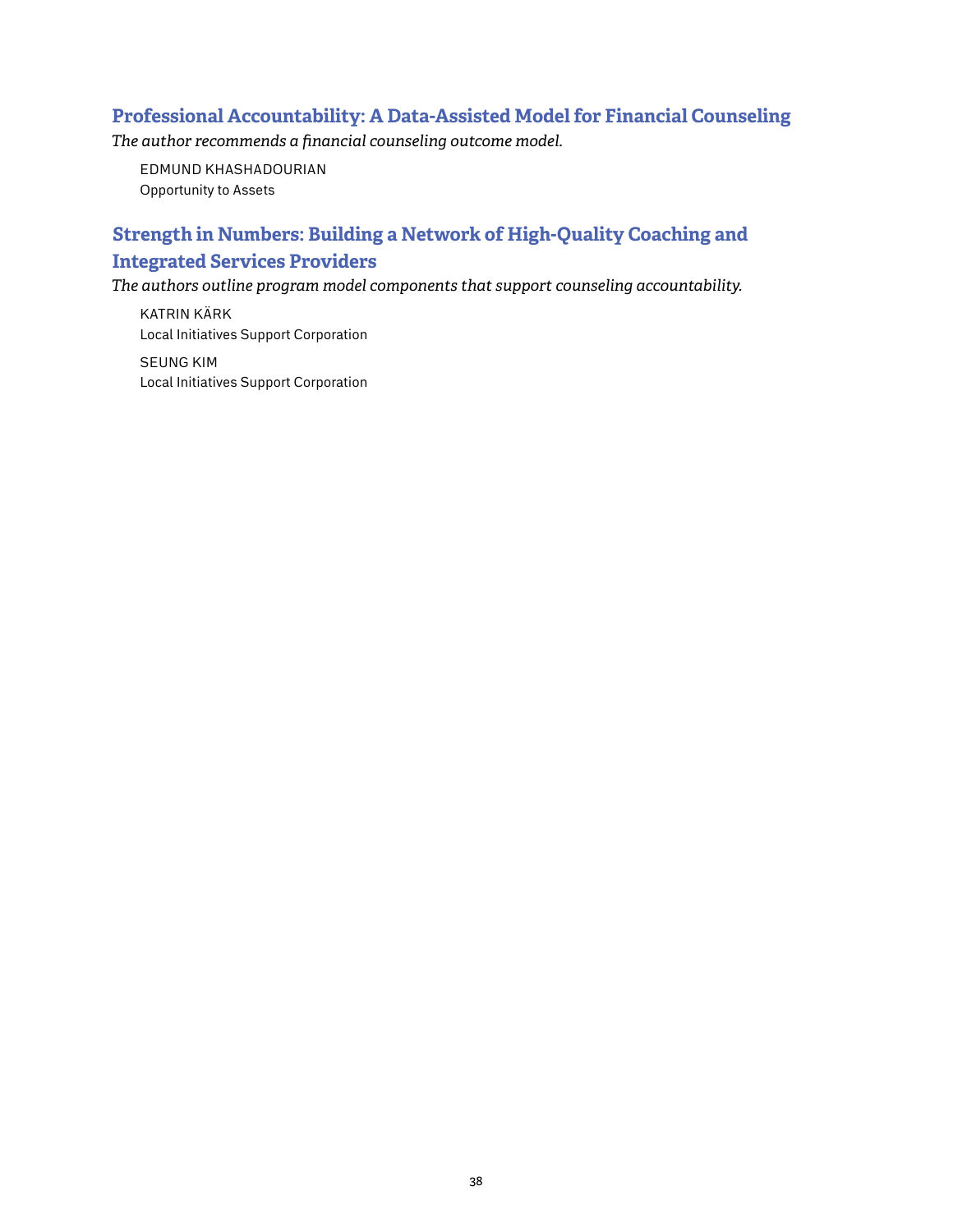## Professional Accountability: A Data-Assisted Model for Financial Counseling

*The author recommends a financial counseling outcome model.*

EDMUND KHASHADOURIAN
Opportunity to Assets

## Strength in Numbers: Building a Network of High-Quality Coaching and Integrated Services Providers

*The authors outline program model components that support counseling accountability.*

KATRIN KÄRK
Local Initiatives Support Corporation

SEUNG KIM
Local Initiatives Support Corporation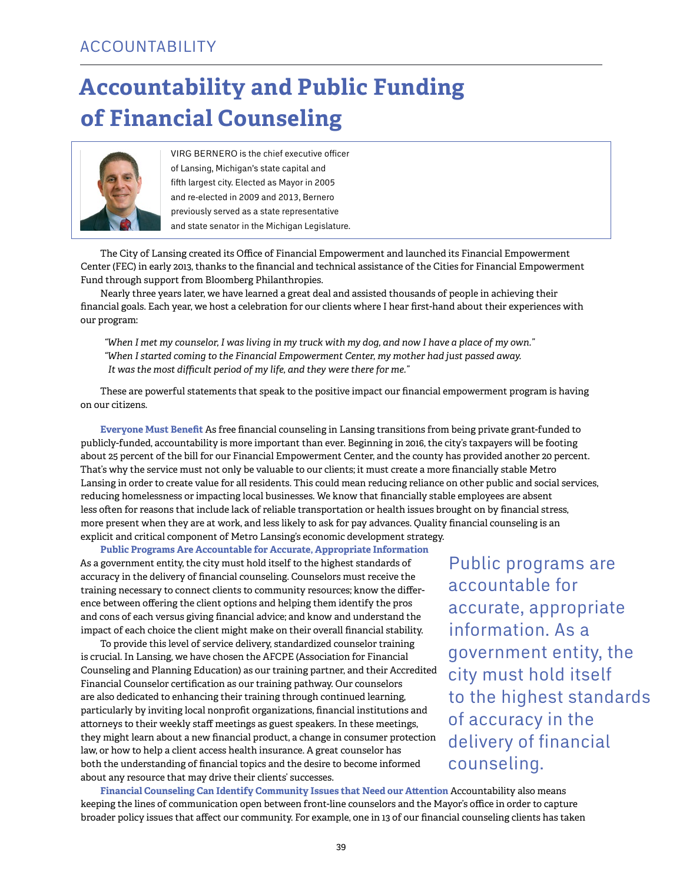ACCOUNTABILITY

# Accountability and Public Funding of Financial Counseling

VIRG BERNERO is the chief executive officer of Lansing, Michigan's state capital and fifth largest city. Elected as Mayor in 2005 and re-elected in 2009 and 2013, Bernero previously served as a state representative and state senator in the Michigan Legislature.

The City of Lansing created its Office of Financial Empowerment and launched its Financial Empowerment Center (FEC) in early 2013, thanks to the financial and technical assistance of the Cities for Financial Empowerment Fund through support from Bloomberg Philanthropies.

Nearly three years later, we have learned a great deal and assisted thousands of people in achieving their financial goals. Each year, we host a celebration for our clients where I hear first-hand about their experiences with our program:

> *"When I met my counselor, I was living in my truck with my dog, and now I have a place of my own."*
> *"When I started coming to the Financial Empowerment Center, my mother had just passed away. It was the most difficult period of my life, and they were there for me."*

These are powerful statements that speak to the positive impact our financial empowerment program is having on our citizens.

**Everyone Must Benefit** As free financial counseling in Lansing transitions from being private grant-funded to publicly-funded, accountability is more important than ever. Beginning in 2016, the city's taxpayers will be footing about 25 percent of the bill for our Financial Empowerment Center, and the county has provided another 20 percent. That's why the service must not only be valuable to our clients; it must create a more financially stable Metro Lansing in order to create value for all residents. This could mean reducing reliance on other public and social services, reducing homelessness or impacting local businesses. We know that financially stable employees are absent less often for reasons that include lack of reliable transportation or health issues brought on by financial stress, more present when they are at work, and less likely to ask for pay advances. Quality financial counseling is an explicit and critical component of Metro Lansing's economic development strategy.

**Public Programs Are Accountable for Accurate, Appropriate Information** As a government entity, the city must hold itself to the highest standards of accuracy in the delivery of financial counseling. Counselors must receive the training necessary to connect clients to community resources; know the difference between offering the client options and helping them identify the pros and cons of each versus giving financial advice; and know and understand the impact of each choice the client might make on their overall financial stability.

> Public programs are accountable for accurate, appropriate information. As a government entity, the city must hold itself to the highest standards of accuracy in the delivery of financial counseling.

To provide this level of service delivery, standardized counselor training is crucial. In Lansing, we have chosen the AFCPE (Association for Financial Counseling and Planning Education) as our training partner, and their Accredited Financial Counselor certification as our training pathway. Our counselors are also dedicated to enhancing their training through continued learning, particularly by inviting local nonprofit organizations, financial institutions and attorneys to their weekly staff meetings as guest speakers. In these meetings, they might learn about a new financial product, a change in consumer protection law, or how to help a client access health insurance. A great counselor has both the understanding of financial topics and the desire to become informed about any resource that may drive their clients' successes.

**Financial Counseling Can Identify Community Issues that Need our Attention** Accountability also means keeping the lines of communication open between front-line counselors and the Mayor's office in order to capture broader policy issues that affect our community. For example, one in 13 of our financial counseling clients has taken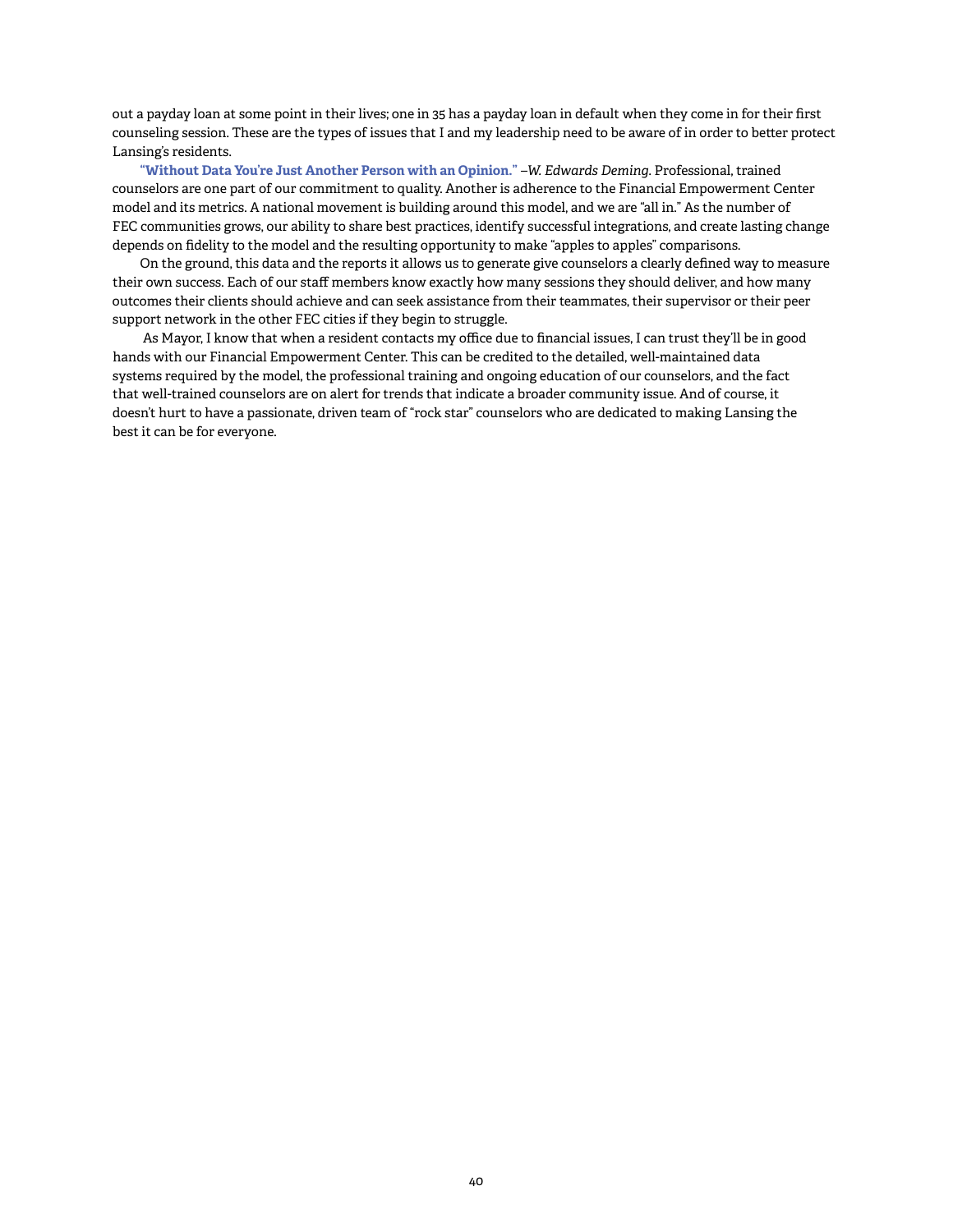out a payday loan at some point in their lives; one in 35 has a payday loan in default when they come in for their first counseling session. These are the types of issues that I and my leadership need to be aware of in order to better protect Lansing's residents.

**"Without Data You're Just Another Person with an Opinion."** –*W. Edwards Deming*. Professional, trained counselors are one part of our commitment to quality. Another is adherence to the Financial Empowerment Center model and its metrics. A national movement is building around this model, and we are "all in." As the number of FEC communities grows, our ability to share best practices, identify successful integrations, and create lasting change depends on fidelity to the model and the resulting opportunity to make "apples to apples" comparisons.

On the ground, this data and the reports it allows us to generate give counselors a clearly defined way to measure their own success. Each of our staff members know exactly how many sessions they should deliver, and how many outcomes their clients should achieve and can seek assistance from their teammates, their supervisor or their peer support network in the other FEC cities if they begin to struggle.

As Mayor, I know that when a resident contacts my office due to financial issues, I can trust they'll be in good hands with our Financial Empowerment Center. This can be credited to the detailed, well-maintained data systems required by the model, the professional training and ongoing education of our counselors, and the fact that well-trained counselors are on alert for trends that indicate a broader community issue. And of course, it doesn't hurt to have a passionate, driven team of "rock star" counselors who are dedicated to making Lansing the best it can be for everyone.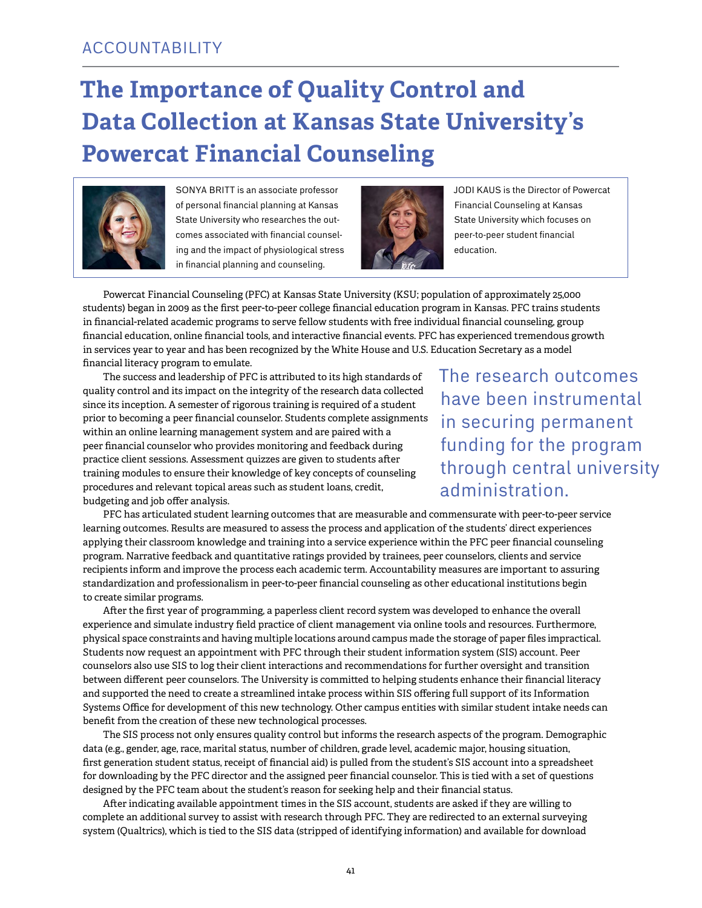ACCOUNTABILITY

# The Importance of Quality Control and Data Collection at Kansas State University's Powercat Financial Counseling

SONYA BRITT is an associate professor of personal financial planning at Kansas State University who researches the outcomes associated with financial counseling and the impact of physiological stress in financial planning and counseling.

JODI KAUS is the Director of Powercat Financial Counseling at Kansas State University which focuses on peer-to-peer student financial education.

Powercat Financial Counseling (PFC) at Kansas State University (KSU; population of approximately 25,000 students) began in 2009 as the first peer-to-peer college financial education program in Kansas. PFC trains students in financial-related academic programs to serve fellow students with free individual financial counseling, group financial education, online financial tools, and interactive financial events. PFC has experienced tremendous growth in services year to year and has been recognized by the White House and U.S. Education Secretary as a model financial literacy program to emulate.

The success and leadership of PFC is attributed to its high standards of quality control and its impact on the integrity of the research data collected since its inception. A semester of rigorous training is required of a student prior to becoming a peer financial counselor. Students complete assignments within an online learning management system and are paired with a peer financial counselor who provides monitoring and feedback during practice client sessions. Assessment quizzes are given to students after training modules to ensure their knowledge of key concepts of counseling procedures and relevant topical areas such as student loans, credit, budgeting and job offer analysis.

> The research outcomes have been instrumental in securing permanent funding for the program through central university administration.

PFC has articulated student learning outcomes that are measurable and commensurate with peer-to-peer service learning outcomes. Results are measured to assess the process and application of the students' direct experiences applying their classroom knowledge and training into a service experience within the PFC peer financial counseling program. Narrative feedback and quantitative ratings provided by trainees, peer counselors, clients and service recipients inform and improve the process each academic term. Accountability measures are important to assuring standardization and professionalism in peer-to-peer financial counseling as other educational institutions begin to create similar programs.

After the first year of programming, a paperless client record system was developed to enhance the overall experience and simulate industry field practice of client management via online tools and resources. Furthermore, physical space constraints and having multiple locations around campus made the storage of paper files impractical. Students now request an appointment with PFC through their student information system (SIS) account. Peer counselors also use SIS to log their client interactions and recommendations for further oversight and transition between different peer counselors. The University is committed to helping students enhance their financial literacy and supported the need to create a streamlined intake process within SIS offering full support of its Information Systems Office for development of this new technology. Other campus entities with similar student intake needs can benefit from the creation of these new technological processes.

The SIS process not only ensures quality control but informs the research aspects of the program. Demographic data (e.g., gender, age, race, marital status, number of children, grade level, academic major, housing situation, first generation student status, receipt of financial aid) is pulled from the student's SIS account into a spreadsheet for downloading by the PFC director and the assigned peer financial counselor. This is tied with a set of questions designed by the PFC team about the student's reason for seeking help and their financial status.

After indicating available appointment times in the SIS account, students are asked if they are willing to complete an additional survey to assist with research through PFC. They are redirected to an external surveying system (Qualtrics), which is tied to the SIS data (stripped of identifying information) and available for download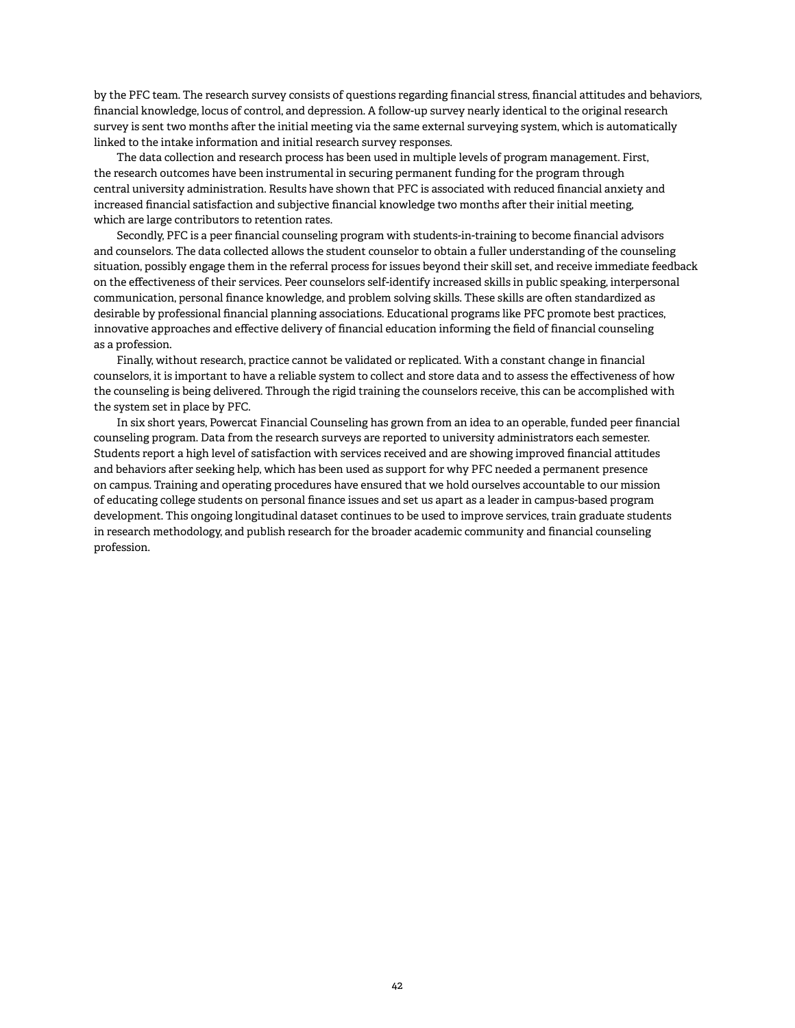by the PFC team. The research survey consists of questions regarding financial stress, financial attitudes and behaviors, financial knowledge, locus of control, and depression. A follow-up survey nearly identical to the original research survey is sent two months after the initial meeting via the same external surveying system, which is automatically linked to the intake information and initial research survey responses.

The data collection and research process has been used in multiple levels of program management. First, the research outcomes have been instrumental in securing permanent funding for the program through central university administration. Results have shown that PFC is associated with reduced financial anxiety and increased financial satisfaction and subjective financial knowledge two months after their initial meeting, which are large contributors to retention rates.

Secondly, PFC is a peer financial counseling program with students-in-training to become financial advisors and counselors. The data collected allows the student counselor to obtain a fuller understanding of the counseling situation, possibly engage them in the referral process for issues beyond their skill set, and receive immediate feedback on the effectiveness of their services. Peer counselors self-identify increased skills in public speaking, interpersonal communication, personal finance knowledge, and problem solving skills. These skills are often standardized as desirable by professional financial planning associations. Educational programs like PFC promote best practices, innovative approaches and effective delivery of financial education informing the field of financial counseling as a profession.

Finally, without research, practice cannot be validated or replicated. With a constant change in financial counselors, it is important to have a reliable system to collect and store data and to assess the effectiveness of how the counseling is being delivered. Through the rigid training the counselors receive, this can be accomplished with the system set in place by PFC.

In six short years, Powercat Financial Counseling has grown from an idea to an operable, funded peer financial counseling program. Data from the research surveys are reported to university administrators each semester. Students report a high level of satisfaction with services received and are showing improved financial attitudes and behaviors after seeking help, which has been used as support for why PFC needed a permanent presence on campus. Training and operating procedures have ensured that we hold ourselves accountable to our mission of educating college students on personal finance issues and set us apart as a leader in campus-based program development. This ongoing longitudinal dataset continues to be used to improve services, train graduate students in research methodology, and publish research for the broader academic community and financial counseling profession.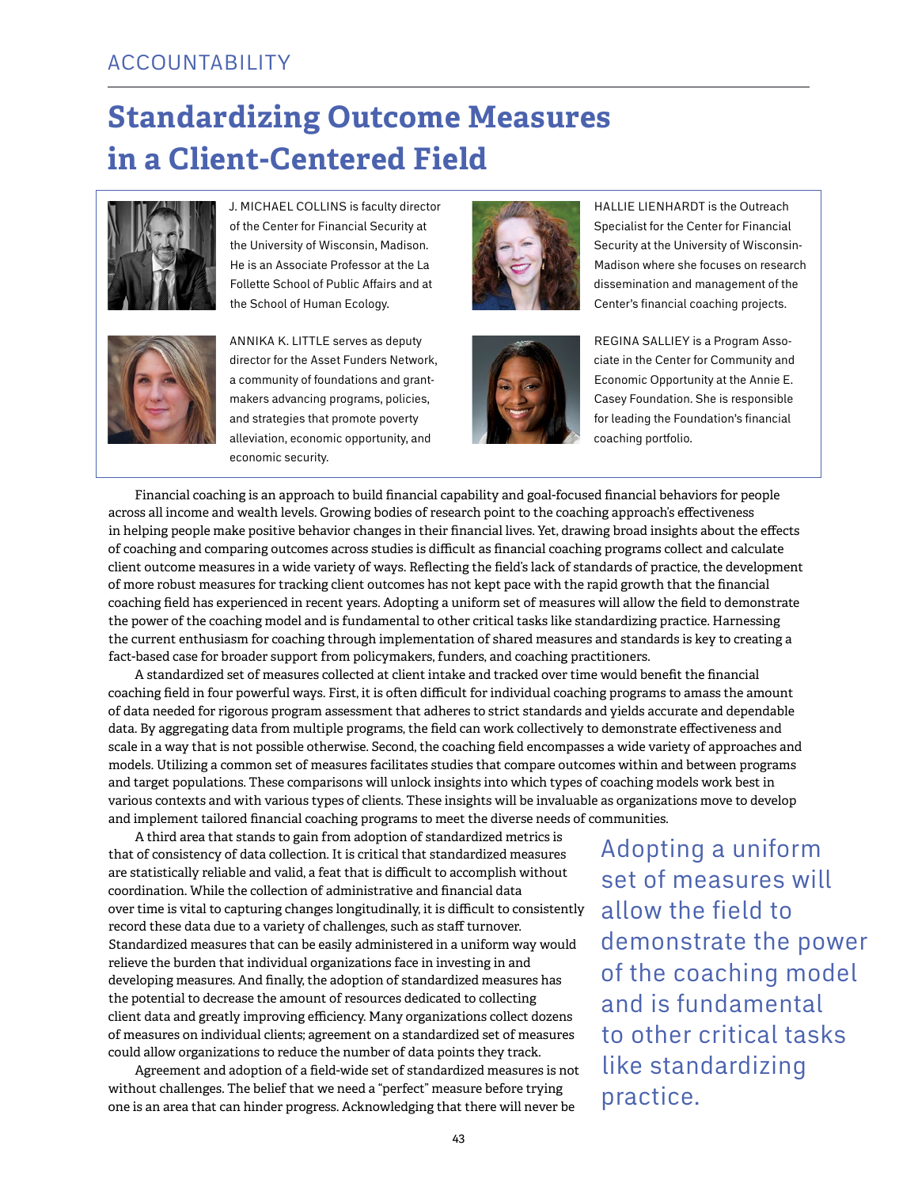ACCOUNTABILITY

# Standardizing Outcome Measures in a Client-Centered Field

J. MICHAEL COLLINS is faculty director of the Center for Financial Security at the University of Wisconsin, Madison. He is an Associate Professor at the La Follette School of Public Affairs and at the School of Human Ecology.

HALLIE LIENHARDT is the Outreach Specialist for the Center for Financial Security at the University of Wisconsin-Madison where she focuses on research dissemination and management of the Center's financial coaching projects.

ANNIKA K. LITTLE serves as deputy director for the Asset Funders Network, a community of foundations and grantmakers advancing programs, policies, and strategies that promote poverty alleviation, economic opportunity, and economic security.

REGINA SALLIEY is a Program Associate in the Center for Community and Economic Opportunity at the Annie E. Casey Foundation. She is responsible for leading the Foundation's financial coaching portfolio.

Financial coaching is an approach to build financial capability and goal-focused financial behaviors for people across all income and wealth levels. Growing bodies of research point to the coaching approach's effectiveness in helping people make positive behavior changes in their financial lives. Yet, drawing broad insights about the effects of coaching and comparing outcomes across studies is difficult as financial coaching programs collect and calculate client outcome measures in a wide variety of ways. Reflecting the field's lack of standards of practice, the development of more robust measures for tracking client outcomes has not kept pace with the rapid growth that the financial coaching field has experienced in recent years. Adopting a uniform set of measures will allow the field to demonstrate the power of the coaching model and is fundamental to other critical tasks like standardizing practice. Harnessing the current enthusiasm for coaching through implementation of shared measures and standards is key to creating a fact-based case for broader support from policymakers, funders, and coaching practitioners.

A standardized set of measures collected at client intake and tracked over time would benefit the financial coaching field in four powerful ways. First, it is often difficult for individual coaching programs to amass the amount of data needed for rigorous program assessment that adheres to strict standards and yields accurate and dependable data. By aggregating data from multiple programs, the field can work collectively to demonstrate effectiveness and scale in a way that is not possible otherwise. Second, the coaching field encompasses a wide variety of approaches and models. Utilizing a common set of measures facilitates studies that compare outcomes within and between programs and target populations. These comparisons will unlock insights into which types of coaching models work best in various contexts and with various types of clients. These insights will be invaluable as organizations move to develop and implement tailored financial coaching programs to meet the diverse needs of communities.

A third area that stands to gain from adoption of standardized metrics is that of consistency of data collection. It is critical that standardized measures are statistically reliable and valid, a feat that is difficult to accomplish without coordination. While the collection of administrative and financial data over time is vital to capturing changes longitudinally, it is difficult to consistently record these data due to a variety of challenges, such as staff turnover. Standardized measures that can be easily administered in a uniform way would relieve the burden that individual organizations face in investing in and developing measures. And finally, the adoption of standardized measures has the potential to decrease the amount of resources dedicated to collecting client data and greatly improving efficiency. Many organizations collect dozens of measures on individual clients; agreement on a standardized set of measures could allow organizations to reduce the number of data points they track.

> Adopting a uniform set of measures will allow the field to demonstrate the power of the coaching model and is fundamental to other critical tasks like standardizing practice.

Agreement and adoption of a field-wide set of standardized measures is not without challenges. The belief that we need a "perfect" measure before trying one is an area that can hinder progress. Acknowledging that there will never be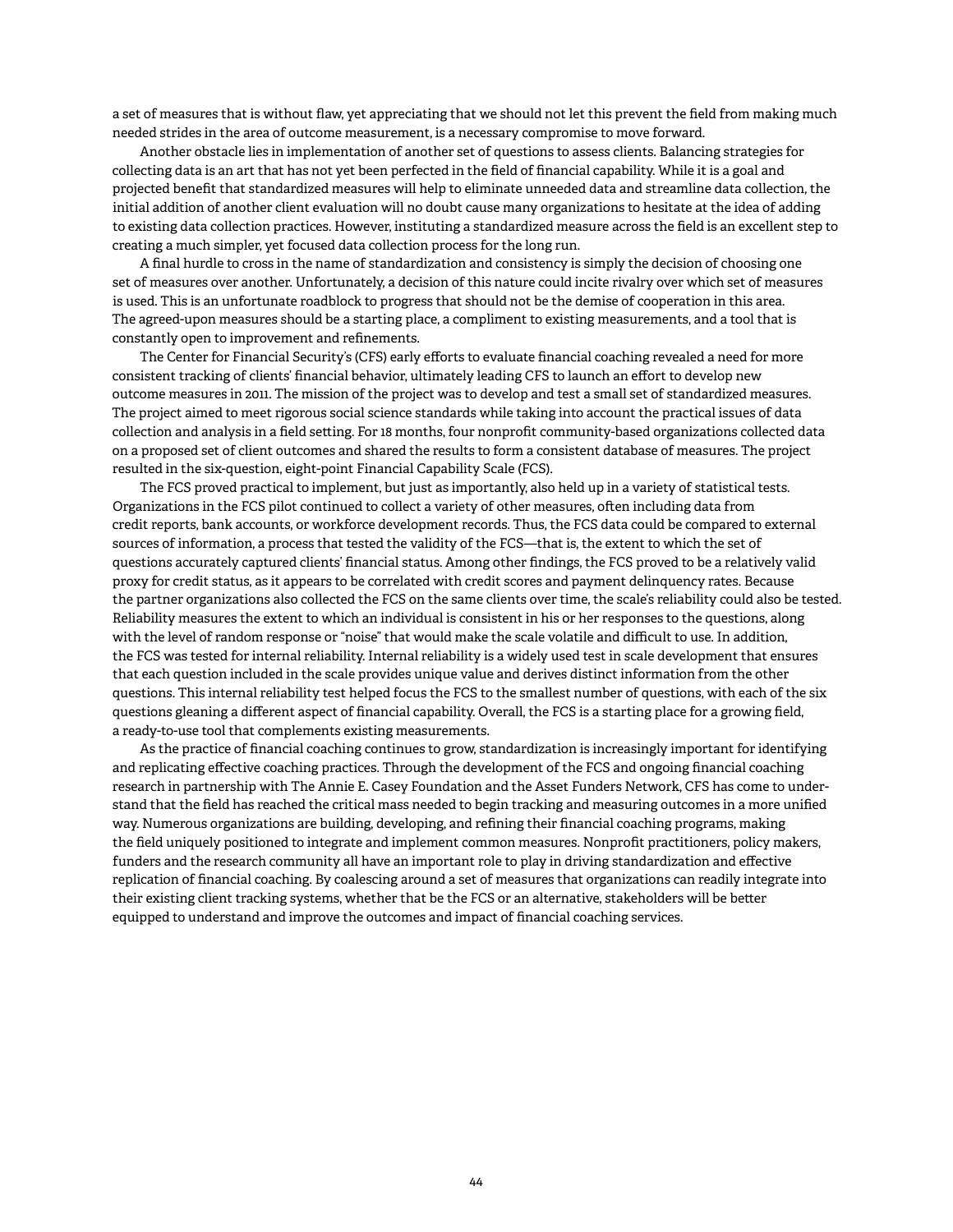a set of measures that is without flaw, yet appreciating that we should not let this prevent the field from making much needed strides in the area of outcome measurement, is a necessary compromise to move forward.

Another obstacle lies in implementation of another set of questions to assess clients. Balancing strategies for collecting data is an art that has not yet been perfected in the field of financial capability. While it is a goal and projected benefit that standardized measures will help to eliminate unneeded data and streamline data collection, the initial addition of another client evaluation will no doubt cause many organizations to hesitate at the idea of adding to existing data collection practices. However, instituting a standardized measure across the field is an excellent step to creating a much simpler, yet focused data collection process for the long run.

A final hurdle to cross in the name of standardization and consistency is simply the decision of choosing one set of measures over another. Unfortunately, a decision of this nature could incite rivalry over which set of measures is used. This is an unfortunate roadblock to progress that should not be the demise of cooperation in this area. The agreed-upon measures should be a starting place, a compliment to existing measurements, and a tool that is constantly open to improvement and refinements.

The Center for Financial Security's (CFS) early efforts to evaluate financial coaching revealed a need for more consistent tracking of clients' financial behavior, ultimately leading CFS to launch an effort to develop new outcome measures in 2011. The mission of the project was to develop and test a small set of standardized measures. The project aimed to meet rigorous social science standards while taking into account the practical issues of data collection and analysis in a field setting. For 18 months, four nonprofit community-based organizations collected data on a proposed set of client outcomes and shared the results to form a consistent database of measures. The project resulted in the six-question, eight-point Financial Capability Scale (FCS).

The FCS proved practical to implement, but just as importantly, also held up in a variety of statistical tests. Organizations in the FCS pilot continued to collect a variety of other measures, often including data from credit reports, bank accounts, or workforce development records. Thus, the FCS data could be compared to external sources of information, a process that tested the validity of the FCS—that is, the extent to which the set of questions accurately captured clients' financial status. Among other findings, the FCS proved to be a relatively valid proxy for credit status, as it appears to be correlated with credit scores and payment delinquency rates. Because the partner organizations also collected the FCS on the same clients over time, the scale's reliability could also be tested. Reliability measures the extent to which an individual is consistent in his or her responses to the questions, along with the level of random response or "noise" that would make the scale volatile and difficult to use. In addition, the FCS was tested for internal reliability. Internal reliability is a widely used test in scale development that ensures that each question included in the scale provides unique value and derives distinct information from the other questions. This internal reliability test helped focus the FCS to the smallest number of questions, with each of the six questions gleaning a different aspect of financial capability. Overall, the FCS is a starting place for a growing field, a ready-to-use tool that complements existing measurements.

As the practice of financial coaching continues to grow, standardization is increasingly important for identifying and replicating effective coaching practices. Through the development of the FCS and ongoing financial coaching research in partnership with The Annie E. Casey Foundation and the Asset Funders Network, CFS has come to understand that the field has reached the critical mass needed to begin tracking and measuring outcomes in a more unified way. Numerous organizations are building, developing, and refining their financial coaching programs, making the field uniquely positioned to integrate and implement common measures. Nonprofit practitioners, policy makers, funders and the research community all have an important role to play in driving standardization and effective replication of financial coaching. By coalescing around a set of measures that organizations can readily integrate into their existing client tracking systems, whether that be the FCS or an alternative, stakeholders will be better equipped to understand and improve the outcomes and impact of financial coaching services.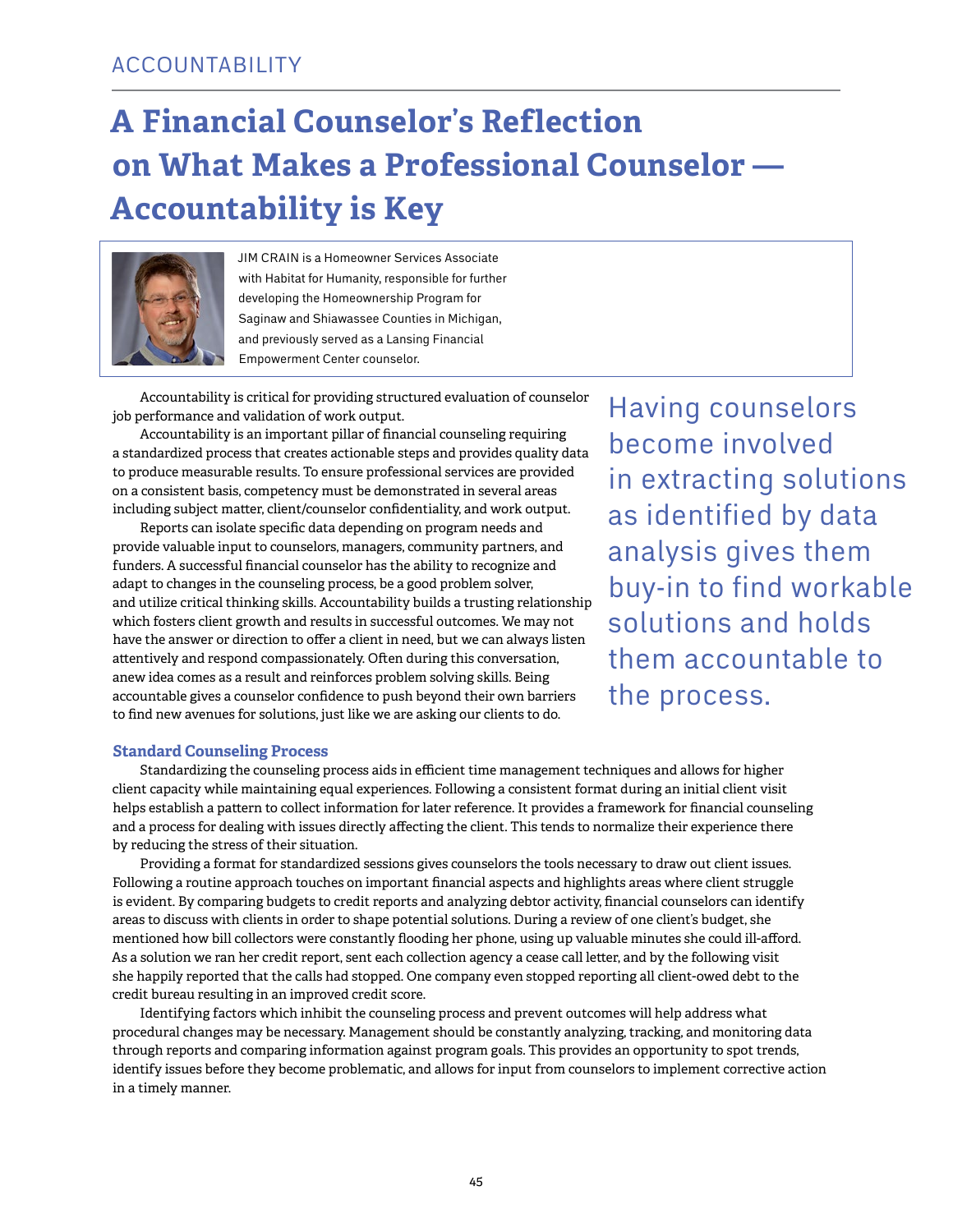ACCOUNTABILITY

# A Financial Counselor's Reflection on What Makes a Professional Counselor — Accountability is Key

JIM CRAIN is a Homeowner Services Associate with Habitat for Humanity, responsible for further developing the Homeownership Program for Saginaw and Shiawassee Counties in Michigan, and previously served as a Lansing Financial Empowerment Center counselor.

Accountability is critical for providing structured evaluation of counselor job performance and validation of work output.

Accountability is an important pillar of financial counseling requiring a standardized process that creates actionable steps and provides quality data to produce measurable results. To ensure professional services are provided on a consistent basis, competency must be demonstrated in several areas including subject matter, client/counselor confidentiality, and work output.

Reports can isolate specific data depending on program needs and provide valuable input to counselors, managers, community partners, and funders. A successful financial counselor has the ability to recognize and adapt to changes in the counseling process, be a good problem solver, and utilize critical thinking skills. Accountability builds a trusting relationship which fosters client growth and results in successful outcomes. We may not have the answer or direction to offer a client in need, but we can always listen attentively and respond compassionately. Often during this conversation, anew idea comes as a result and reinforces problem solving skills. Being accountable gives a counselor confidence to push beyond their own barriers to find new avenues for solutions, just like we are asking our clients to do.

> Having counselors become involved in extracting solutions as identified by data analysis gives them buy-in to find workable solutions and holds them accountable to the process.

### Standard Counseling Process

Standardizing the counseling process aids in efficient time management techniques and allows for higher client capacity while maintaining equal experiences. Following a consistent format during an initial client visit helps establish a pattern to collect information for later reference. It provides a framework for financial counseling and a process for dealing with issues directly affecting the client. This tends to normalize their experience there by reducing the stress of their situation.

Providing a format for standardized sessions gives counselors the tools necessary to draw out client issues. Following a routine approach touches on important financial aspects and highlights areas where client struggle is evident. By comparing budgets to credit reports and analyzing debtor activity, financial counselors can identify areas to discuss with clients in order to shape potential solutions. During a review of one client's budget, she mentioned how bill collectors were constantly flooding her phone, using up valuable minutes she could ill-afford. As a solution we ran her credit report, sent each collection agency a cease call letter, and by the following visit she happily reported that the calls had stopped. One company even stopped reporting all client-owed debt to the credit bureau resulting in an improved credit score.

Identifying factors which inhibit the counseling process and prevent outcomes will help address what procedural changes may be necessary. Management should be constantly analyzing, tracking, and monitoring data through reports and comparing information against program goals. This provides an opportunity to spot trends, identify issues before they become problematic, and allows for input from counselors to implement corrective action in a timely manner.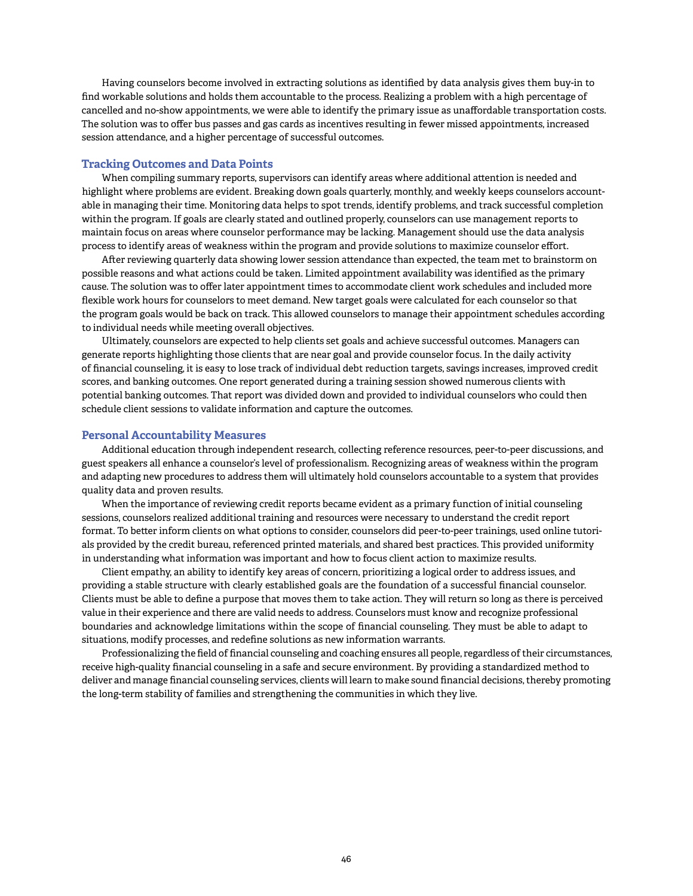Having counselors become involved in extracting solutions as identified by data analysis gives them buy-in to find workable solutions and holds them accountable to the process. Realizing a problem with a high percentage of cancelled and no-show appointments, we were able to identify the primary issue as unaffordable transportation costs. The solution was to offer bus passes and gas cards as incentives resulting in fewer missed appointments, increased session attendance, and a higher percentage of successful outcomes.

### Tracking Outcomes and Data Points

When compiling summary reports, supervisors can identify areas where additional attention is needed and highlight where problems are evident. Breaking down goals quarterly, monthly, and weekly keeps counselors accountable in managing their time. Monitoring data helps to spot trends, identify problems, and track successful completion within the program. If goals are clearly stated and outlined properly, counselors can use management reports to maintain focus on areas where counselor performance may be lacking. Management should use the data analysis process to identify areas of weakness within the program and provide solutions to maximize counselor effort.

After reviewing quarterly data showing lower session attendance than expected, the team met to brainstorm on possible reasons and what actions could be taken. Limited appointment availability was identified as the primary cause. The solution was to offer later appointment times to accommodate client work schedules and included more flexible work hours for counselors to meet demand. New target goals were calculated for each counselor so that the program goals would be back on track. This allowed counselors to manage their appointment schedules according to individual needs while meeting overall objectives.

Ultimately, counselors are expected to help clients set goals and achieve successful outcomes. Managers can generate reports highlighting those clients that are near goal and provide counselor focus. In the daily activity of financial counseling, it is easy to lose track of individual debt reduction targets, savings increases, improved credit scores, and banking outcomes. One report generated during a training session showed numerous clients with potential banking outcomes. That report was divided down and provided to individual counselors who could then schedule client sessions to validate information and capture the outcomes.

### Personal Accountability Measures

Additional education through independent research, collecting reference resources, peer-to-peer discussions, and guest speakers all enhance a counselor's level of professionalism. Recognizing areas of weakness within the program and adapting new procedures to address them will ultimately hold counselors accountable to a system that provides quality data and proven results.

When the importance of reviewing credit reports became evident as a primary function of initial counseling sessions, counselors realized additional training and resources were necessary to understand the credit report format. To better inform clients on what options to consider, counselors did peer-to-peer trainings, used online tutorials provided by the credit bureau, referenced printed materials, and shared best practices. This provided uniformity in understanding what information was important and how to focus client action to maximize results.

Client empathy, an ability to identify key areas of concern, prioritizing a logical order to address issues, and providing a stable structure with clearly established goals are the foundation of a successful financial counselor. Clients must be able to define a purpose that moves them to take action. They will return so long as there is perceived value in their experience and there are valid needs to address. Counselors must know and recognize professional boundaries and acknowledge limitations within the scope of financial counseling. They must be able to adapt to situations, modify processes, and redefine solutions as new information warrants.

Professionalizing the field of financial counseling and coaching ensures all people, regardless of their circumstances, receive high-quality financial counseling in a safe and secure environment. By providing a standardized method to deliver and manage financial counseling services, clients will learn to make sound financial decisions, thereby promoting the long-term stability of families and strengthening the communities in which they live.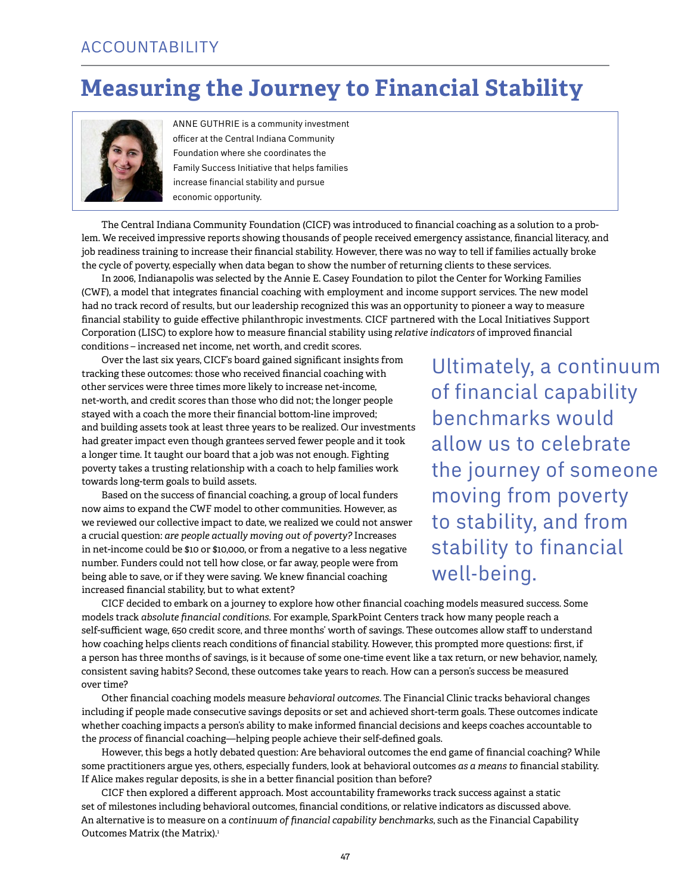ACCOUNTABILITY

# Measuring the Journey to Financial Stability

ANNE GUTHRIE is a community investment officer at the Central Indiana Community Foundation where she coordinates the Family Success Initiative that helps families increase financial stability and pursue economic opportunity.

The Central Indiana Community Foundation (CICF) was introduced to financial coaching as a solution to a problem. We received impressive reports showing thousands of people received emergency assistance, financial literacy, and job readiness training to increase their financial stability. However, there was no way to tell if families actually broke the cycle of poverty, especially when data began to show the number of returning clients to these services.

In 2006, Indianapolis was selected by the Annie E. Casey Foundation to pilot the Center for Working Families (CWF), a model that integrates financial coaching with employment and income support services. The new model had no track record of results, but our leadership recognized this was an opportunity to pioneer a way to measure financial stability to guide effective philanthropic investments. CICF partnered with the Local Initiatives Support Corporation (LISC) to explore how to measure financial stability using *relative indicators* of improved financial conditions – increased net income, net worth, and credit scores.

Over the last six years, CICF's board gained significant insights from tracking these outcomes: those who received financial coaching with other services were three times more likely to increase net-income, net-worth, and credit scores than those who did not; the longer people stayed with a coach the more their financial bottom-line improved; and building assets took at least three years to be realized. Our investments had greater impact even though grantees served fewer people and it took a longer time. It taught our board that a job was not enough. Fighting poverty takes a trusting relationship with a coach to help families work towards long-term goals to build assets.

Based on the success of financial coaching, a group of local funders now aims to expand the CWF model to other communities. However, as we reviewed our collective impact to date, we realized we could not answer a crucial question: *are people actually moving out of poverty?* Increases in net-income could be $10 or $10,000, or from a negative to a less negative number. Funders could not tell how close, or far away, people were from being able to save, or if they were saving. We knew financial coaching increased financial stability, but to what extent?

> Ultimately, a continuum of financial capability benchmarks would allow us to celebrate the journey of someone moving from poverty to stability, and from stability to financial well-being.

CICF decided to embark on a journey to explore how other financial coaching models measured success. Some models track *absolute financial conditions*. For example, SparkPoint Centers track how many people reach a self-sufficient wage, 650 credit score, and three months' worth of savings. These outcomes allow staff to understand how coaching helps clients reach conditions of financial stability. However, this prompted more questions: first, if a person has three months of savings, is it because of some one-time event like a tax return, or new behavior, namely, consistent saving habits? Second, these outcomes take years to reach. How can a person's success be measured over time?

Other financial coaching models measure *behavioral outcomes*. The Financial Clinic tracks behavioral changes including if people made consecutive savings deposits or set and achieved short-term goals. These outcomes indicate whether coaching impacts a person's ability to make informed financial decisions and keeps coaches accountable to the *process* of financial coaching—helping people achieve their self-defined goals.

However, this begs a hotly debated question: Are behavioral outcomes the end game of financial coaching? While some practitioners argue yes, others, especially funders, look at behavioral outcomes *as a means to* financial stability. If Alice makes regular deposits, is she in a better financial position than before?

CICF then explored a different approach. Most accountability frameworks track success against a static set of milestones including behavioral outcomes, financial conditions, or relative indicators as discussed above. An alternative is to measure on a *continuum of financial capability benchmarks*, such as the Financial Capability Outcomes Matrix (the Matrix).[1]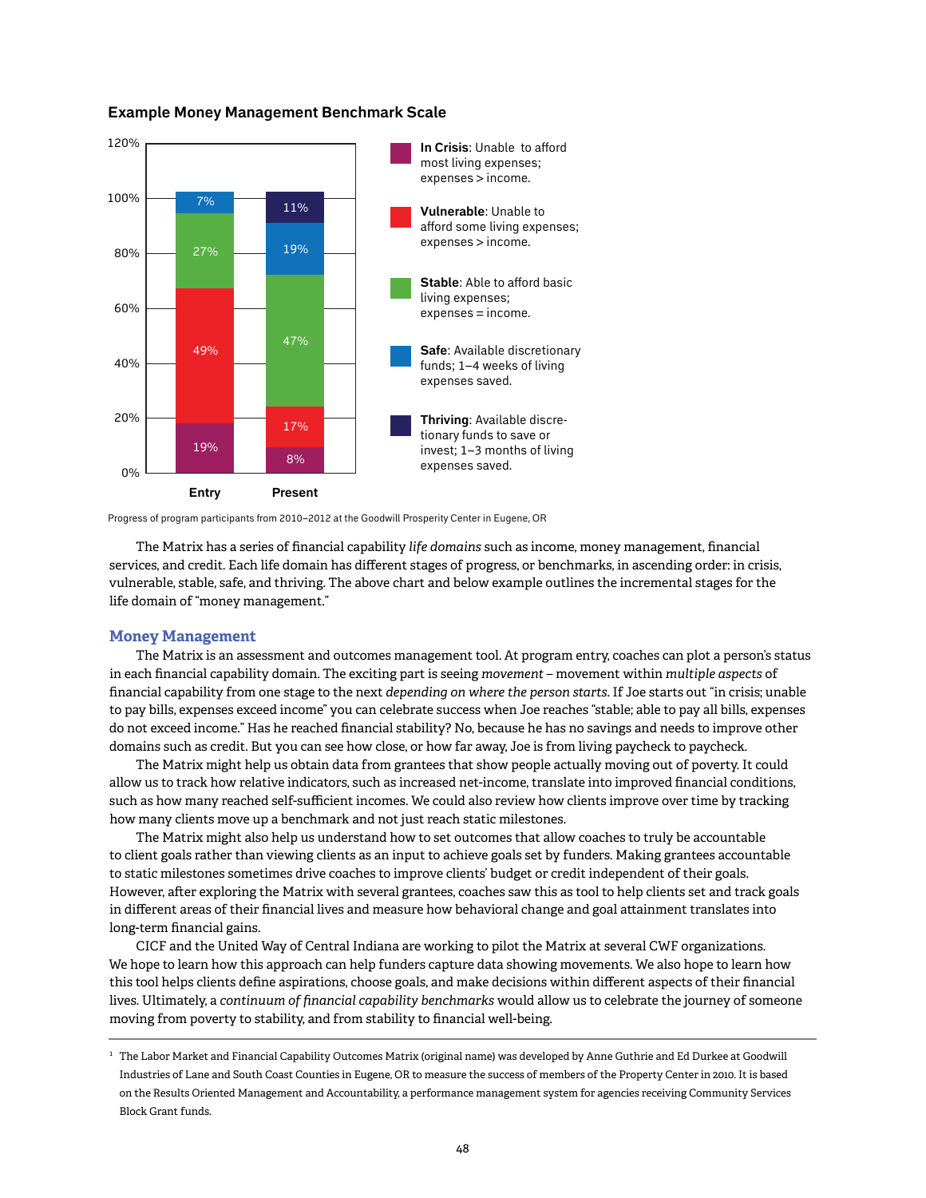### Example Money Management Benchmark Scale

| | Entry | Present |
|---|---|---|
| In Crisis | 19% | 8% |
| Vulnerable | 49% | 17% |
| Stable | 27% | 47% |
| Safe | 7% | 19% |
| Thriving | | 11% |

**In Crisis**: Unable to afford most living expenses; expenses > income.

**Vulnerable**: Unable to afford some living expenses; expenses > income.

**Stable**: Able to afford basic living expenses; expenses = income.

**Safe**: Available discretionary funds; 1–4 weeks of living expenses saved.

**Thriving**: Available discretionary funds to save or invest; 1–3 months of living expenses saved.

Progress of program participants from 2010–2012 at the Goodwill Prosperity Center in Eugene, OR

The Matrix has a series of financial capability *life domains* such as income, money management, financial services, and credit. Each life domain has different stages of progress, or benchmarks, in ascending order: in crisis, vulnerable, stable, safe, and thriving. The above chart and below example outlines the incremental stages for the life domain of "money management."

## Money Management

The Matrix is an assessment and outcomes management tool. At program entry, coaches can plot a person's status in each financial capability domain. The exciting part is seeing *movement* – movement within *multiple aspects* of financial capability from one stage to the next *depending on where the person starts*. If Joe starts out "in crisis; unable to pay bills, expenses exceed income" you can celebrate success when Joe reaches "stable; able to pay all bills, expenses do not exceed income." Has he reached financial stability? No, because he has no savings and needs to improve other domains such as credit. But you can see how close, or how far away, Joe is from living paycheck to paycheck.

The Matrix might help us obtain data from grantees that show people actually moving out of poverty. It could allow us to track how relative indicators, such as increased net-income, translate into improved financial conditions, such as how many reached self-sufficient incomes. We could also review how clients improve over time by tracking how many clients move up a benchmark and not just reach static milestones.

The Matrix might also help us understand how to set outcomes that allow coaches to truly be accountable to client goals rather than viewing clients as an input to achieve goals set by funders. Making grantees accountable to static milestones sometimes drive coaches to improve clients' budget or credit independent of their goals. However, after exploring the Matrix with several grantees, coaches saw this as tool to help clients set and track goals in different areas of their financial lives and measure how behavioral change and goal attainment translates into long-term financial gains.

CICF and the United Way of Central Indiana are working to pilot the Matrix at several CWF organizations. We hope to learn how this approach can help funders capture data showing movements. We also hope to learn how this tool helps clients define aspirations, choose goals, and make decisions within different aspects of their financial lives. Ultimately, a *continuum of financial capability benchmarks* would allow us to celebrate the journey of someone moving from poverty to stability, and from stability to financial well-being.

---

[1] The Labor Market and Financial Capability Outcomes Matrix (original name) was developed by Anne Guthrie and Ed Durkee at Goodwill Industries of Lane and South Coast Counties in Eugene, OR to measure the success of members of the Property Center in 2010. It is based on the Results Oriented Management and Accountability, a performance management system for agencies receiving Community Services Block Grant funds.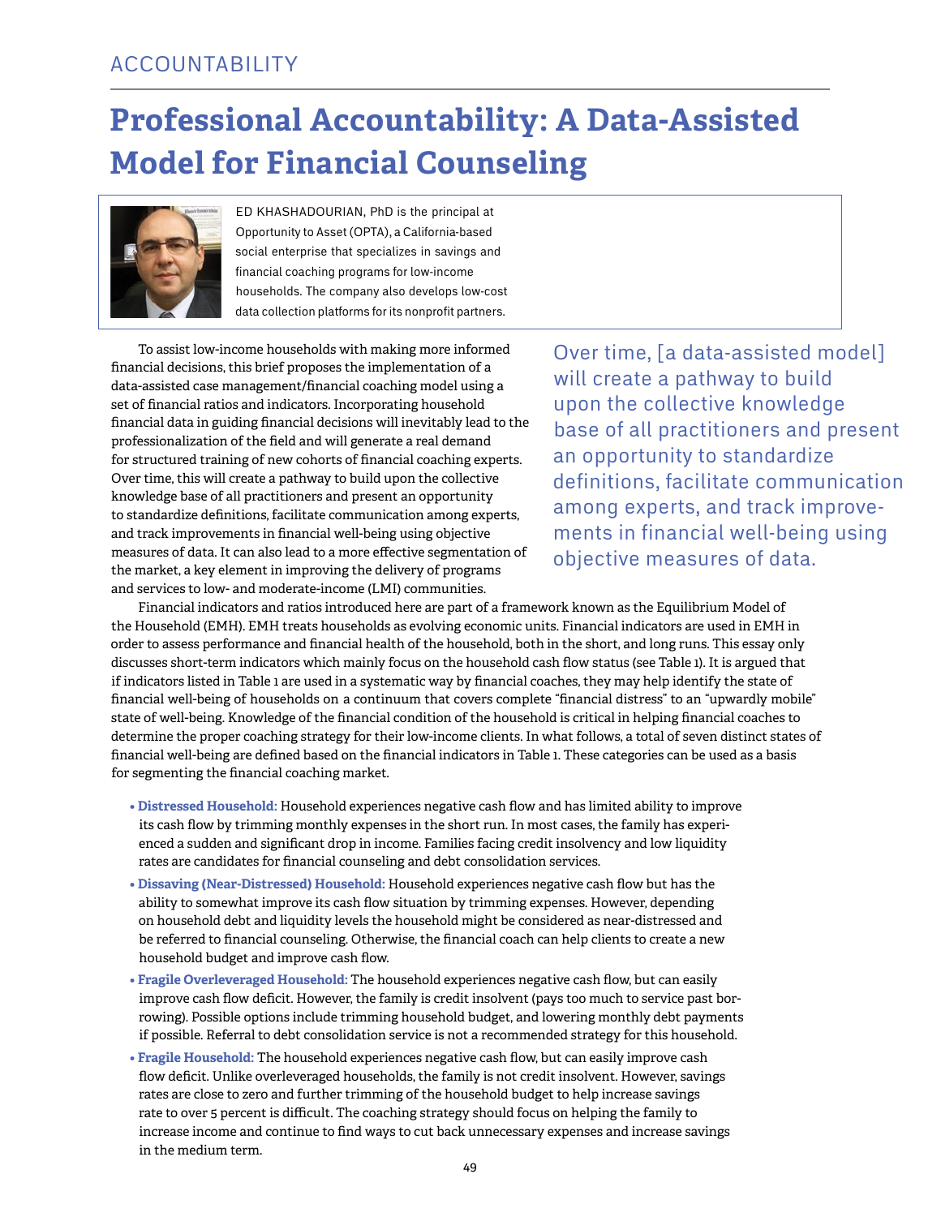ACCOUNTABILITY

# Professional Accountability: A Data-Assisted Model for Financial Counseling

ED KHASHADOURIAN, PhD is the principal at Opportunity to Asset (OPTA), a California-based social enterprise that specializes in savings and financial coaching programs for low-income households. The company also develops low-cost data collection platforms for its nonprofit partners.

To assist low-income households with making more informed financial decisions, this brief proposes the implementation of a data-assisted case management/financial coaching model using a set of financial ratios and indicators. Incorporating household financial data in guiding financial decisions will inevitably lead to the professionalization of the field and will generate a real demand for structured training of new cohorts of financial coaching experts. Over time, this will create a pathway to build upon the collective knowledge base of all practitioners and present an opportunity to standardize definitions, facilitate communication among experts, and track improvements in financial well-being using objective measures of data. It can also lead to a more effective segmentation of the market, a key element in improving the delivery of programs and services to low- and moderate-income (LMI) communities.

> Over time, [a data-assisted model] will create a pathway to build upon the collective knowledge base of all practitioners and present an opportunity to standardize definitions, facilitate communication among experts, and track improvements in financial well-being using objective measures of data.

Financial indicators and ratios introduced here are part of a framework known as the Equilibrium Model of the Household (EMH). EMH treats households as evolving economic units. Financial indicators are used in EMH in order to assess performance and financial health of the household, both in the short, and long runs. This essay only discusses short-term indicators which mainly focus on the household cash flow status (see Table 1). It is argued that if indicators listed in Table 1 are used in a systematic way by financial coaches, they may help identify the state of financial well-being of households on a continuum that covers complete "financial distress" to an "upwardly mobile" state of well-being. Knowledge of the financial condition of the household is critical in helping financial coaches to determine the proper coaching strategy for their low-income clients. In what follows, a total of seven distinct states of financial well-being are defined based on the financial indicators in Table 1. These categories can be used as a basis for segmenting the financial coaching market.

- **Distressed Household:** Household experiences negative cash flow and has limited ability to improve its cash flow by trimming monthly expenses in the short run. In most cases, the family has experienced a sudden and significant drop in income. Families facing credit insolvency and low liquidity rates are candidates for financial counseling and debt consolidation services.
- **Dissaving (Near-Distressed) Household:** Household experiences negative cash flow but has the ability to somewhat improve its cash flow situation by trimming expenses. However, depending on household debt and liquidity levels the household might be considered as near-distressed and be referred to financial counseling. Otherwise, the financial coach can help clients to create a new household budget and improve cash flow.
- **Fragile Overleveraged Household:** The household experiences negative cash flow, but can easily improve cash flow deficit. However, the family is credit insolvent (pays too much to service past borrowing). Possible options include trimming household budget, and lowering monthly debt payments if possible. Referral to debt consolidation service is not a recommended strategy for this household.
- **Fragile Household:** The household experiences negative cash flow, but can easily improve cash flow deficit. Unlike overleveraged households, the family is not credit insolvent. However, savings rates are close to zero and further trimming of the household budget to help increase savings rate to over 5 percent is difficult. The coaching strategy should focus on helping the family to increase income and continue to find ways to cut back unnecessary expenses and increase savings in the medium term.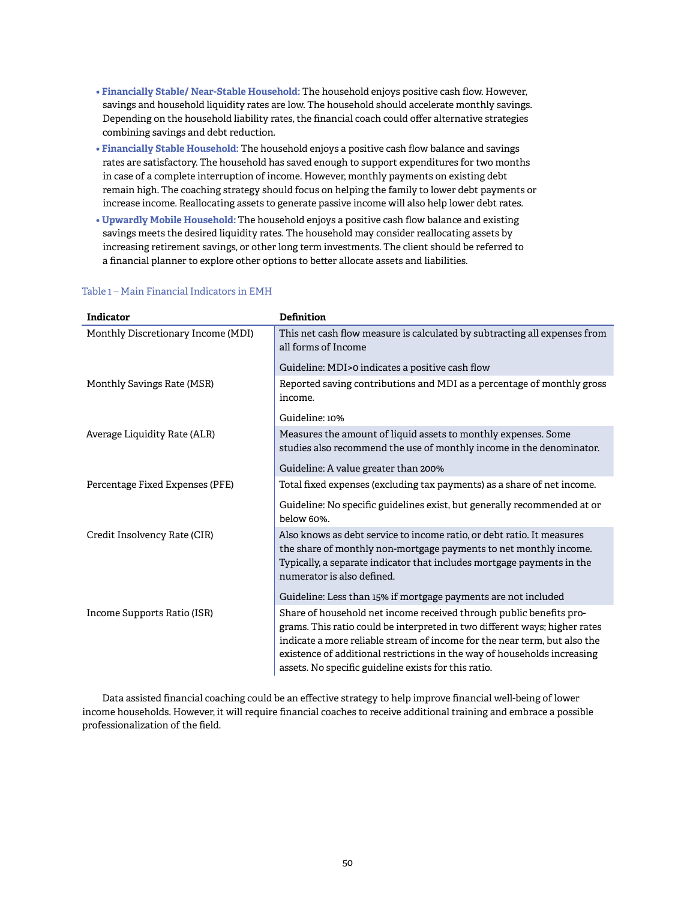- **Financially Stable/ Near-Stable Household:** The household enjoys positive cash flow. However, savings and household liquidity rates are low. The household should accelerate monthly savings. Depending on the household liability rates, the financial coach could offer alternative strategies combining savings and debt reduction.
- **Financially Stable Household:** The household enjoys a positive cash flow balance and savings rates are satisfactory. The household has saved enough to support expenditures for two months in case of a complete interruption of income. However, monthly payments on existing debt remain high. The coaching strategy should focus on helping the family to lower debt payments or increase income. Reallocating assets to generate passive income will also help lower debt rates.
- **Upwardly Mobile Household:** The household enjoys a positive cash flow balance and existing savings meets the desired liquidity rates. The household may consider reallocating assets by increasing retirement savings, or other long term investments. The client should be referred to a financial planner to explore other options to better allocate assets and liabilities.

Table 1 – Main Financial Indicators in EMH

| Indicator | Definition |
|---|---|
| Monthly Discretionary Income (MDI) | This net cash flow measure is calculated by subtracting all expenses from all forms of Income<br><br>Guideline: MDI>0 indicates a positive cash flow |
| Monthly Savings Rate (MSR) | Reported saving contributions and MDI as a percentage of monthly gross income.<br><br>Guideline: 10% |
| Average Liquidity Rate (ALR) | Measures the amount of liquid assets to monthly expenses. Some studies also recommend the use of monthly income in the denominator.<br><br>Guideline: A value greater than 200% |
| Percentage Fixed Expenses (PFE) | Total fixed expenses (excluding tax payments) as a share of net income.<br><br>Guideline: No specific guidelines exist, but generally recommended at or below 60%. |
| Credit Insolvency Rate (CIR) | Also knows as debt service to income ratio, or debt ratio. It measures the share of monthly non-mortgage payments to net monthly income. Typically, a separate indicator that includes mortgage payments in the numerator is also defined.<br><br>Guideline: Less than 15% if mortgage payments are not included |
| Income Supports Ratio (ISR) | Share of household net income received through public benefits programs. This ratio could be interpreted in two different ways; higher rates indicate a more reliable stream of income for the near term, but also the existence of additional restrictions in the way of households increasing assets. No specific guideline exists for this ratio. |

Data assisted financial coaching could be an effective strategy to help improve financial well-being of lower income households. However, it will require financial coaches to receive additional training and embrace a possible professionalization of the field.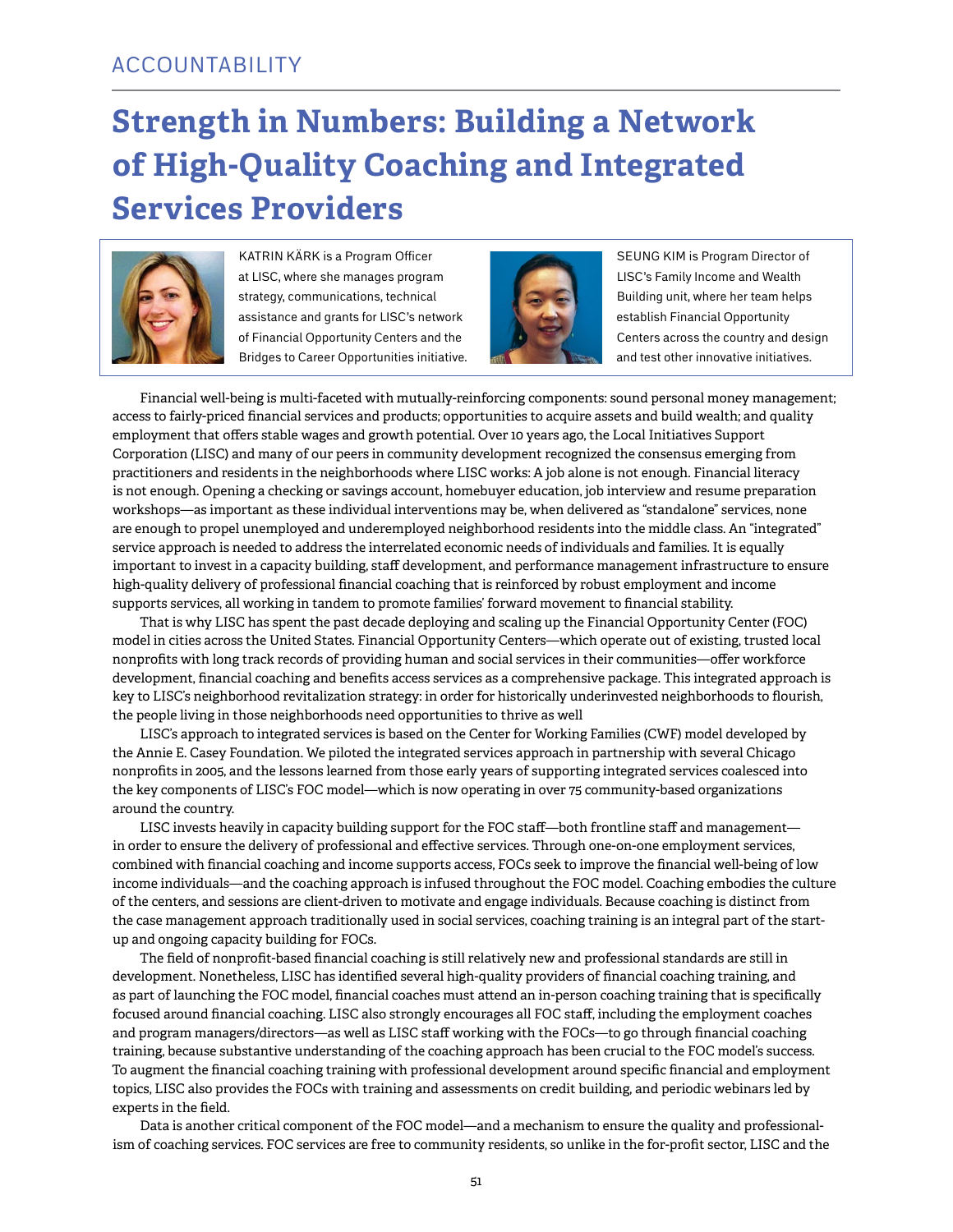ACCOUNTABILITY

# Strength in Numbers: Building a Network of High-Quality Coaching and Integrated Services Providers

KATRIN KÄRK is a Program Officer at LISC, where she manages program strategy, communications, technical assistance and grants for LISC's network of Financial Opportunity Centers and the Bridges to Career Opportunities initiative.

SEUNG KIM is Program Director of LISC's Family Income and Wealth Building unit, where her team helps establish Financial Opportunity Centers across the country and design and test other innovative initiatives.

Financial well-being is multi-faceted with mutually-reinforcing components: sound personal money management; access to fairly-priced financial services and products; opportunities to acquire assets and build wealth; and quality employment that offers stable wages and growth potential. Over 10 years ago, the Local Initiatives Support Corporation (LISC) and many of our peers in community development recognized the consensus emerging from practitioners and residents in the neighborhoods where LISC works: A job alone is not enough. Financial literacy is not enough. Opening a checking or savings account, homebuyer education, job interview and resume preparation workshops—as important as these individual interventions may be, when delivered as "standalone" services, none are enough to propel unemployed and underemployed neighborhood residents into the middle class. An "integrated" service approach is needed to address the interrelated economic needs of individuals and families. It is equally important to invest in a capacity building, staff development, and performance management infrastructure to ensure high-quality delivery of professional financial coaching that is reinforced by robust employment and income supports services, all working in tandem to promote families' forward movement to financial stability.

That is why LISC has spent the past decade deploying and scaling up the Financial Opportunity Center (FOC) model in cities across the United States. Financial Opportunity Centers—which operate out of existing, trusted local nonprofits with long track records of providing human and social services in their communities—offer workforce development, financial coaching and benefits access services as a comprehensive package. This integrated approach is key to LISC's neighborhood revitalization strategy: in order for historically underinvested neighborhoods to flourish, the people living in those neighborhoods need opportunities to thrive as well

LISC's approach to integrated services is based on the Center for Working Families (CWF) model developed by the Annie E. Casey Foundation. We piloted the integrated services approach in partnership with several Chicago nonprofits in 2005, and the lessons learned from those early years of supporting integrated services coalesced into the key components of LISC's FOC model—which is now operating in over 75 community-based organizations around the country.

LISC invests heavily in capacity building support for the FOC staff—both frontline staff and management—in order to ensure the delivery of professional and effective services. Through one-on-one employment services, combined with financial coaching and income supports access, FOCs seek to improve the financial well-being of low income individuals—and the coaching approach is infused throughout the FOC model. Coaching embodies the culture of the centers, and sessions are client-driven to motivate and engage individuals. Because coaching is distinct from the case management approach traditionally used in social services, coaching training is an integral part of the start-up and ongoing capacity building for FOCs.

The field of nonprofit-based financial coaching is still relatively new and professional standards are still in development. Nonetheless, LISC has identified several high-quality providers of financial coaching training, and as part of launching the FOC model, financial coaches must attend an in-person coaching training that is specifically focused around financial coaching. LISC also strongly encourages all FOC staff, including the employment coaches and program managers/directors—as well as LISC staff working with the FOCs—to go through financial coaching training, because substantive understanding of the coaching approach has been crucial to the FOC model's success. To augment the financial coaching training with professional development around specific financial and employment topics, LISC also provides the FOCs with training and assessments on credit building, and periodic webinars led by experts in the field.

Data is another critical component of the FOC model—and a mechanism to ensure the quality and professionalism of coaching services. FOC services are free to community residents, so unlike in the for-profit sector, LISC and the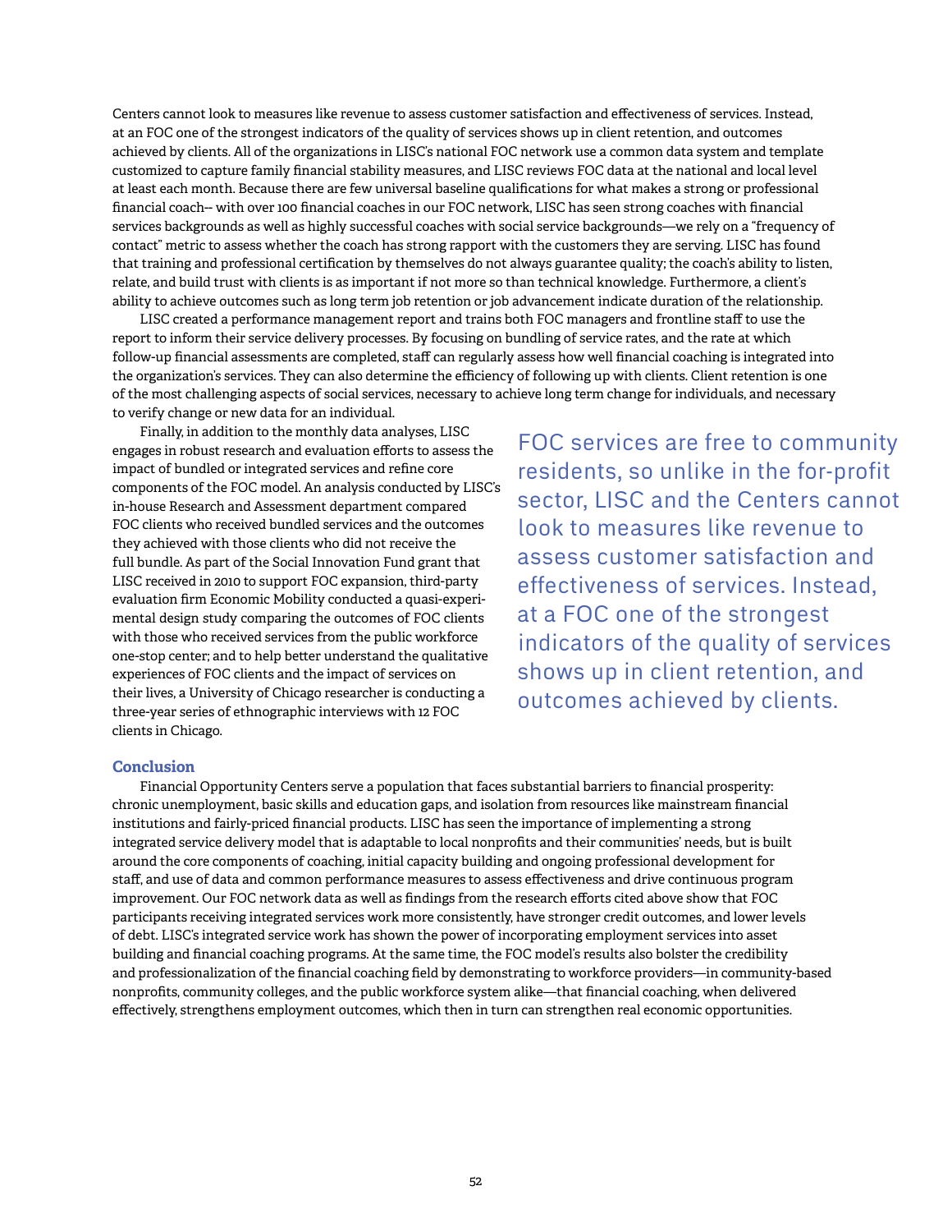Centers cannot look to measures like revenue to assess customer satisfaction and effectiveness of services. Instead, at an FOC one of the strongest indicators of the quality of services shows up in client retention, and outcomes achieved by clients. All of the organizations in LISC's national FOC network use a common data system and template customized to capture family financial stability measures, and LISC reviews FOC data at the national and local level at least each month. Because there are few universal baseline qualifications for what makes a strong or professional financial coach-- with over 100 financial coaches in our FOC network, LISC has seen strong coaches with financial services backgrounds as well as highly successful coaches with social service backgrounds—we rely on a "frequency of contact" metric to assess whether the coach has strong rapport with the customers they are serving. LISC has found that training and professional certification by themselves do not always guarantee quality; the coach's ability to listen, relate, and build trust with clients is as important if not more so than technical knowledge. Furthermore, a client's ability to achieve outcomes such as long term job retention or job advancement indicate duration of the relationship.

LISC created a performance management report and trains both FOC managers and frontline staff to use the report to inform their service delivery processes. By focusing on bundling of service rates, and the rate at which follow-up financial assessments are completed, staff can regularly assess how well financial coaching is integrated into the organization's services. They can also determine the efficiency of following up with clients. Client retention is one of the most challenging aspects of social services, necessary to achieve long term change for individuals, and necessary to verify change or new data for an individual.

Finally, in addition to the monthly data analyses, LISC engages in robust research and evaluation efforts to assess the impact of bundled or integrated services and refine core components of the FOC model. An analysis conducted by LISC's in-house Research and Assessment department compared FOC clients who received bundled services and the outcomes they achieved with those clients who did not receive the full bundle. As part of the Social Innovation Fund grant that LISC received in 2010 to support FOC expansion, third-party evaluation firm Economic Mobility conducted a quasi-experimental design study comparing the outcomes of FOC clients with those who received services from the public workforce one-stop center; and to help better understand the qualitative experiences of FOC clients and the impact of services on their lives, a University of Chicago researcher is conducting a three-year series of ethnographic interviews with 12 FOC clients in Chicago.

> FOC services are free to community residents, so unlike in the for-profit sector, LISC and the Centers cannot look to measures like revenue to assess customer satisfaction and effectiveness of services. Instead, at a FOC one of the strongest indicators of the quality of services shows up in client retention, and outcomes achieved by clients.

## Conclusion

Financial Opportunity Centers serve a population that faces substantial barriers to financial prosperity: chronic unemployment, basic skills and education gaps, and isolation from resources like mainstream financial institutions and fairly-priced financial products. LISC has seen the importance of implementing a strong integrated service delivery model that is adaptable to local nonprofits and their communities' needs, but is built around the core components of coaching, initial capacity building and ongoing professional development for staff, and use of data and common performance measures to assess effectiveness and drive continuous program improvement. Our FOC network data as well as findings from the research efforts cited above show that FOC participants receiving integrated services work more consistently, have stronger credit outcomes, and lower levels of debt. LISC's integrated service work has shown the power of incorporating employment services into asset building and financial coaching programs. At the same time, the FOC model's results also bolster the credibility and professionalization of the financial coaching field by demonstrating to workforce providers—in community-based nonprofits, community colleges, and the public workforce system alike—that financial coaching, when delivered effectively, strengthens employment outcomes, which then in turn can strengthen real economic opportunities.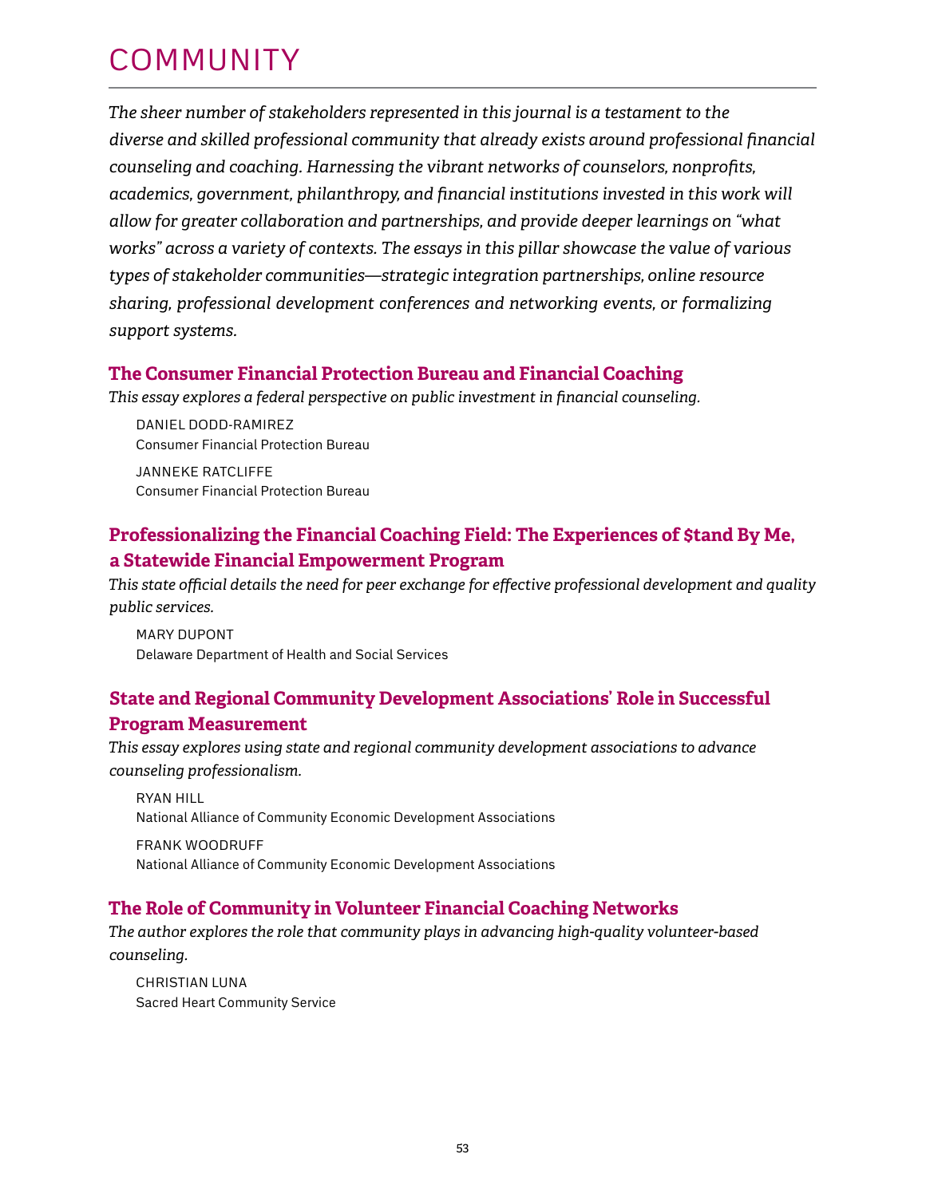# COMMUNITY

*The sheer number of stakeholders represented in this journal is a testament to the diverse and skilled professional community that already exists around professional financial counseling and coaching. Harnessing the vibrant networks of counselors, nonprofits, academics, government, philanthropy, and financial institutions invested in this work will allow for greater collaboration and partnerships, and provide deeper learnings on "what works" across a variety of contexts. The essays in this pillar showcase the value of various types of stakeholder communities—strategic integration partnerships, online resource sharing, professional development conferences and networking events, or formalizing support systems.*

## The Consumer Financial Protection Bureau and Financial Coaching

*This essay explores a federal perspective on public investment in financial counseling.*

DANIEL DODD-RAMIREZ
Consumer Financial Protection Bureau

JANNEKE RATCLIFFE
Consumer Financial Protection Bureau

## Professionalizing the Financial Coaching Field: The Experiences of $tand By Me, a Statewide Financial Empowerment Program

*This state official details the need for peer exchange for effective professional development and quality public services.*

MARY DUPONT
Delaware Department of Health and Social Services

## State and Regional Community Development Associations' Role in Successful Program Measurement

*This essay explores using state and regional community development associations to advance counseling professionalism.*

RYAN HILL
National Alliance of Community Economic Development Associations

FRANK WOODRUFF
National Alliance of Community Economic Development Associations

## The Role of Community in Volunteer Financial Coaching Networks

*The author explores the role that community plays in advancing high-quality volunteer-based counseling.*

CHRISTIAN LUNA
Sacred Heart Community Service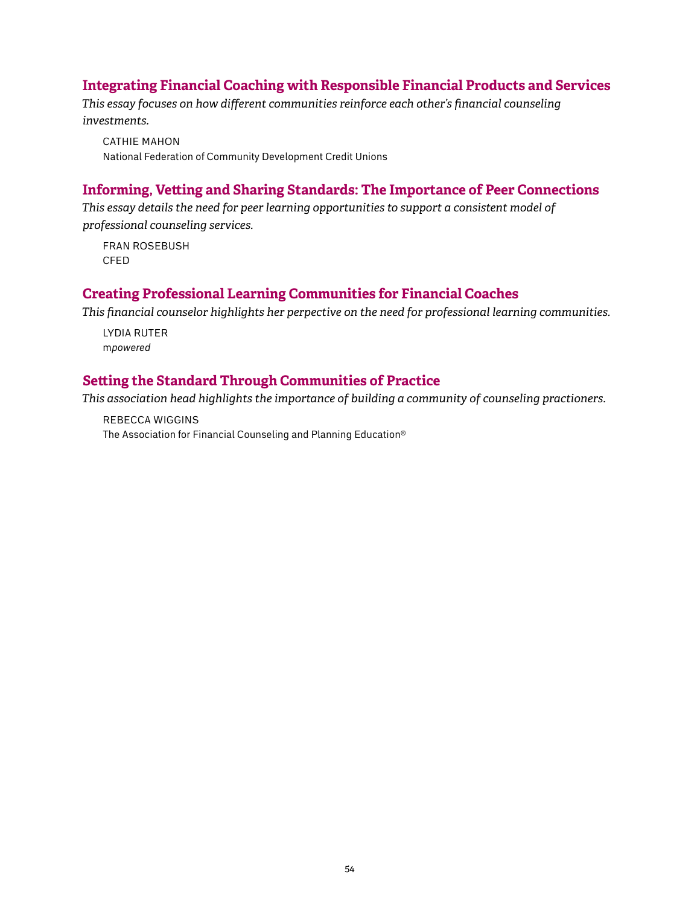## Integrating Financial Coaching with Responsible Financial Products and Services

*This essay focuses on how different communities reinforce each other's financial counseling investments.*

CATHIE MAHON
National Federation of Community Development Credit Unions

## Informing, Vetting and Sharing Standards: The Importance of Peer Connections

*This essay details the need for peer learning opportunities to support a consistent model of professional counseling services.*

FRAN ROSEBUSH
CFED

## Creating Professional Learning Communities for Financial Coaches

*This financial counselor highlights her perpective on the need for professional learning communities.*

LYDIA RUTER
m*powered*

## Setting the Standard Through Communities of Practice

*This association head highlights the importance of building a community of counseling practioners.*

REBECCA WIGGINS
The Association for Financial Counseling and Planning Education®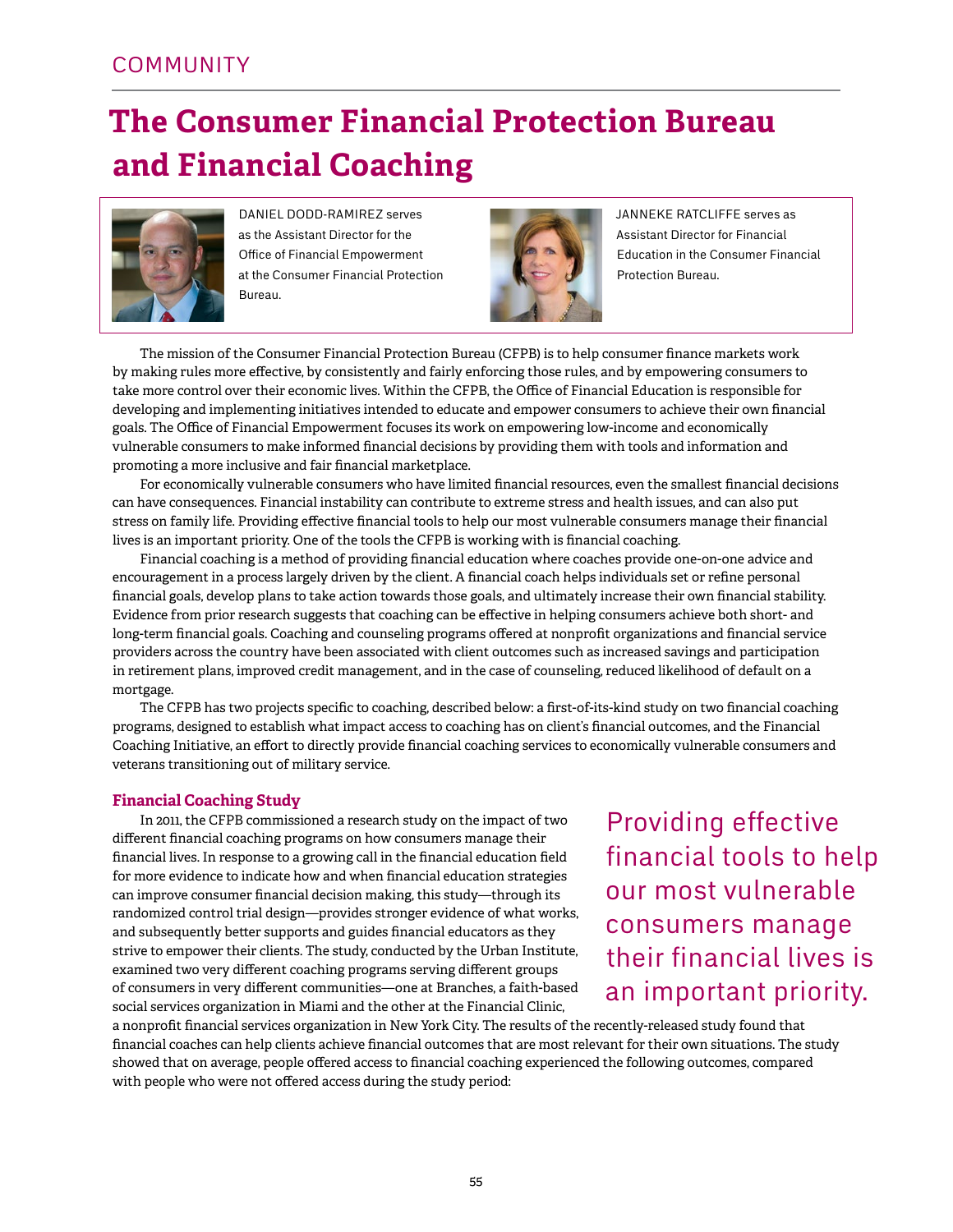COMMUNITY

# The Consumer Financial Protection Bureau and Financial Coaching

DANIEL DODD-RAMIREZ serves as the Assistant Director for the Office of Financial Empowerment at the Consumer Financial Protection Bureau.

JANNEKE RATCLIFFE serves as Assistant Director for Financial Education in the Consumer Financial Protection Bureau.

The mission of the Consumer Financial Protection Bureau (CFPB) is to help consumer finance markets work by making rules more effective, by consistently and fairly enforcing those rules, and by empowering consumers to take more control over their economic lives. Within the CFPB, the Office of Financial Education is responsible for developing and implementing initiatives intended to educate and empower consumers to achieve their own financial goals. The Office of Financial Empowerment focuses its work on empowering low-income and economically vulnerable consumers to make informed financial decisions by providing them with tools and information and promoting a more inclusive and fair financial marketplace.

For economically vulnerable consumers who have limited financial resources, even the smallest financial decisions can have consequences. Financial instability can contribute to extreme stress and health issues, and can also put stress on family life. Providing effective financial tools to help our most vulnerable consumers manage their financial lives is an important priority. One of the tools the CFPB is working with is financial coaching.

Financial coaching is a method of providing financial education where coaches provide one-on-one advice and encouragement in a process largely driven by the client. A financial coach helps individuals set or refine personal financial goals, develop plans to take action towards those goals, and ultimately increase their own financial stability. Evidence from prior research suggests that coaching can be effective in helping consumers achieve both short- and long-term financial goals. Coaching and counseling programs offered at nonprofit organizations and financial service providers across the country have been associated with client outcomes such as increased savings and participation in retirement plans, improved credit management, and in the case of counseling, reduced likelihood of default on a mortgage.

The CFPB has two projects specific to coaching, described below: a first-of-its-kind study on two financial coaching programs, designed to establish what impact access to coaching has on client's financial outcomes, and the Financial Coaching Initiative, an effort to directly provide financial coaching services to economically vulnerable consumers and veterans transitioning out of military service.

## Financial Coaching Study

In 2011, the CFPB commissioned a research study on the impact of two different financial coaching programs on how consumers manage their financial lives. In response to a growing call in the financial education field for more evidence to indicate how and when financial education strategies can improve consumer financial decision making, this study—through its randomized control trial design—provides stronger evidence of what works, and subsequently better supports and guides financial educators as they strive to empower their clients. The study, conducted by the Urban Institute, examined two very different coaching programs serving different groups of consumers in very different communities—one at Branches, a faith-based social services organization in Miami and the other at the Financial Clinic, a nonprofit financial services organization in New York City. The results of the recently-released study found that financial coaches can help clients achieve financial outcomes that are most relevant for their own situations. The study showed that on average, people offered access to financial coaching experienced the following outcomes, compared with people who were not offered access during the study period:

> Providing effective financial tools to help our most vulnerable consumers manage their financial lives is an important priority.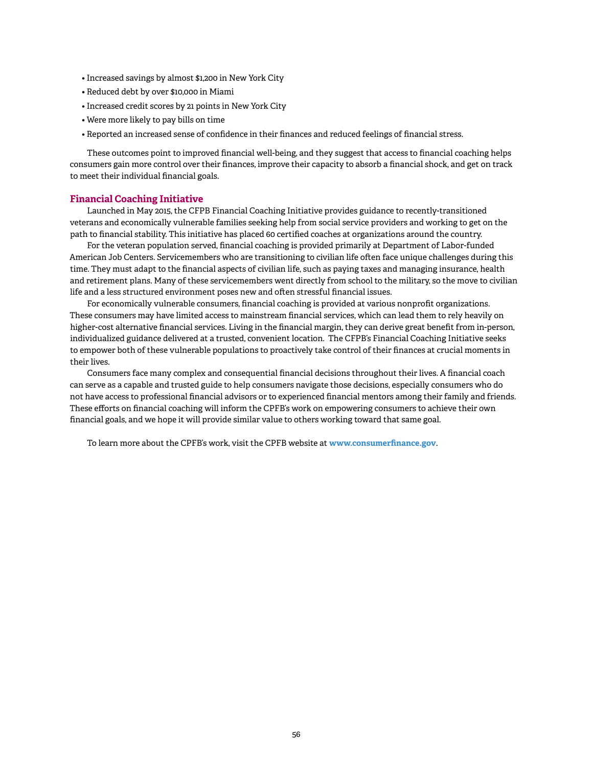- Increased savings by almost $1,200 in New York City
- Reduced debt by over $10,000 in Miami
- Increased credit scores by 21 points in New York City
- Were more likely to pay bills on time
- Reported an increased sense of confidence in their finances and reduced feelings of financial stress.

These outcomes point to improved financial well-being, and they suggest that access to financial coaching helps consumers gain more control over their finances, improve their capacity to absorb a financial shock, and get on track to meet their individual financial goals.

## Financial Coaching Initiative

Launched in May 2015, the CFPB Financial Coaching Initiative provides guidance to recently-transitioned veterans and economically vulnerable families seeking help from social service providers and working to get on the path to financial stability. This initiative has placed 60 certified coaches at organizations around the country.

For the veteran population served, financial coaching is provided primarily at Department of Labor-funded American Job Centers. Servicemembers who are transitioning to civilian life often face unique challenges during this time. They must adapt to the financial aspects of civilian life, such as paying taxes and managing insurance, health and retirement plans. Many of these servicemembers went directly from school to the military, so the move to civilian life and a less structured environment poses new and often stressful financial issues.

For economically vulnerable consumers, financial coaching is provided at various nonprofit organizations. These consumers may have limited access to mainstream financial services, which can lead them to rely heavily on higher-cost alternative financial services. Living in the financial margin, they can derive great benefit from in-person, individualized guidance delivered at a trusted, convenient location. The CFPB's Financial Coaching Initiative seeks to empower both of these vulnerable populations to proactively take control of their finances at crucial moments in their lives.

Consumers face many complex and consequential financial decisions throughout their lives. A financial coach can serve as a capable and trusted guide to help consumers navigate those decisions, especially consumers who do not have access to professional financial advisors or to experienced financial mentors among their family and friends. These efforts on financial coaching will inform the CPFB's work on empowering consumers to achieve their own financial goals, and we hope it will provide similar value to others working toward that same goal.

To learn more about the CPFB's work, visit the CPFB website at **www.consumerfinance.gov**.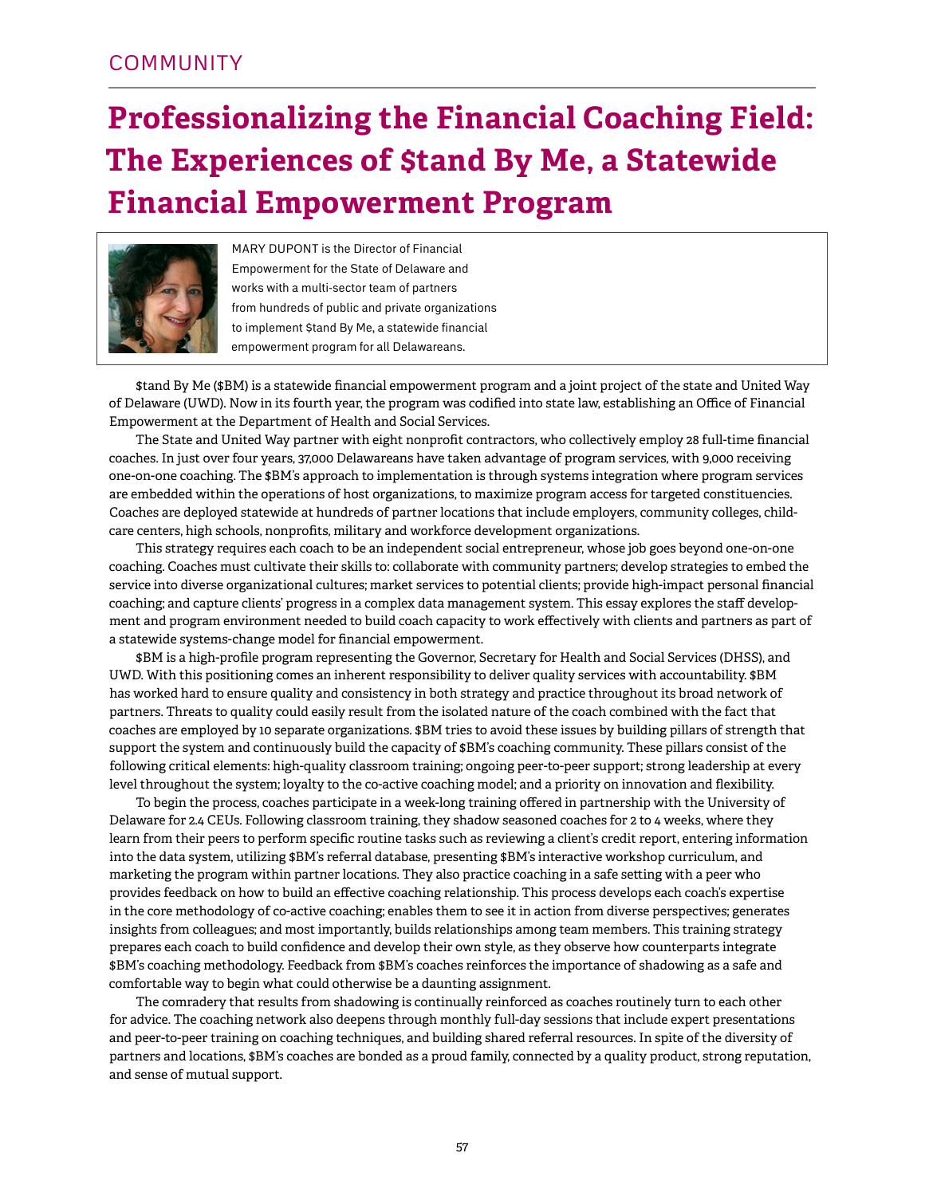COMMUNITY

# Professionalizing the Financial Coaching Field: The Experiences of $tand By Me, a Statewide Financial Empowerment Program

MARY DUPONT is the Director of Financial Empowerment for the State of Delaware and works with a multi-sector team of partners from hundreds of public and private organizations to implement $tand By Me, a statewide financial empowerment program for all Delawareans.

$tand By Me ($BM) is a statewide financial empowerment program and a joint project of the state and United Way of Delaware (UWD). Now in its fourth year, the program was codified into state law, establishing an Office of Financial Empowerment at the Department of Health and Social Services.

The State and United Way partner with eight nonprofit contractors, who collectively employ 28 full-time financial coaches. In just over four years, 37,000 Delawareans have taken advantage of program services, with 9,000 receiving one-on-one coaching. The $BM's approach to implementation is through systems integration where program services are embedded within the operations of host organizations, to maximize program access for targeted constituencies. Coaches are deployed statewide at hundreds of partner locations that include employers, community colleges, child-care centers, high schools, nonprofits, military and workforce development organizations.

This strategy requires each coach to be an independent social entrepreneur, whose job goes beyond one-on-one coaching. Coaches must cultivate their skills to: collaborate with community partners; develop strategies to embed the service into diverse organizational cultures; market services to potential clients; provide high-impact personal financial coaching; and capture clients' progress in a complex data management system. This essay explores the staff development and program environment needed to build coach capacity to work effectively with clients and partners as part of a statewide systems-change model for financial empowerment.

$BM is a high-profile program representing the Governor, Secretary for Health and Social Services (DHSS), and UWD. With this positioning comes an inherent responsibility to deliver quality services with accountability. $BM has worked hard to ensure quality and consistency in both strategy and practice throughout its broad network of partners. Threats to quality could easily result from the isolated nature of the coach combined with the fact that coaches are employed by 10 separate organizations. $BM tries to avoid these issues by building pillars of strength that support the system and continuously build the capacity of $BM's coaching community. These pillars consist of the following critical elements: high-quality classroom training; ongoing peer-to-peer support; strong leadership at every level throughout the system; loyalty to the co-active coaching model; and a priority on innovation and flexibility.

To begin the process, coaches participate in a week-long training offered in partnership with the University of Delaware for 2.4 CEUs. Following classroom training, they shadow seasoned coaches for 2 to 4 weeks, where they learn from their peers to perform specific routine tasks such as reviewing a client's credit report, entering information into the data system, utilizing $BM's referral database, presenting $BM's interactive workshop curriculum, and marketing the program within partner locations. They also practice coaching in a safe setting with a peer who provides feedback on how to build an effective coaching relationship. This process develops each coach's expertise in the core methodology of co-active coaching; enables them to see it in action from diverse perspectives; generates insights from colleagues; and most importantly, builds relationships among team members. This training strategy prepares each coach to build confidence and develop their own style, as they observe how counterparts integrate $BM's coaching methodology. Feedback from $BM's coaches reinforces the importance of shadowing as a safe and comfortable way to begin what could otherwise be a daunting assignment.

The comradery that results from shadowing is continually reinforced as coaches routinely turn to each other for advice. The coaching network also deepens through monthly full-day sessions that include expert presentations and peer-to-peer training on coaching techniques, and building shared referral resources. In spite of the diversity of partners and locations, $BM's coaches are bonded as a proud family, connected by a quality product, strong reputation, and sense of mutual support.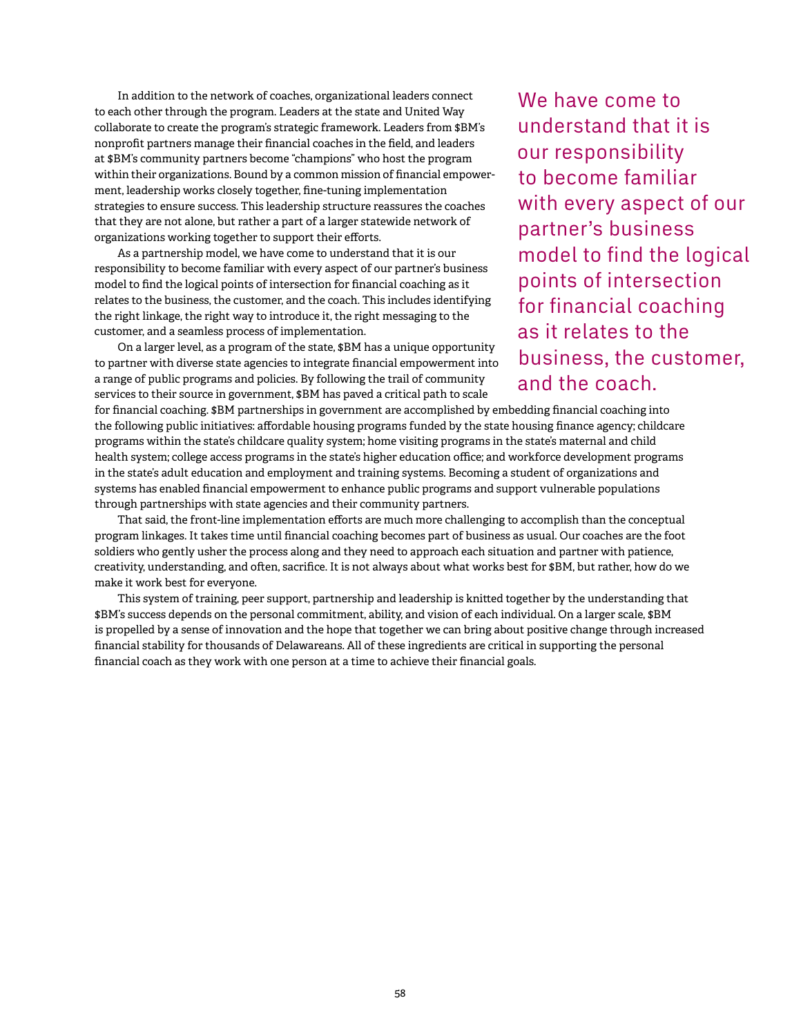In addition to the network of coaches, organizational leaders connect to each other through the program. Leaders at the state and United Way collaborate to create the program's strategic framework. Leaders from $BM's nonprofit partners manage their financial coaches in the field, and leaders at $BM's community partners become "champions" who host the program within their organizations. Bound by a common mission of financial empowerment, leadership works closely together, fine-tuning implementation strategies to ensure success. This leadership structure reassures the coaches that they are not alone, but rather a part of a larger statewide network of organizations working together to support their efforts.

As a partnership model, we have come to understand that it is our responsibility to become familiar with every aspect of our partner's business model to find the logical points of intersection for financial coaching as it relates to the business, the customer, and the coach. This includes identifying the right linkage, the right way to introduce it, the right messaging to the customer, and a seamless process of implementation.

> We have come to understand that it is our responsibility to become familiar with every aspect of our partner's business model to find the logical points of intersection for financial coaching as it relates to the business, the customer, and the coach.

On a larger level, as a program of the state, $BM has a unique opportunity to partner with diverse state agencies to integrate financial empowerment into a range of public programs and policies. By following the trail of community services to their source in government, $BM has paved a critical path to scale for financial coaching. $BM partnerships in government are accomplished by embedding financial coaching into the following public initiatives: affordable housing programs funded by the state housing finance agency; childcare programs within the state's childcare quality system; home visiting programs in the state's maternal and child health system; college access programs in the state's higher education office; and workforce development programs in the state's adult education and employment and training systems. Becoming a student of organizations and systems has enabled financial empowerment to enhance public programs and support vulnerable populations through partnerships with state agencies and their community partners.

That said, the front-line implementation efforts are much more challenging to accomplish than the conceptual program linkages. It takes time until financial coaching becomes part of business as usual. Our coaches are the foot soldiers who gently usher the process along and they need to approach each situation and partner with patience, creativity, understanding, and often, sacrifice. It is not always about what works best for $BM, but rather, how do we make it work best for everyone.

This system of training, peer support, partnership and leadership is knitted together by the understanding that $BM's success depends on the personal commitment, ability, and vision of each individual. On a larger scale, $BM is propelled by a sense of innovation and the hope that together we can bring about positive change through increased financial stability for thousands of Delawareans. All of these ingredients are critical in supporting the personal financial coach as they work with one person at a time to achieve their financial goals.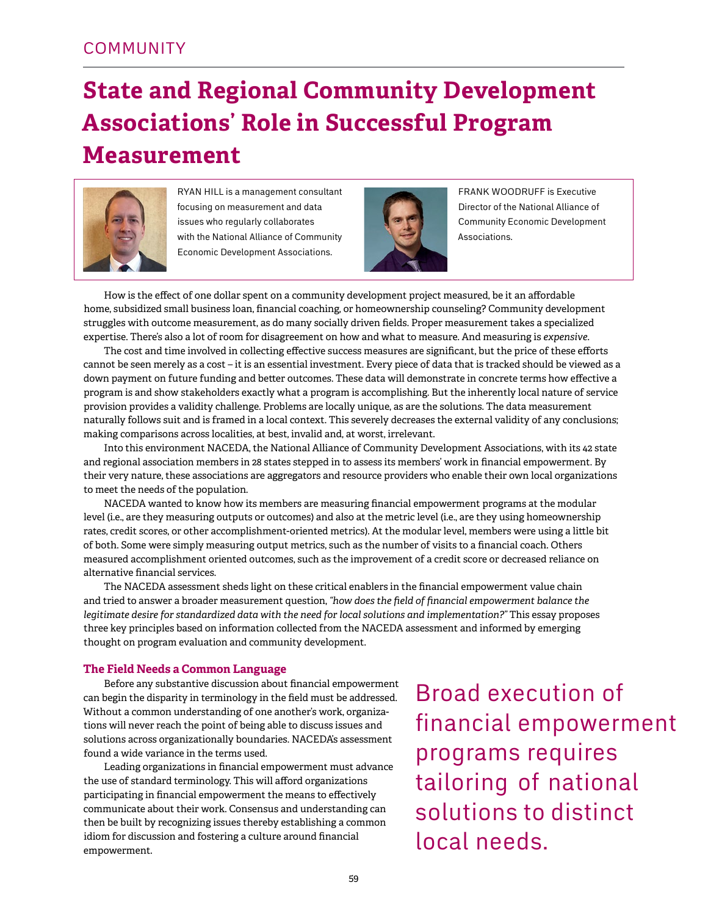COMMUNITY

# State and Regional Community Development Associations' Role in Successful Program Measurement

RYAN HILL is a management consultant focusing on measurement and data issues who regularly collaborates with the National Alliance of Community Economic Development Associations.

FRANK WOODRUFF is Executive Director of the National Alliance of Community Economic Development Associations.

How is the effect of one dollar spent on a community development project measured, be it an affordable home, subsidized small business loan, financial coaching, or homeownership counseling? Community development struggles with outcome measurement, as do many socially driven fields. Proper measurement takes a specialized expertise. There's also a lot of room for disagreement on how and what to measure. And measuring is *expensive*.

The cost and time involved in collecting effective success measures are significant, but the price of these efforts cannot be seen merely as a cost – it is an essential investment. Every piece of data that is tracked should be viewed as a down payment on future funding and better outcomes. These data will demonstrate in concrete terms how effective a program is and show stakeholders exactly what a program is accomplishing. But the inherently local nature of service provision provides a validity challenge. Problems are locally unique, as are the solutions. The data measurement naturally follows suit and is framed in a local context. This severely decreases the external validity of any conclusions; making comparisons across localities, at best, invalid and, at worst, irrelevant.

Into this environment NACEDA, the National Alliance of Community Development Associations, with its 42 state and regional association members in 28 states stepped in to assess its members' work in financial empowerment. By their very nature, these associations are aggregators and resource providers who enable their own local organizations to meet the needs of the population.

NACEDA wanted to know how its members are measuring financial empowerment programs at the modular level (i.e., are they measuring outputs or outcomes) and also at the metric level (i.e., are they using homeownership rates, credit scores, or other accomplishment-oriented metrics). At the modular level, members were using a little bit of both. Some were simply measuring output metrics, such as the number of visits to a financial coach. Others measured accomplishment oriented outcomes, such as the improvement of a credit score or decreased reliance on alternative financial services.

The NACEDA assessment sheds light on these critical enablers in the financial empowerment value chain and tried to answer a broader measurement question, *"how does the field of financial empowerment balance the legitimate desire for standardized data with the need for local solutions and implementation?"* This essay proposes three key principles based on information collected from the NACEDA assessment and informed by emerging thought on program evaluation and community development.

### The Field Needs a Common Language

Before any substantive discussion about financial empowerment can begin the disparity in terminology in the field must be addressed. Without a common understanding of one another's work, organizations will never reach the point of being able to discuss issues and solutions across organizationally boundaries. NACEDA's assessment found a wide variance in the terms used.

Leading organizations in financial empowerment must advance the use of standard terminology. This will afford organizations participating in financial empowerment the means to effectively communicate about their work. Consensus and understanding can then be built by recognizing issues thereby establishing a common idiom for discussion and fostering a culture around financial empowerment.

> Broad execution of financial empowerment programs requires tailoring of national solutions to distinct local needs.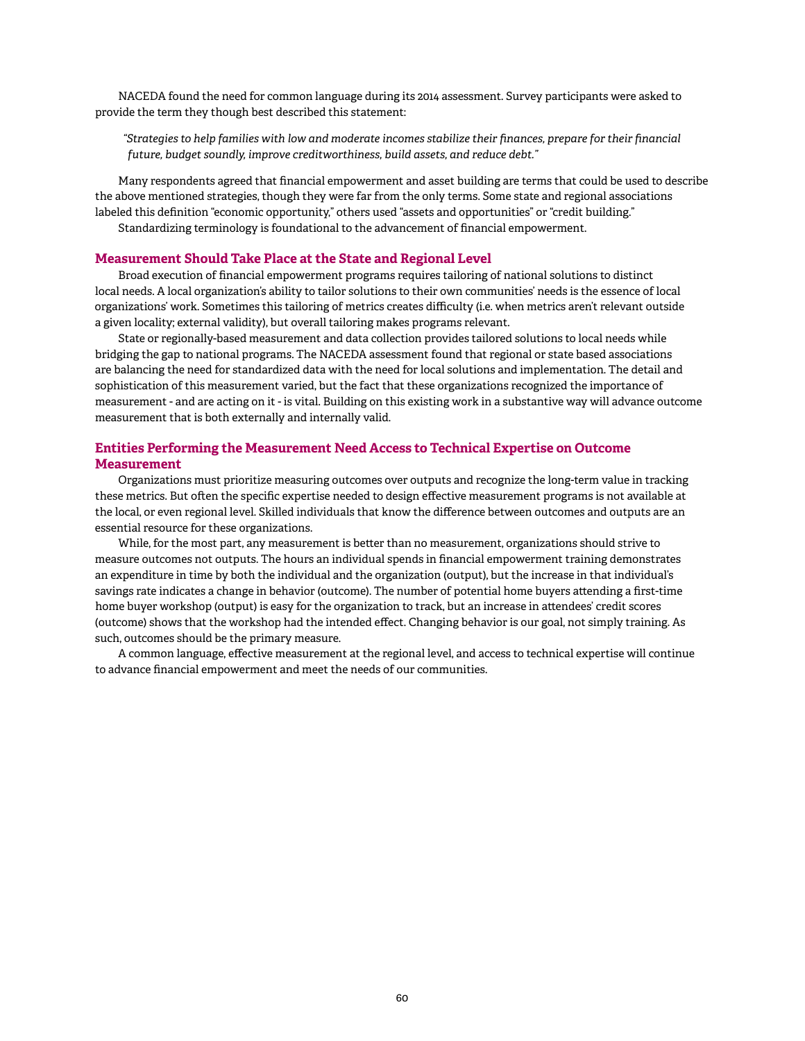NACEDA found the need for common language during its 2014 assessment. Survey participants were asked to provide the term they though best described this statement:

> *"Strategies to help families with low and moderate incomes stabilize their finances, prepare for their financial future, budget soundly, improve creditworthiness, build assets, and reduce debt."*

Many respondents agreed that financial empowerment and asset building are terms that could be used to describe the above mentioned strategies, though they were far from the only terms. Some state and regional associations labeled this definition "economic opportunity," others used "assets and opportunities" or "credit building."

Standardizing terminology is foundational to the advancement of financial empowerment.

### Measurement Should Take Place at the State and Regional Level

Broad execution of financial empowerment programs requires tailoring of national solutions to distinct local needs. A local organization's ability to tailor solutions to their own communities' needs is the essence of local organizations' work. Sometimes this tailoring of metrics creates difficulty (i.e. when metrics aren't relevant outside a given locality; external validity), but overall tailoring makes programs relevant.

State or regionally-based measurement and data collection provides tailored solutions to local needs while bridging the gap to national programs. The NACEDA assessment found that regional or state based associations are balancing the need for standardized data with the need for local solutions and implementation. The detail and sophistication of this measurement varied, but the fact that these organizations recognized the importance of measurement - and are acting on it - is vital. Building on this existing work in a substantive way will advance outcome measurement that is both externally and internally valid.

### Entities Performing the Measurement Need Access to Technical Expertise on Outcome Measurement

Organizations must prioritize measuring outcomes over outputs and recognize the long-term value in tracking these metrics. But often the specific expertise needed to design effective measurement programs is not available at the local, or even regional level. Skilled individuals that know the difference between outcomes and outputs are an essential resource for these organizations.

While, for the most part, any measurement is better than no measurement, organizations should strive to measure outcomes not outputs. The hours an individual spends in financial empowerment training demonstrates an expenditure in time by both the individual and the organization (output), but the increase in that individual's savings rate indicates a change in behavior (outcome). The number of potential home buyers attending a first-time home buyer workshop (output) is easy for the organization to track, but an increase in attendees' credit scores (outcome) shows that the workshop had the intended effect. Changing behavior is our goal, not simply training. As such, outcomes should be the primary measure.

A common language, effective measurement at the regional level, and access to technical expertise will continue to advance financial empowerment and meet the needs of our communities.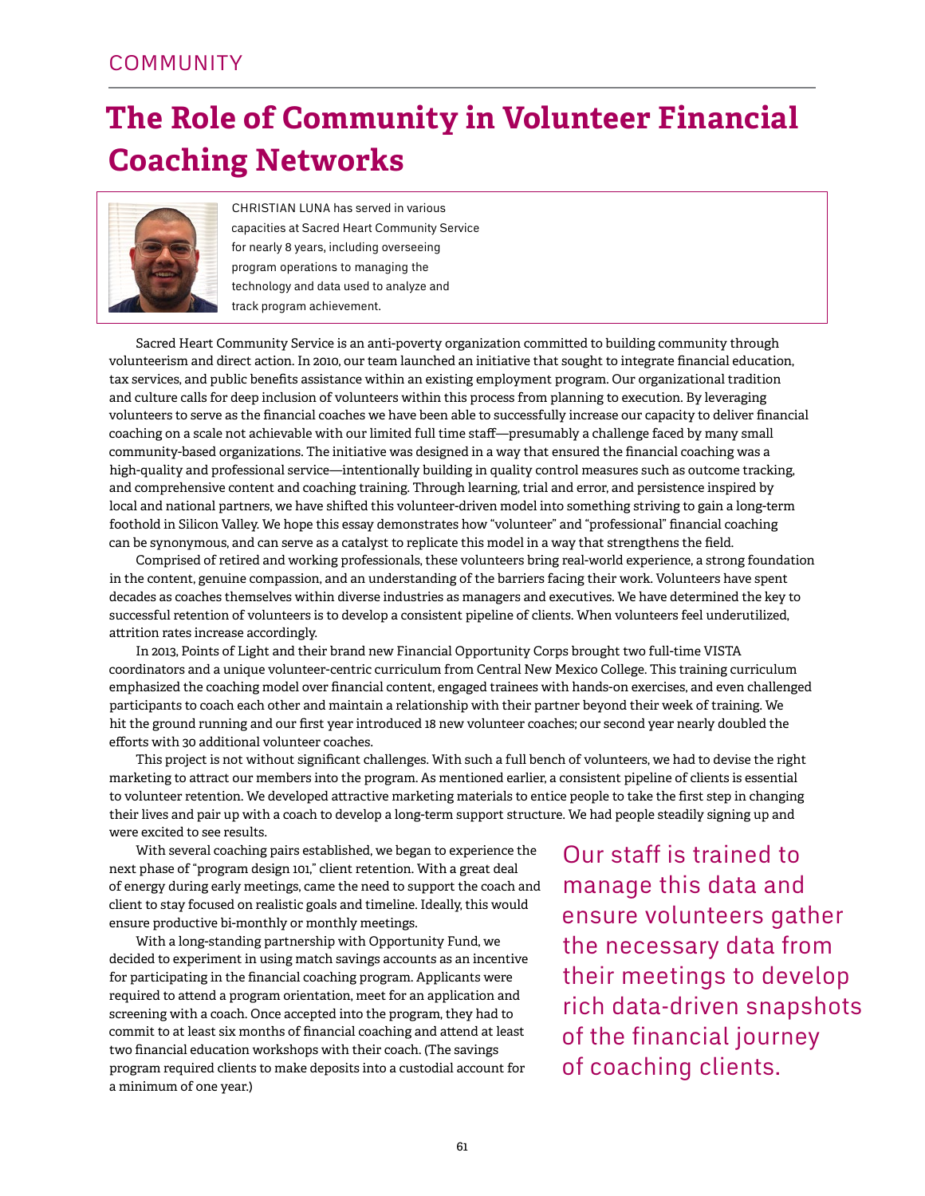COMMUNITY

# The Role of Community in Volunteer Financial Coaching Networks

CHRISTIAN LUNA has served in various capacities at Sacred Heart Community Service for nearly 8 years, including overseeing program operations to managing the technology and data used to analyze and track program achievement.

Sacred Heart Community Service is an anti-poverty organization committed to building community through volunteerism and direct action. In 2010, our team launched an initiative that sought to integrate financial education, tax services, and public benefits assistance within an existing employment program. Our organizational tradition and culture calls for deep inclusion of volunteers within this process from planning to execution. By leveraging volunteers to serve as the financial coaches we have been able to successfully increase our capacity to deliver financial coaching on a scale not achievable with our limited full time staff—presumably a challenge faced by many small community-based organizations. The initiative was designed in a way that ensured the financial coaching was a high-quality and professional service—intentionally building in quality control measures such as outcome tracking, and comprehensive content and coaching training. Through learning, trial and error, and persistence inspired by local and national partners, we have shifted this volunteer-driven model into something striving to gain a long-term foothold in Silicon Valley. We hope this essay demonstrates how "volunteer" and "professional" financial coaching can be synonymous, and can serve as a catalyst to replicate this model in a way that strengthens the field.

Comprised of retired and working professionals, these volunteers bring real-world experience, a strong foundation in the content, genuine compassion, and an understanding of the barriers facing their work. Volunteers have spent decades as coaches themselves within diverse industries as managers and executives. We have determined the key to successful retention of volunteers is to develop a consistent pipeline of clients. When volunteers feel underutilized, attrition rates increase accordingly.

In 2013, Points of Light and their brand new Financial Opportunity Corps brought two full-time VISTA coordinators and a unique volunteer-centric curriculum from Central New Mexico College. This training curriculum emphasized the coaching model over financial content, engaged trainees with hands-on exercises, and even challenged participants to coach each other and maintain a relationship with their partner beyond their week of training. We hit the ground running and our first year introduced 18 new volunteer coaches; our second year nearly doubled the efforts with 30 additional volunteer coaches.

This project is not without significant challenges. With such a full bench of volunteers, we had to devise the right marketing to attract our members into the program. As mentioned earlier, a consistent pipeline of clients is essential to volunteer retention. We developed attractive marketing materials to entice people to take the first step in changing their lives and pair up with a coach to develop a long-term support structure. We had people steadily signing up and were excited to see results.

With several coaching pairs established, we began to experience the next phase of "program design 101," client retention. With a great deal of energy during early meetings, came the need to support the coach and client to stay focused on realistic goals and timeline. Ideally, this would ensure productive bi-monthly or monthly meetings.

With a long-standing partnership with Opportunity Fund, we decided to experiment in using match savings accounts as an incentive for participating in the financial coaching program. Applicants were required to attend a program orientation, meet for an application and screening with a coach. Once accepted into the program, they had to commit to at least six months of financial coaching and attend at least two financial education workshops with their coach. (The savings program required clients to make deposits into a custodial account for a minimum of one year.)

> Our staff is trained to manage this data and ensure volunteers gather the necessary data from their meetings to develop rich data-driven snapshots of the financial journey of coaching clients.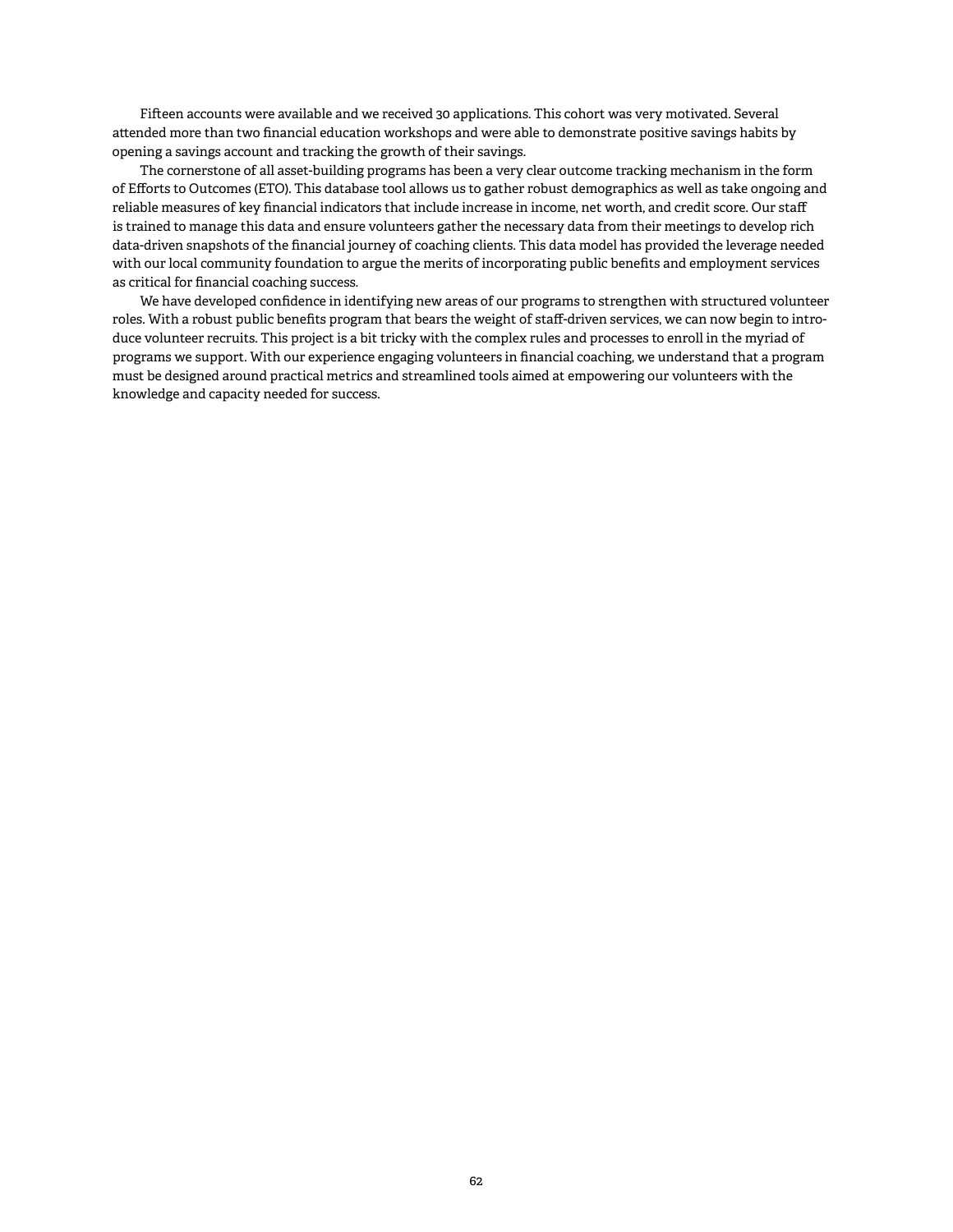Fifteen accounts were available and we received 30 applications. This cohort was very motivated. Several attended more than two financial education workshops and were able to demonstrate positive savings habits by opening a savings account and tracking the growth of their savings.

The cornerstone of all asset-building programs has been a very clear outcome tracking mechanism in the form of Efforts to Outcomes (ETO). This database tool allows us to gather robust demographics as well as take ongoing and reliable measures of key financial indicators that include increase in income, net worth, and credit score. Our staff is trained to manage this data and ensure volunteers gather the necessary data from their meetings to develop rich data-driven snapshots of the financial journey of coaching clients. This data model has provided the leverage needed with our local community foundation to argue the merits of incorporating public benefits and employment services as critical for financial coaching success.

We have developed confidence in identifying new areas of our programs to strengthen with structured volunteer roles. With a robust public benefits program that bears the weight of staff-driven services, we can now begin to introduce volunteer recruits. This project is a bit tricky with the complex rules and processes to enroll in the myriad of programs we support. With our experience engaging volunteers in financial coaching, we understand that a program must be designed around practical metrics and streamlined tools aimed at empowering our volunteers with the knowledge and capacity needed for success.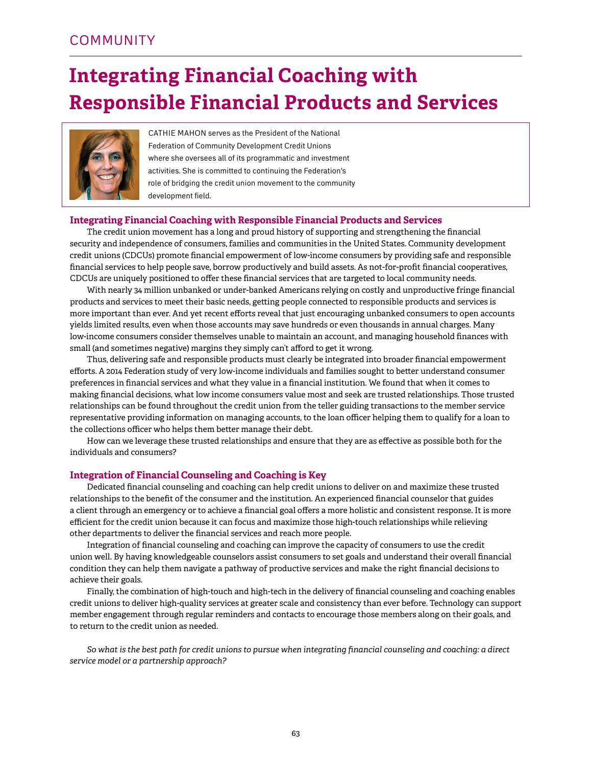COMMUNITY

# Integrating Financial Coaching with Responsible Financial Products and Services

CATHIE MAHON serves as the President of the National Federation of Community Development Credit Unions where she oversees all of its programmatic and investment activities. She is committed to continuing the Federation's role of bridging the credit union movement to the community development field.

## Integrating Financial Coaching with Responsible Financial Products and Services

The credit union movement has a long and proud history of supporting and strengthening the financial security and independence of consumers, families and communities in the United States. Community development credit unions (CDCUs) promote financial empowerment of low-income consumers by providing safe and responsible financial services to help people save, borrow productively and build assets. As not-for-profit financial cooperatives, CDCUs are uniquely positioned to offer these financial services that are targeted to local community needs.

With nearly 34 million unbanked or under-banked Americans relying on costly and unproductive fringe financial products and services to meet their basic needs, getting people connected to responsible products and services is more important than ever. And yet recent efforts reveal that just encouraging unbanked consumers to open accounts yields limited results, even when those accounts may save hundreds or even thousands in annual charges. Many low-income consumers consider themselves unable to maintain an account, and managing household finances with small (and sometimes negative) margins they simply can't afford to get it wrong.

Thus, delivering safe and responsible products must clearly be integrated into broader financial empowerment efforts. A 2014 Federation study of very low-income individuals and families sought to better understand consumer preferences in financial services and what they value in a financial institution. We found that when it comes to making financial decisions, what low income consumers value most and seek are trusted relationships. Those trusted relationships can be found throughout the credit union from the teller guiding transactions to the member service representative providing information on managing accounts, to the loan officer helping them to qualify for a loan to the collections officer who helps them better manage their debt.

How can we leverage these trusted relationships and ensure that they are as effective as possible both for the individuals and consumers?

## Integration of Financial Counseling and Coaching is Key

Dedicated financial counseling and coaching can help credit unions to deliver on and maximize these trusted relationships to the benefit of the consumer and the institution. An experienced financial counselor that guides a client through an emergency or to achieve a financial goal offers a more holistic and consistent response. It is more efficient for the credit union because it can focus and maximize those high-touch relationships while relieving other departments to deliver the financial services and reach more people.

Integration of financial counseling and coaching can improve the capacity of consumers to use the credit union well. By having knowledgeable counselors assist consumers to set goals and understand their overall financial condition they can help them navigate a pathway of productive services and make the right financial decisions to achieve their goals.

Finally, the combination of high-touch and high-tech in the delivery of financial counseling and coaching enables credit unions to deliver high-quality services at greater scale and consistency than ever before. Technology can support member engagement through regular reminders and contacts to encourage those members along on their goals, and to return to the credit union as needed.

*So what is the best path for credit unions to pursue when integrating financial counseling and coaching: a direct service model or a partnership approach?*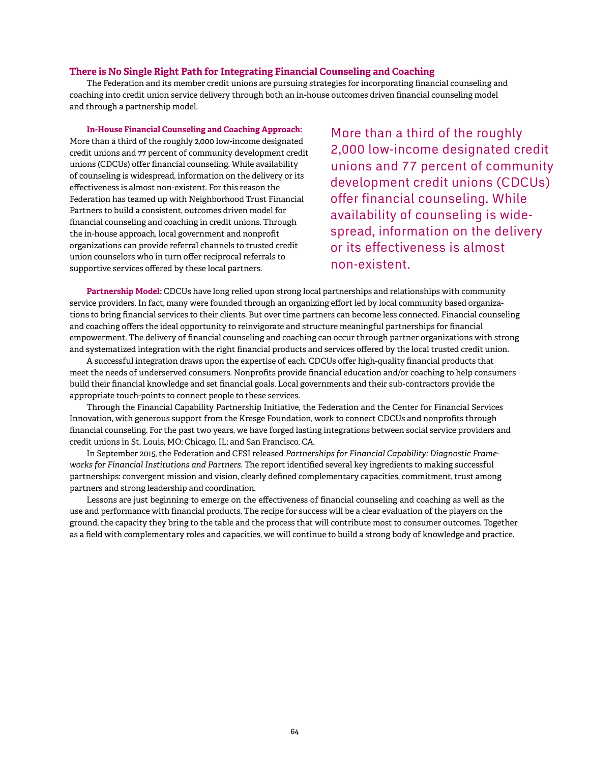## There is No Single Right Path for Integrating Financial Counseling and Coaching

The Federation and its member credit unions are pursuing strategies for incorporating financial counseling and coaching into credit union service delivery through both an in-house outcomes driven financial counseling model and through a partnership model.

**In-House Financial Counseling and Coaching Approach:** More than a third of the roughly 2,000 low-income designated credit unions and 77 percent of community development credit unions (CDCUs) offer financial counseling. While availability of counseling is widespread, information on the delivery or its effectiveness is almost non-existent. For this reason the Federation has teamed up with Neighborhood Trust Financial Partners to build a consistent, outcomes driven model for financial counseling and coaching in credit unions. Through the in-house approach, local government and nonprofit organizations can provide referral channels to trusted credit union counselors who in turn offer reciprocal referrals to supportive services offered by these local partners.

> More than a third of the roughly 2,000 low-income designated credit unions and 77 percent of community development credit unions (CDCUs) offer financial counseling. While availability of counseling is widespread, information on the delivery or its effectiveness is almost non-existent.

**Partnership Model:** CDCUs have long relied upon strong local partnerships and relationships with community service providers. In fact, many were founded through an organizing effort led by local community based organizations to bring financial services to their clients. But over time partners can become less connected. Financial counseling and coaching offers the ideal opportunity to reinvigorate and structure meaningful partnerships for financial empowerment. The delivery of financial counseling and coaching can occur through partner organizations with strong and systematized integration with the right financial products and services offered by the local trusted credit union.

A successful integration draws upon the expertise of each. CDCUs offer high-quality financial products that meet the needs of underserved consumers. Nonprofits provide financial education and/or coaching to help consumers build their financial knowledge and set financial goals. Local governments and their sub-contractors provide the appropriate touch-points to connect people to these services.

Through the Financial Capability Partnership Initiative, the Federation and the Center for Financial Services Innovation, with generous support from the Kresge Foundation, work to connect CDCUs and nonprofits through financial counseling. For the past two years, we have forged lasting integrations between social service providers and credit unions in St. Louis, MO; Chicago, IL; and San Francisco, CA.

In September 2015, the Federation and CFSI released *Partnerships for Financial Capability: Diagnostic Frameworks for Financial Institutions and Partners*. The report identified several key ingredients to making successful partnerships: convergent mission and vision, clearly defined complementary capacities, commitment, trust among partners and strong leadership and coordination.

Lessons are just beginning to emerge on the effectiveness of financial counseling and coaching as well as the use and performance with financial products. The recipe for success will be a clear evaluation of the players on the ground, the capacity they bring to the table and the process that will contribute most to consumer outcomes. Together as a field with complementary roles and capacities, we will continue to build a strong body of knowledge and practice.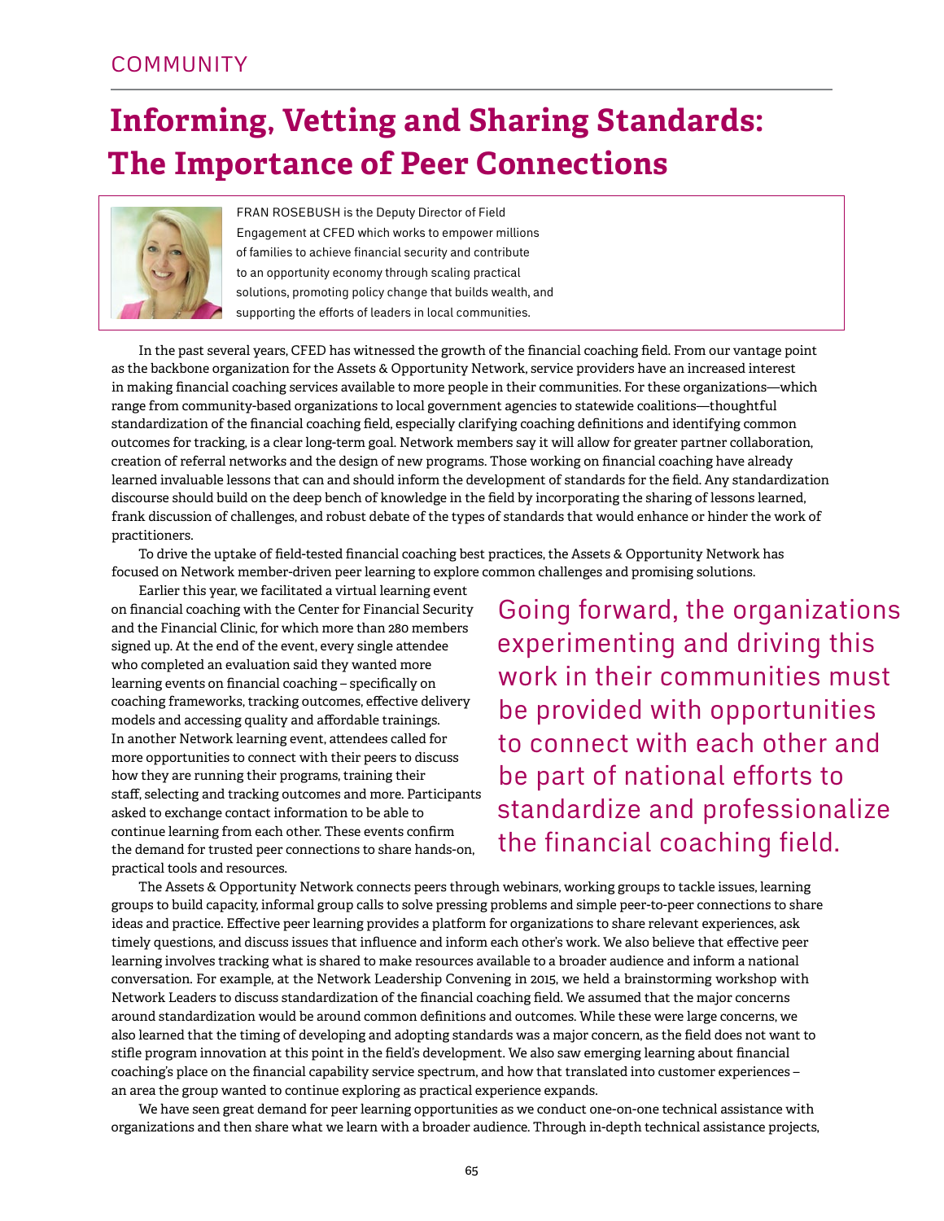COMMUNITY

# Informing, Vetting and Sharing Standards: The Importance of Peer Connections

FRAN ROSEBUSH is the Deputy Director of Field Engagement at CFED which works to empower millions of families to achieve financial security and contribute to an opportunity economy through scaling practical solutions, promoting policy change that builds wealth, and supporting the efforts of leaders in local communities.

In the past several years, CFED has witnessed the growth of the financial coaching field. From our vantage point as the backbone organization for the Assets & Opportunity Network, service providers have an increased interest in making financial coaching services available to more people in their communities. For these organizations—which range from community-based organizations to local government agencies to statewide coalitions—thoughtful standardization of the financial coaching field, especially clarifying coaching definitions and identifying common outcomes for tracking, is a clear long-term goal. Network members say it will allow for greater partner collaboration, creation of referral networks and the design of new programs. Those working on financial coaching have already learned invaluable lessons that can and should inform the development of standards for the field. Any standardization discourse should build on the deep bench of knowledge in the field by incorporating the sharing of lessons learned, frank discussion of challenges, and robust debate of the types of standards that would enhance or hinder the work of practitioners.

To drive the uptake of field-tested financial coaching best practices, the Assets & Opportunity Network has focused on Network member-driven peer learning to explore common challenges and promising solutions.

Earlier this year, we facilitated a virtual learning event on financial coaching with the Center for Financial Security and the Financial Clinic, for which more than 280 members signed up. At the end of the event, every single attendee who completed an evaluation said they wanted more learning events on financial coaching – specifically on coaching frameworks, tracking outcomes, effective delivery models and accessing quality and affordable trainings. In another Network learning event, attendees called for more opportunities to connect with their peers to discuss how they are running their programs, training their staff, selecting and tracking outcomes and more. Participants asked to exchange contact information to be able to continue learning from each other. These events confirm the demand for trusted peer connections to share hands-on, practical tools and resources.

> Going forward, the organizations experimenting and driving this work in their communities must be provided with opportunities to connect with each other and be part of national efforts to standardize and professionalize the financial coaching field.

The Assets & Opportunity Network connects peers through webinars, working groups to tackle issues, learning groups to build capacity, informal group calls to solve pressing problems and simple peer-to-peer connections to share ideas and practice. Effective peer learning provides a platform for organizations to share relevant experiences, ask timely questions, and discuss issues that influence and inform each other's work. We also believe that effective peer learning involves tracking what is shared to make resources available to a broader audience and inform a national conversation. For example, at the Network Leadership Convening in 2015, we held a brainstorming workshop with Network Leaders to discuss standardization of the financial coaching field. We assumed that the major concerns around standardization would be around common definitions and outcomes. While these were large concerns, we also learned that the timing of developing and adopting standards was a major concern, as the field does not want to stifle program innovation at this point in the field's development. We also saw emerging learning about financial coaching's place on the financial capability service spectrum, and how that translated into customer experiences – an area the group wanted to continue exploring as practical experience expands.

We have seen great demand for peer learning opportunities as we conduct one-on-one technical assistance with organizations and then share what we learn with a broader audience. Through in-depth technical assistance projects,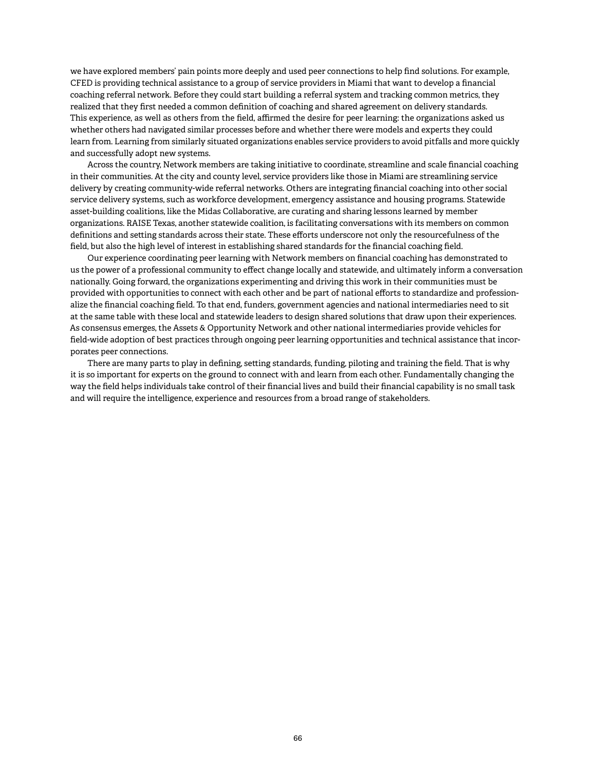we have explored members' pain points more deeply and used peer connections to help find solutions. For example, CFED is providing technical assistance to a group of service providers in Miami that want to develop a financial coaching referral network. Before they could start building a referral system and tracking common metrics, they realized that they first needed a common definition of coaching and shared agreement on delivery standards. This experience, as well as others from the field, affirmed the desire for peer learning: the organizations asked us whether others had navigated similar processes before and whether there were models and experts they could learn from. Learning from similarly situated organizations enables service providers to avoid pitfalls and more quickly and successfully adopt new systems.

Across the country, Network members are taking initiative to coordinate, streamline and scale financial coaching in their communities. At the city and county level, service providers like those in Miami are streamlining service delivery by creating community-wide referral networks. Others are integrating financial coaching into other social service delivery systems, such as workforce development, emergency assistance and housing programs. Statewide asset-building coalitions, like the Midas Collaborative, are curating and sharing lessons learned by member organizations. RAISE Texas, another statewide coalition, is facilitating conversations with its members on common definitions and setting standards across their state. These efforts underscore not only the resourcefulness of the field, but also the high level of interest in establishing shared standards for the financial coaching field.

Our experience coordinating peer learning with Network members on financial coaching has demonstrated to us the power of a professional community to effect change locally and statewide, and ultimately inform a conversation nationally. Going forward, the organizations experimenting and driving this work in their communities must be provided with opportunities to connect with each other and be part of national efforts to standardize and professionalize the financial coaching field. To that end, funders, government agencies and national intermediaries need to sit at the same table with these local and statewide leaders to design shared solutions that draw upon their experiences. As consensus emerges, the Assets & Opportunity Network and other national intermediaries provide vehicles for field-wide adoption of best practices through ongoing peer learning opportunities and technical assistance that incorporates peer connections.

There are many parts to play in defining, setting standards, funding, piloting and training the field. That is why it is so important for experts on the ground to connect with and learn from each other. Fundamentally changing the way the field helps individuals take control of their financial lives and build their financial capability is no small task and will require the intelligence, experience and resources from a broad range of stakeholders.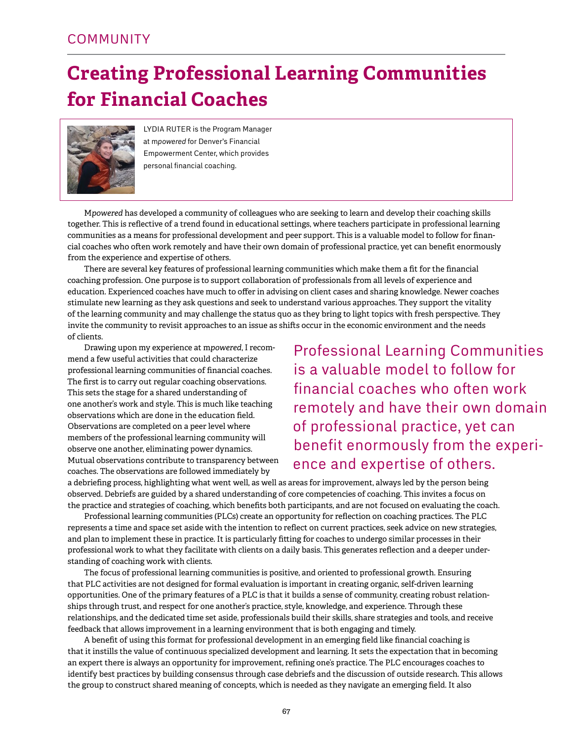COMMUNITY

# Creating Professional Learning Communities for Financial Coaches

LYDIA RUTER is the Program Manager at m*powered* for Denver's Financial Empowerment Center, which provides personal financial coaching.

M*powered* has developed a community of colleagues who are seeking to learn and develop their coaching skills together. This is reflective of a trend found in educational settings, where teachers participate in professional learning communities as a means for professional development and peer support. This is a valuable model to follow for financial coaches who often work remotely and have their own domain of professional practice, yet can benefit enormously from the experience and expertise of others.

There are several key features of professional learning communities which make them a fit for the financial coaching profession. One purpose is to support collaboration of professionals from all levels of experience and education. Experienced coaches have much to offer in advising on client cases and sharing knowledge. Newer coaches stimulate new learning as they ask questions and seek to understand various approaches. They support the vitality of the learning community and may challenge the status quo as they bring to light topics with fresh perspective. They invite the community to revisit approaches to an issue as shifts occur in the economic environment and the needs of clients.

> Professional Learning Communities is a valuable model to follow for financial coaches who often work remotely and have their own domain of professional practice, yet can benefit enormously from the experience and expertise of others.

Drawing upon my experience at m*powered*, I recommend a few useful activities that could characterize professional learning communities of financial coaches. The first is to carry out regular coaching observations. This sets the stage for a shared understanding of one another's work and style. This is much like teaching observations which are done in the education field. Observations are completed on a peer level where members of the professional learning community will observe one another, eliminating power dynamics. Mutual observations contribute to transparency between coaches. The observations are followed immediately by a debriefing process, highlighting what went well, as well as areas for improvement, always led by the person being observed. Debriefs are guided by a shared understanding of core competencies of coaching. This invites a focus on the practice and strategies of coaching, which benefits both participants, and are not focused on evaluating the coach.

Professional learning communities (PLCs) create an opportunity for reflection on coaching practices. The PLC represents a time and space set aside with the intention to reflect on current practices, seek advice on new strategies, and plan to implement these in practice. It is particularly fitting for coaches to undergo similar processes in their professional work to what they facilitate with clients on a daily basis. This generates reflection and a deeper understanding of coaching work with clients.

The focus of professional learning communities is positive, and oriented to professional growth. Ensuring that PLC activities are not designed for formal evaluation is important in creating organic, self-driven learning opportunities. One of the primary features of a PLC is that it builds a sense of community, creating robust relationships through trust, and respect for one another's practice, style, knowledge, and experience. Through these relationships, and the dedicated time set aside, professionals build their skills, share strategies and tools, and receive feedback that allows improvement in a learning environment that is both engaging and timely.

A benefit of using this format for professional development in an emerging field like financial coaching is that it instills the value of continuous specialized development and learning. It sets the expectation that in becoming an expert there is always an opportunity for improvement, refining one's practice. The PLC encourages coaches to identify best practices by building consensus through case debriefs and the discussion of outside research. This allows the group to construct shared meaning of concepts, which is needed as they navigate an emerging field. It also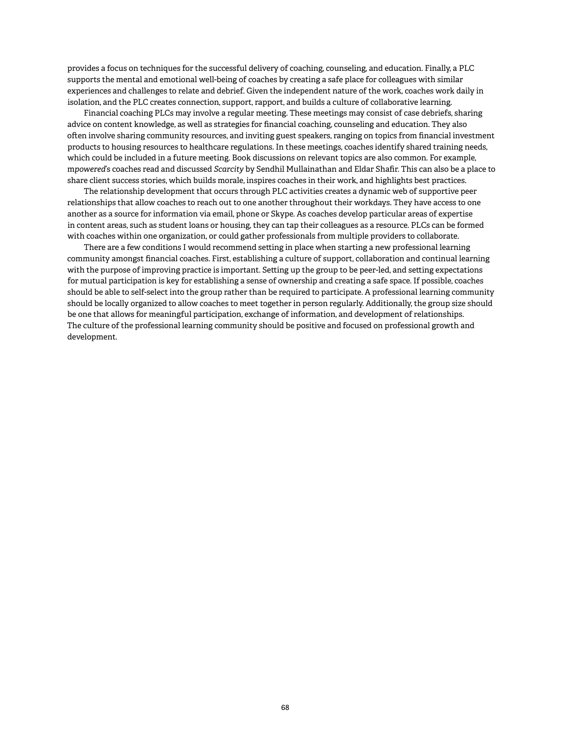provides a focus on techniques for the successful delivery of coaching, counseling, and education. Finally, a PLC supports the mental and emotional well-being of coaches by creating a safe place for colleagues with similar experiences and challenges to relate and debrief. Given the independent nature of the work, coaches work daily in isolation, and the PLC creates connection, support, rapport, and builds a culture of collaborative learning.

Financial coaching PLCs may involve a regular meeting. These meetings may consist of case debriefs, sharing advice on content knowledge, as well as strategies for financial coaching, counseling and education. They also often involve sharing community resources, and inviting guest speakers, ranging on topics from financial investment products to housing resources to healthcare regulations. In these meetings, coaches identify shared training needs, which could be included in a future meeting. Book discussions on relevant topics are also common. For example, m*powered*'s coaches read and discussed *Scarcity* by Sendhil Mullainathan and Eldar Shafir. This can also be a place to share client success stories, which builds morale, inspires coaches in their work, and highlights best practices.

The relationship development that occurs through PLC activities creates a dynamic web of supportive peer relationships that allow coaches to reach out to one another throughout their workdays. They have access to one another as a source for information via email, phone or Skype. As coaches develop particular areas of expertise in content areas, such as student loans or housing, they can tap their colleagues as a resource. PLCs can be formed with coaches within one organization, or could gather professionals from multiple providers to collaborate.

There are a few conditions I would recommend setting in place when starting a new professional learning community amongst financial coaches. First, establishing a culture of support, collaboration and continual learning with the purpose of improving practice is important. Setting up the group to be peer-led, and setting expectations for mutual participation is key for establishing a sense of ownership and creating a safe space. If possible, coaches should be able to self-select into the group rather than be required to participate. A professional learning community should be locally organized to allow coaches to meet together in person regularly. Additionally, the group size should be one that allows for meaningful participation, exchange of information, and development of relationships. The culture of the professional learning community should be positive and focused on professional growth and development.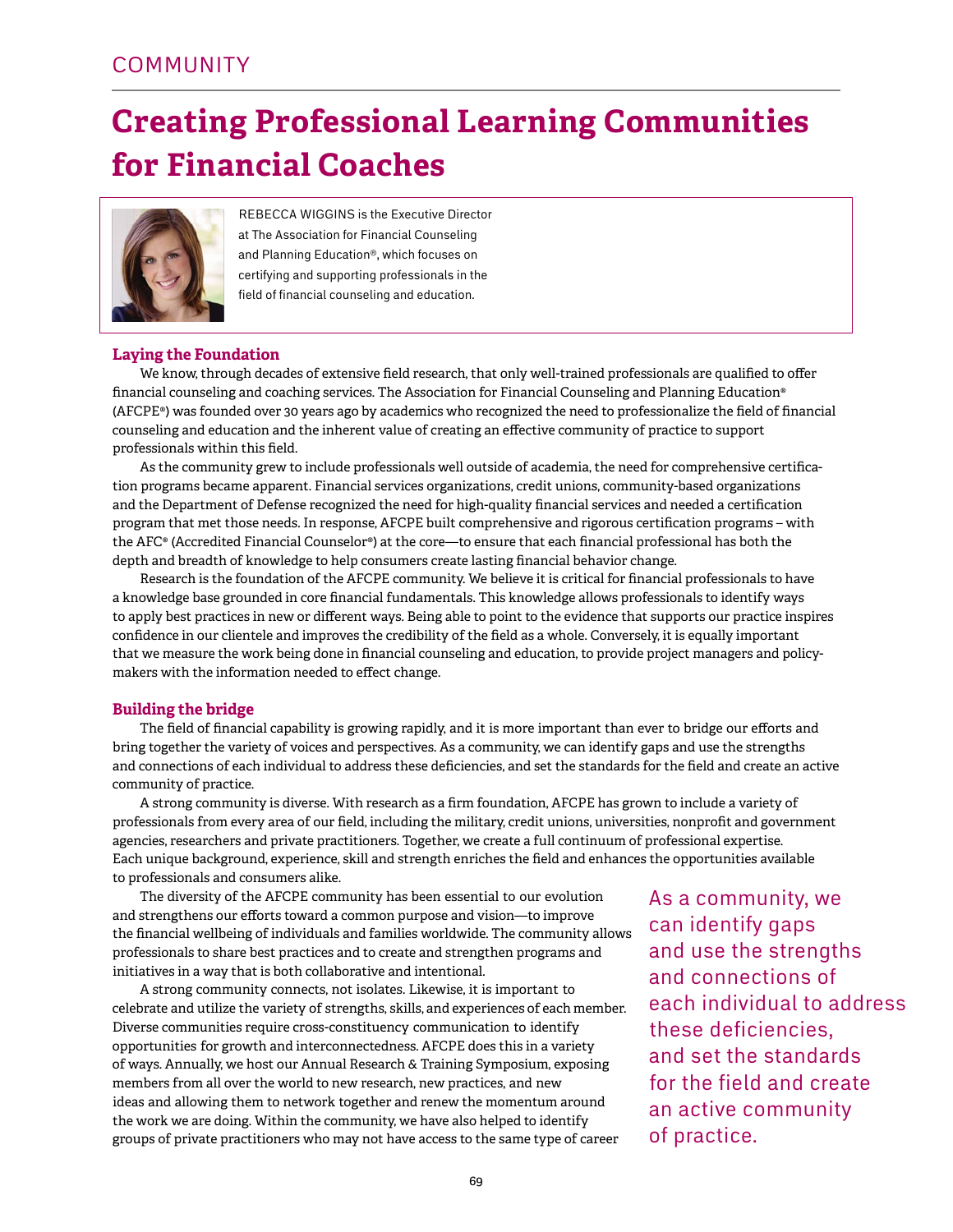COMMUNITY

# Creating Professional Learning Communities for Financial Coaches

REBECCA WIGGINS is the Executive Director at The Association for Financial Counseling and Planning Education®, which focuses on certifying and supporting professionals in the field of financial counseling and education.

## Laying the Foundation

We know, through decades of extensive field research, that only well-trained professionals are qualified to offer financial counseling and coaching services. The Association for Financial Counseling and Planning Education® (AFCPE®) was founded over 30 years ago by academics who recognized the need to professionalize the field of financial counseling and education and the inherent value of creating an effective community of practice to support professionals within this field.

As the community grew to include professionals well outside of academia, the need for comprehensive certification programs became apparent. Financial services organizations, credit unions, community-based organizations and the Department of Defense recognized the need for high-quality financial services and needed a certification program that met those needs. In response, AFCPE built comprehensive and rigorous certification programs – with the AFC® (Accredited Financial Counselor®) at the core—to ensure that each financial professional has both the depth and breadth of knowledge to help consumers create lasting financial behavior change.

Research is the foundation of the AFCPE community. We believe it is critical for financial professionals to have a knowledge base grounded in core financial fundamentals. This knowledge allows professionals to identify ways to apply best practices in new or different ways. Being able to point to the evidence that supports our practice inspires confidence in our clientele and improves the credibility of the field as a whole. Conversely, it is equally important that we measure the work being done in financial counseling and education, to provide project managers and policymakers with the information needed to effect change.

## Building the bridge

The field of financial capability is growing rapidly, and it is more important than ever to bridge our efforts and bring together the variety of voices and perspectives. As a community, we can identify gaps and use the strengths and connections of each individual to address these deficiencies, and set the standards for the field and create an active community of practice.

A strong community is diverse. With research as a firm foundation, AFCPE has grown to include a variety of professionals from every area of our field, including the military, credit unions, universities, nonprofit and government agencies, researchers and private practitioners. Together, we create a full continuum of professional expertise. Each unique background, experience, skill and strength enriches the field and enhances the opportunities available to professionals and consumers alike.

The diversity of the AFCPE community has been essential to our evolution and strengthens our efforts toward a common purpose and vision—to improve the financial wellbeing of individuals and families worldwide. The community allows professionals to share best practices and to create and strengthen programs and initiatives in a way that is both collaborative and intentional.

A strong community connects, not isolates. Likewise, it is important to celebrate and utilize the variety of strengths, skills, and experiences of each member. Diverse communities require cross-constituency communication to identify opportunities for growth and interconnectedness. AFCPE does this in a variety of ways. Annually, we host our Annual Research & Training Symposium, exposing members from all over the world to new research, new practices, and new ideas and allowing them to network together and renew the momentum around the work we are doing. Within the community, we have also helped to identify groups of private practitioners who may not have access to the same type of career

> As a community, we can identify gaps and use the strengths and connections of each individual to address these deficiencies, and set the standards for the field and create an active community of practice.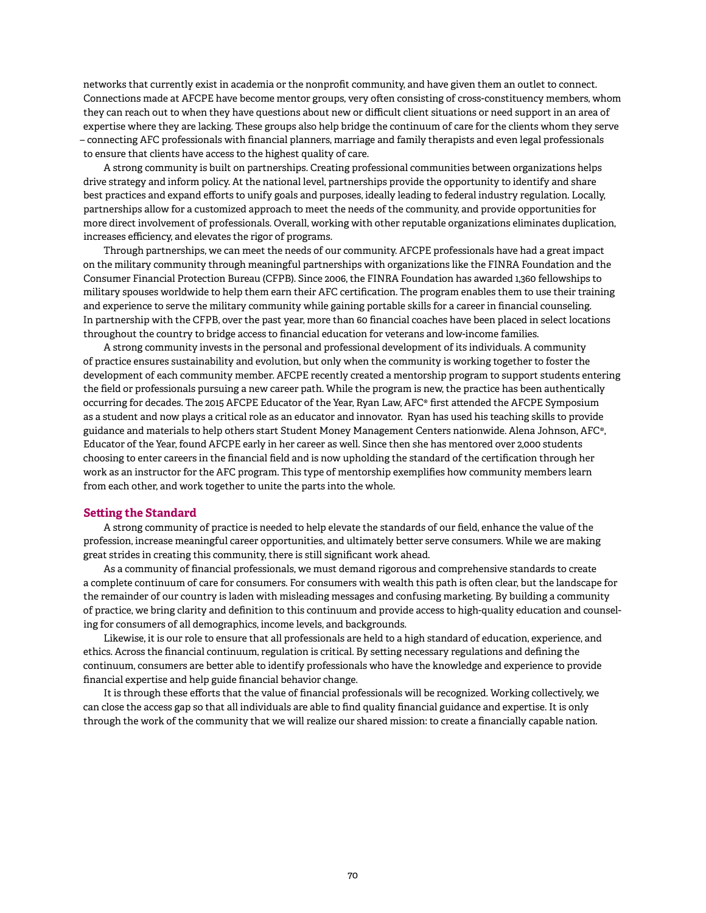networks that currently exist in academia or the nonprofit community, and have given them an outlet to connect. Connections made at AFCPE have become mentor groups, very often consisting of cross-constituency members, whom they can reach out to when they have questions about new or difficult client situations or need support in an area of expertise where they are lacking. These groups also help bridge the continuum of care for the clients whom they serve – connecting AFC professionals with financial planners, marriage and family therapists and even legal professionals to ensure that clients have access to the highest quality of care.

A strong community is built on partnerships. Creating professional communities between organizations helps drive strategy and inform policy. At the national level, partnerships provide the opportunity to identify and share best practices and expand efforts to unify goals and purposes, ideally leading to federal industry regulation. Locally, partnerships allow for a customized approach to meet the needs of the community, and provide opportunities for more direct involvement of professionals. Overall, working with other reputable organizations eliminates duplication, increases efficiency, and elevates the rigor of programs.

Through partnerships, we can meet the needs of our community. AFCPE professionals have had a great impact on the military community through meaningful partnerships with organizations like the FINRA Foundation and the Consumer Financial Protection Bureau (CFPB). Since 2006, the FINRA Foundation has awarded 1,360 fellowships to military spouses worldwide to help them earn their AFC certification. The program enables them to use their training and experience to serve the military community while gaining portable skills for a career in financial counseling. In partnership with the CFPB, over the past year, more than 60 financial coaches have been placed in select locations throughout the country to bridge access to financial education for veterans and low-income families.

A strong community invests in the personal and professional development of its individuals. A community of practice ensures sustainability and evolution, but only when the community is working together to foster the development of each community member. AFCPE recently created a mentorship program to support students entering the field or professionals pursuing a new career path. While the program is new, the practice has been authentically occurring for decades. The 2015 AFCPE Educator of the Year, Ryan Law, AFC® first attended the AFCPE Symposium as a student and now plays a critical role as an educator and innovator. Ryan has used his teaching skills to provide guidance and materials to help others start Student Money Management Centers nationwide. Alena Johnson, AFC®, Educator of the Year, found AFCPE early in her career as well. Since then she has mentored over 2,000 students choosing to enter careers in the financial field and is now upholding the standard of the certification through her work as an instructor for the AFC program. This type of mentorship exemplifies how community members learn from each other, and work together to unite the parts into the whole.

## Setting the Standard

A strong community of practice is needed to help elevate the standards of our field, enhance the value of the profession, increase meaningful career opportunities, and ultimately better serve consumers. While we are making great strides in creating this community, there is still significant work ahead.

As a community of financial professionals, we must demand rigorous and comprehensive standards to create a complete continuum of care for consumers. For consumers with wealth this path is often clear, but the landscape for the remainder of our country is laden with misleading messages and confusing marketing. By building a community of practice, we bring clarity and definition to this continuum and provide access to high-quality education and counseling for consumers of all demographics, income levels, and backgrounds.

Likewise, it is our role to ensure that all professionals are held to a high standard of education, experience, and ethics. Across the financial continuum, regulation is critical. By setting necessary regulations and defining the continuum, consumers are better able to identify professionals who have the knowledge and experience to provide financial expertise and help guide financial behavior change.

It is through these efforts that the value of financial professionals will be recognized. Working collectively, we can close the access gap so that all individuals are able to find quality financial guidance and expertise. It is only through the work of the community that we will realize our shared mission: to create a financially capable nation.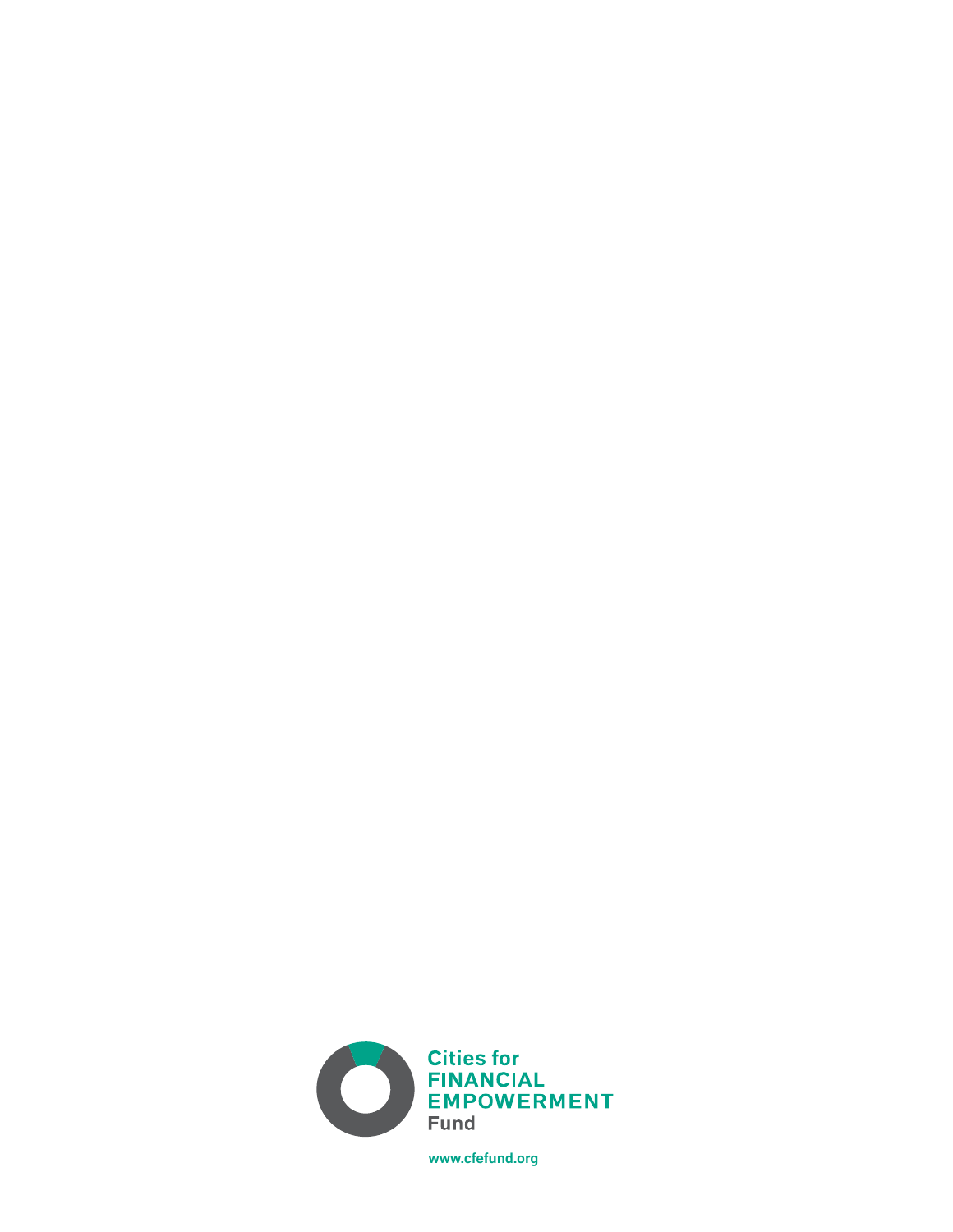Cities for
FINANCIAL
EMPOWERMENT
Fund

www.cfefund.org